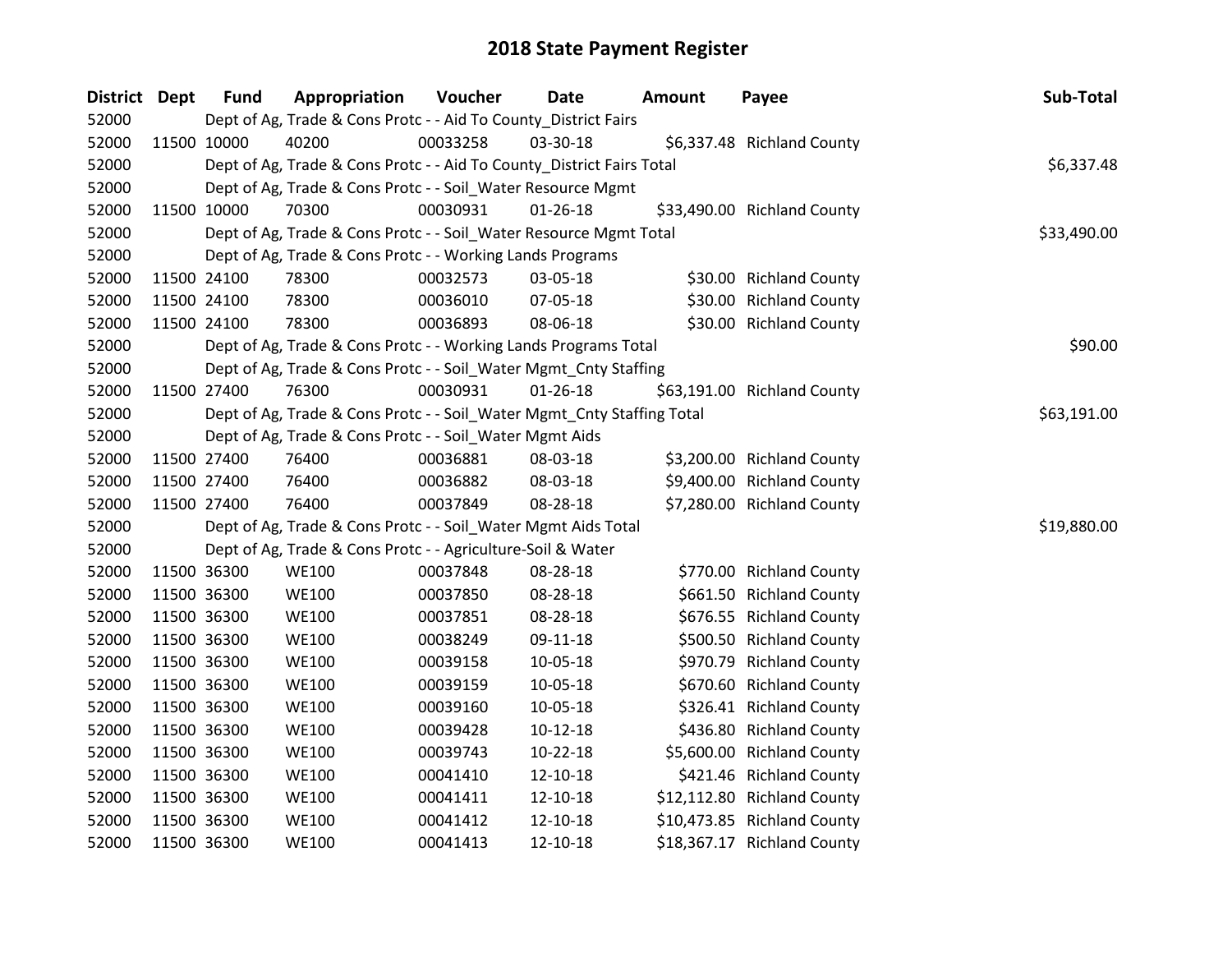# 2018 State Payment Register

| District | Dept | Fund | Appropriation | Voucher | Date | Amount | Payee | Sub-Total |
|---|---|---|---|---|---|---|---|---|
| 52000 | Dept of Ag, Trade & Cons Protc - - Aid To County_District Fairs | | | | | | | |
| 52000 | 11500 | 10000 | 40200 | 00033258 | 03-30-18 | $6,337.48 | Richland County | |
| 52000 | Dept of Ag, Trade & Cons Protc - - Aid To County_District Fairs Total | | | | | | | $6,337.48 |
| 52000 | Dept of Ag, Trade & Cons Protc - - Soil_Water Resource Mgmt | | | | | | | |
| 52000 | 11500 | 10000 | 70300 | 00030931 | 01-26-18 | $33,490.00 | Richland County | |
| 52000 | Dept of Ag, Trade & Cons Protc - - Soil_Water Resource Mgmt Total | | | | | | | $33,490.00 |
| 52000 | Dept of Ag, Trade & Cons Protc - - Working Lands Programs | | | | | | | |
| 52000 | 11500 | 24100 | 78300 | 00032573 | 03-05-18 | $30.00 | Richland County | |
| 52000 | 11500 | 24100 | 78300 | 00036010 | 07-05-18 | $30.00 | Richland County | |
| 52000 | 11500 | 24100 | 78300 | 00036893 | 08-06-18 | $30.00 | Richland County | |
| 52000 | Dept of Ag, Trade & Cons Protc - - Working Lands Programs Total | | | | | | | $90.00 |
| 52000 | Dept of Ag, Trade & Cons Protc - - Soil_Water Mgmt_Cnty Staffing | | | | | | | |
| 52000 | 11500 | 27400 | 76300 | 00030931 | 01-26-18 | $63,191.00 | Richland County | |
| 52000 | Dept of Ag, Trade & Cons Protc - - Soil_Water Mgmt_Cnty Staffing Total | | | | | | | $63,191.00 |
| 52000 | Dept of Ag, Trade & Cons Protc - - Soil_Water Mgmt Aids | | | | | | | |
| 52000 | 11500 | 27400 | 76400 | 00036881 | 08-03-18 | $3,200.00 | Richland County | |
| 52000 | 11500 | 27400 | 76400 | 00036882 | 08-03-18 | $9,400.00 | Richland County | |
| 52000 | 11500 | 27400 | 76400 | 00037849 | 08-28-18 | $7,280.00 | Richland County | |
| 52000 | Dept of Ag, Trade & Cons Protc - - Soil_Water Mgmt Aids Total | | | | | | | $19,880.00 |
| 52000 | Dept of Ag, Trade & Cons Protc - - Agriculture-Soil & Water | | | | | | | |
| 52000 | 11500 | 36300 | WE100 | 00037848 | 08-28-18 | $770.00 | Richland County | |
| 52000 | 11500 | 36300 | WE100 | 00037850 | 08-28-18 | $661.50 | Richland County | |
| 52000 | 11500 | 36300 | WE100 | 00037851 | 08-28-18 | $676.55 | Richland County | |
| 52000 | 11500 | 36300 | WE100 | 00038249 | 09-11-18 | $500.50 | Richland County | |
| 52000 | 11500 | 36300 | WE100 | 00039158 | 10-05-18 | $970.79 | Richland County | |
| 52000 | 11500 | 36300 | WE100 | 00039159 | 10-05-18 | $670.60 | Richland County | |
| 52000 | 11500 | 36300 | WE100 | 00039160 | 10-05-18 | $326.41 | Richland County | |
| 52000 | 11500 | 36300 | WE100 | 00039428 | 10-12-18 | $436.80 | Richland County | |
| 52000 | 11500 | 36300 | WE100 | 00039743 | 10-22-18 | $5,600.00 | Richland County | |
| 52000 | 11500 | 36300 | WE100 | 00041410 | 12-10-18 | $421.46 | Richland County | |
| 52000 | 11500 | 36300 | WE100 | 00041411 | 12-10-18 | $12,112.80 | Richland County | |
| 52000 | 11500 | 36300 | WE100 | 00041412 | 12-10-18 | $10,473.85 | Richland County | |
| 52000 | 11500 | 36300 | WE100 | 00041413 | 12-10-18 | $18,367.17 | Richland County | |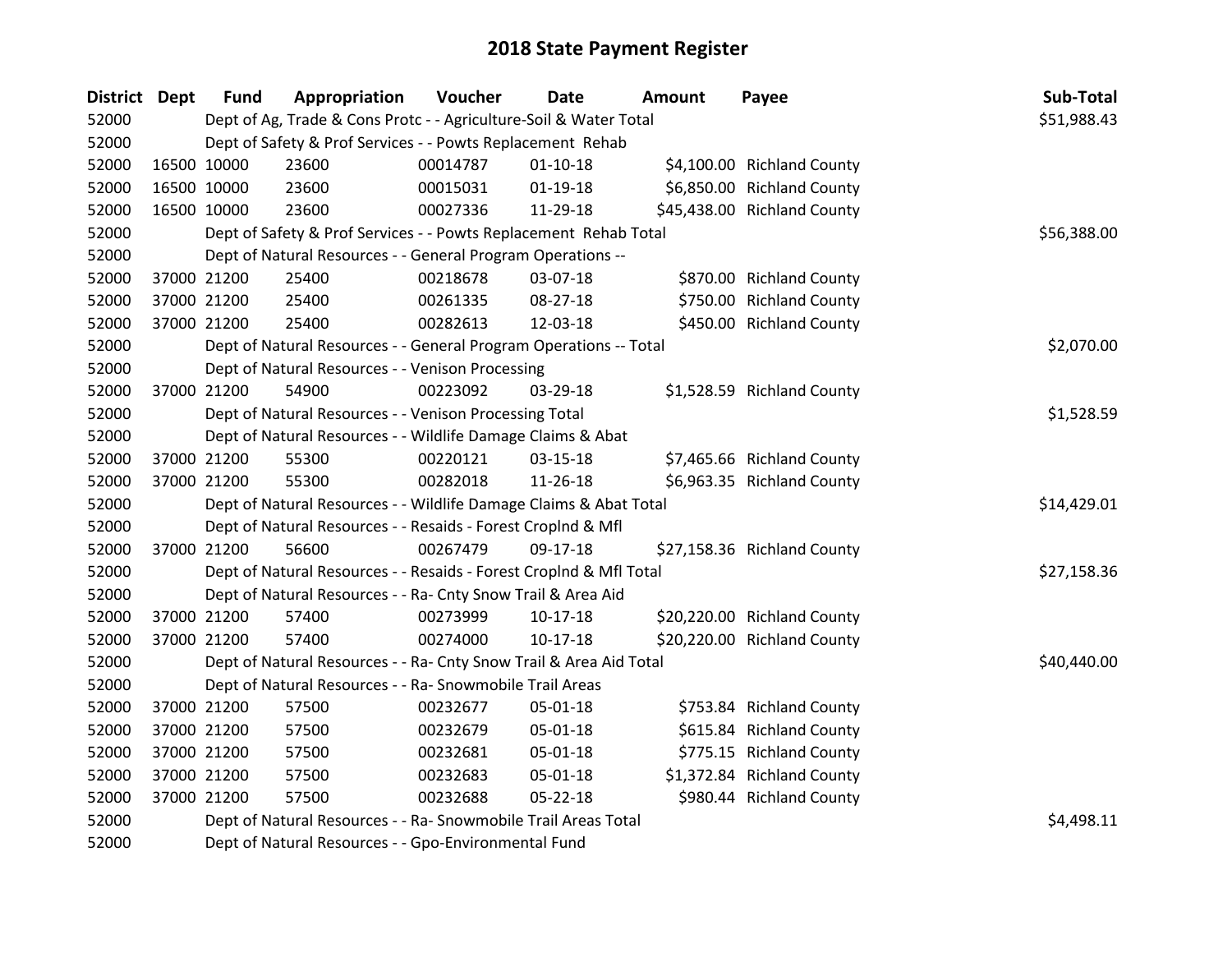# 2018 State Payment Register

| District | Dept | Fund | Appropriation | Voucher | Date | Amount | Payee | Sub-Total |
|---|---|---|---|---|---|---|---|---|
| 52000 | | Dept of Ag, Trade & Cons Protc - - Agriculture-Soil & Water Total | | | | | | $51,988.43 |
| 52000 | | Dept of Safety & Prof Services - - Powts Replacement Rehab | | | | | | |
| 52000 | 16500 | 10000 | 23600 | 00014787 | 01-10-18 | $4,100.00 | Richland County | |
| 52000 | 16500 | 10000 | 23600 | 00015031 | 01-19-18 | $6,850.00 | Richland County | |
| 52000 | 16500 | 10000 | 23600 | 00027336 | 11-29-18 | $45,438.00 | Richland County | |
| 52000 | | Dept of Safety & Prof Services - - Powts Replacement Rehab Total | | | | | | $56,388.00 |
| 52000 | | Dept of Natural Resources - - General Program Operations -- | | | | | | |
| 52000 | 37000 | 21200 | 25400 | 00218678 | 03-07-18 | $870.00 | Richland County | |
| 52000 | 37000 | 21200 | 25400 | 00261335 | 08-27-18 | $750.00 | Richland County | |
| 52000 | 37000 | 21200 | 25400 | 00282613 | 12-03-18 | $450.00 | Richland County | |
| 52000 | | Dept of Natural Resources - - General Program Operations -- Total | | | | | | $2,070.00 |
| 52000 | | Dept of Natural Resources - - Venison Processing | | | | | | |
| 52000 | 37000 | 21200 | 54900 | 00223092 | 03-29-18 | $1,528.59 | Richland County | |
| 52000 | | Dept of Natural Resources - - Venison Processing Total | | | | | | $1,528.59 |
| 52000 | | Dept of Natural Resources - - Wildlife Damage Claims & Abat | | | | | | |
| 52000 | 37000 | 21200 | 55300 | 00220121 | 03-15-18 | $7,465.66 | Richland County | |
| 52000 | 37000 | 21200 | 55300 | 00282018 | 11-26-18 | $6,963.35 | Richland County | |
| 52000 | | Dept of Natural Resources - - Wildlife Damage Claims & Abat Total | | | | | | $14,429.01 |
| 52000 | | Dept of Natural Resources - - Resaids - Forest Croplnd & Mfl | | | | | | |
| 52000 | 37000 | 21200 | 56600 | 00267479 | 09-17-18 | $27,158.36 | Richland County | |
| 52000 | | Dept of Natural Resources - - Resaids - Forest Croplnd & Mfl Total | | | | | | $27,158.36 |
| 52000 | | Dept of Natural Resources - - Ra- Cnty Snow Trail & Area Aid | | | | | | |
| 52000 | 37000 | 21200 | 57400 | 00273999 | 10-17-18 | $20,220.00 | Richland County | |
| 52000 | 37000 | 21200 | 57400 | 00274000 | 10-17-18 | $20,220.00 | Richland County | |
| 52000 | | Dept of Natural Resources - - Ra- Cnty Snow Trail & Area Aid Total | | | | | | $40,440.00 |
| 52000 | | Dept of Natural Resources - - Ra- Snowmobile Trail Areas | | | | | | |
| 52000 | 37000 | 21200 | 57500 | 00232677 | 05-01-18 | $753.84 | Richland County | |
| 52000 | 37000 | 21200 | 57500 | 00232679 | 05-01-18 | $615.84 | Richland County | |
| 52000 | 37000 | 21200 | 57500 | 00232681 | 05-01-18 | $775.15 | Richland County | |
| 52000 | 37000 | 21200 | 57500 | 00232683 | 05-01-18 | $1,372.84 | Richland County | |
| 52000 | 37000 | 21200 | 57500 | 00232688 | 05-22-18 | $980.44 | Richland County | |
| 52000 | | Dept of Natural Resources - - Ra- Snowmobile Trail Areas Total | | | | | | $4,498.11 |
| 52000 | | Dept of Natural Resources - - Gpo-Environmental Fund | | | | | | |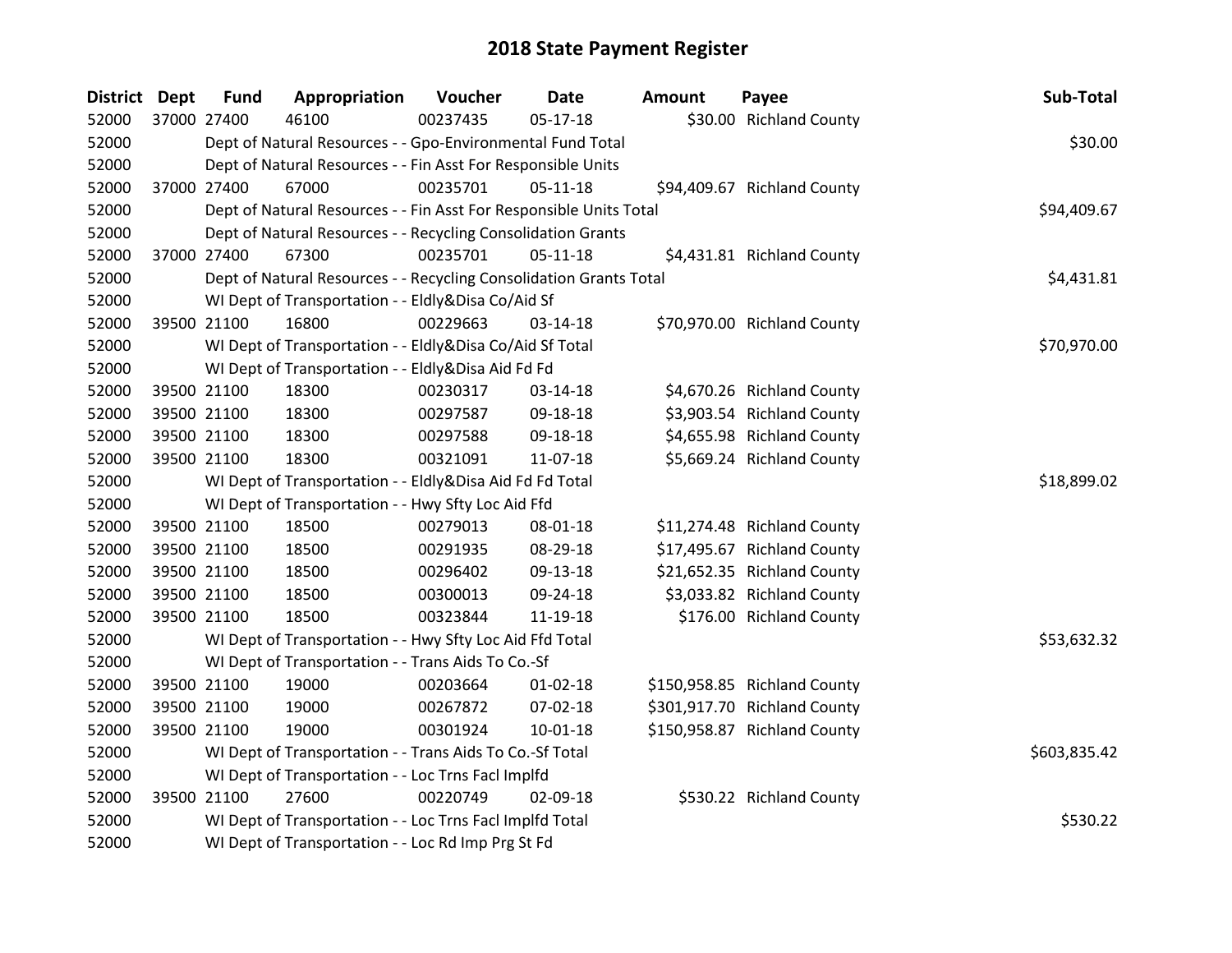# 2018 State Payment Register

| District | Dept | Fund | Appropriation | Voucher | Date | Amount | Payee | Sub-Total |
|---|---|---|---|---|---|---|---|---|
| 52000 | 37000 | 27400 | 46100 | 00237435 | 05-17-18 | $30.00 | Richland County | |
| 52000 | | Dept of Natural Resources - - Gpo-Environmental Fund Total | | | | | | $30.00 |
| 52000 | | Dept of Natural Resources - - Fin Asst For Responsible Units | | | | | | |
| 52000 | 37000 | 27400 | 67000 | 00235701 | 05-11-18 | $94,409.67 | Richland County | |
| 52000 | | Dept of Natural Resources - - Fin Asst For Responsible Units Total | | | | | | $94,409.67 |
| 52000 | | Dept of Natural Resources - - Recycling Consolidation Grants | | | | | | |
| 52000 | 37000 | 27400 | 67300 | 00235701 | 05-11-18 | $4,431.81 | Richland County | |
| 52000 | | Dept of Natural Resources - - Recycling Consolidation Grants Total | | | | | | $4,431.81 |
| 52000 | | WI Dept of Transportation - - Eldly&Disa Co/Aid Sf | | | | | | |
| 52000 | 39500 | 21100 | 16800 | 00229663 | 03-14-18 | $70,970.00 | Richland County | |
| 52000 | | WI Dept of Transportation - - Eldly&Disa Co/Aid Sf Total | | | | | | $70,970.00 |
| 52000 | | WI Dept of Transportation - - Eldly&Disa Aid Fd Fd | | | | | | |
| 52000 | 39500 | 21100 | 18300 | 00230317 | 03-14-18 | $4,670.26 | Richland County | |
| 52000 | 39500 | 21100 | 18300 | 00297587 | 09-18-18 | $3,903.54 | Richland County | |
| 52000 | 39500 | 21100 | 18300 | 00297588 | 09-18-18 | $4,655.98 | Richland County | |
| 52000 | 39500 | 21100 | 18300 | 00321091 | 11-07-18 | $5,669.24 | Richland County | |
| 52000 | | WI Dept of Transportation - - Eldly&Disa Aid Fd Fd Total | | | | | | $18,899.02 |
| 52000 | | WI Dept of Transportation - - Hwy Sfty Loc Aid Ffd | | | | | | |
| 52000 | 39500 | 21100 | 18500 | 00279013 | 08-01-18 | $11,274.48 | Richland County | |
| 52000 | 39500 | 21100 | 18500 | 00291935 | 08-29-18 | $17,495.67 | Richland County | |
| 52000 | 39500 | 21100 | 18500 | 00296402 | 09-13-18 | $21,652.35 | Richland County | |
| 52000 | 39500 | 21100 | 18500 | 00300013 | 09-24-18 | $3,033.82 | Richland County | |
| 52000 | 39500 | 21100 | 18500 | 00323844 | 11-19-18 | $176.00 | Richland County | |
| 52000 | | WI Dept of Transportation - - Hwy Sfty Loc Aid Ffd Total | | | | | | $53,632.32 |
| 52000 | | WI Dept of Transportation - - Trans Aids To Co.-Sf | | | | | | |
| 52000 | 39500 | 21100 | 19000 | 00203664 | 01-02-18 | $150,958.85 | Richland County | |
| 52000 | 39500 | 21100 | 19000 | 00267872 | 07-02-18 | $301,917.70 | Richland County | |
| 52000 | 39500 | 21100 | 19000 | 00301924 | 10-01-18 | $150,958.87 | Richland County | |
| 52000 | | WI Dept of Transportation - - Trans Aids To Co.-Sf Total | | | | | | $603,835.42 |
| 52000 | | WI Dept of Transportation - - Loc Trns Facl Implfd | | | | | | |
| 52000 | 39500 | 21100 | 27600 | 00220749 | 02-09-18 | $530.22 | Richland County | |
| 52000 | | WI Dept of Transportation - - Loc Trns Facl Implfd Total | | | | | | $530.22 |
| 52000 | | WI Dept of Transportation - - Loc Rd Imp Prg St Fd | | | | | | |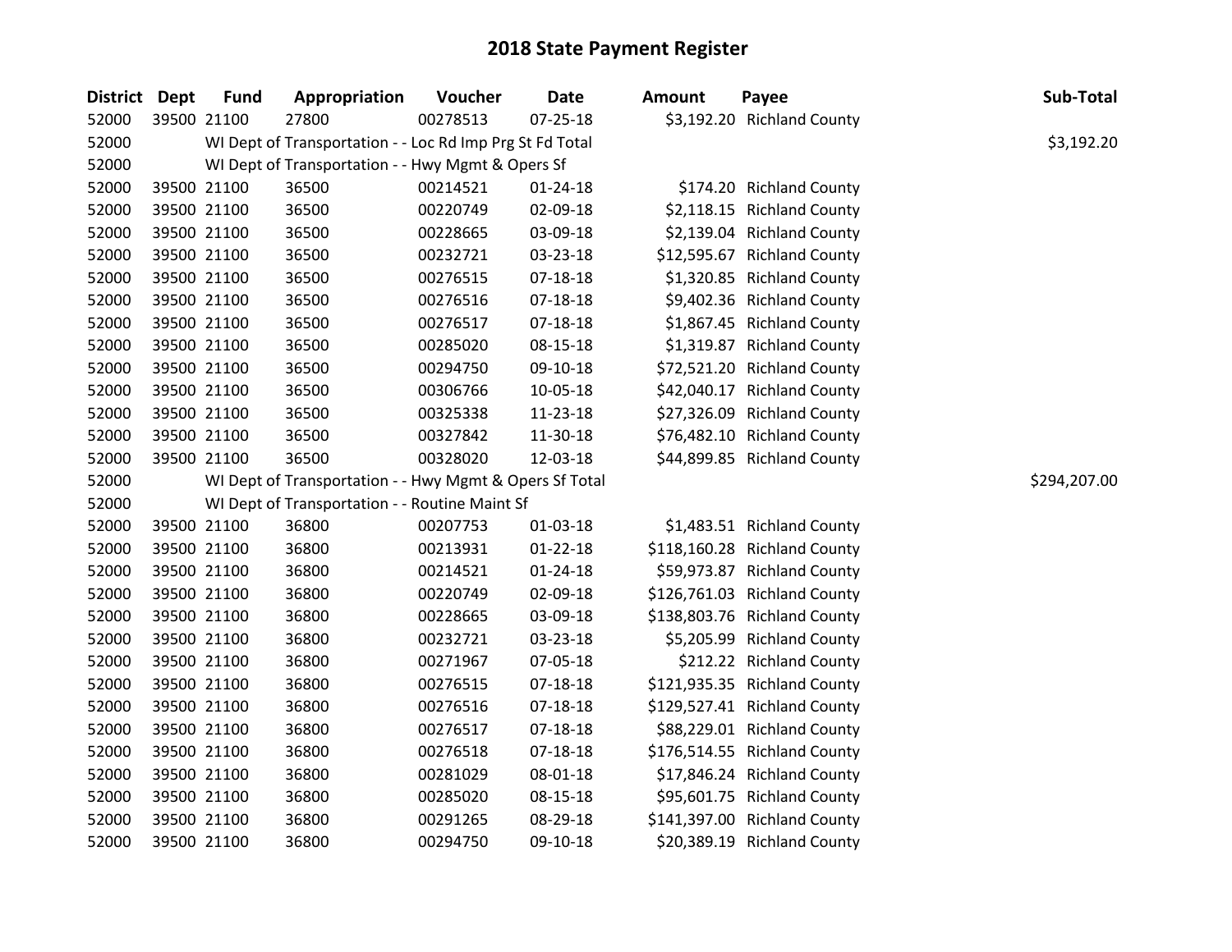# 2018 State Payment Register

| District | Dept | Fund | Appropriation | Voucher | Date | Amount | Payee | Sub-Total |
|---|---|---|---|---|---|---|---|---|
| 52000 | 39500 | 21100 | 27800 | 00278513 | 07-25-18 | $3,192.20 | Richland County | |
| 52000 | | WI Dept of Transportation - - Loc Rd Imp Prg St Fd Total | | | | | | $3,192.20 |
| 52000 | | WI Dept of Transportation - - Hwy Mgmt & Opers Sf | | | | | | |
| 52000 | 39500 | 21100 | 36500 | 00214521 | 01-24-18 | $174.20 | Richland County | |
| 52000 | 39500 | 21100 | 36500 | 00220749 | 02-09-18 | $2,118.15 | Richland County | |
| 52000 | 39500 | 21100 | 36500 | 00228665 | 03-09-18 | $2,139.04 | Richland County | |
| 52000 | 39500 | 21100 | 36500 | 00232721 | 03-23-18 | $12,595.67 | Richland County | |
| 52000 | 39500 | 21100 | 36500 | 00276515 | 07-18-18 | $1,320.85 | Richland County | |
| 52000 | 39500 | 21100 | 36500 | 00276516 | 07-18-18 | $9,402.36 | Richland County | |
| 52000 | 39500 | 21100 | 36500 | 00276517 | 07-18-18 | $1,867.45 | Richland County | |
| 52000 | 39500 | 21100 | 36500 | 00285020 | 08-15-18 | $1,319.87 | Richland County | |
| 52000 | 39500 | 21100 | 36500 | 00294750 | 09-10-18 | $72,521.20 | Richland County | |
| 52000 | 39500 | 21100 | 36500 | 00306766 | 10-05-18 | $42,040.17 | Richland County | |
| 52000 | 39500 | 21100 | 36500 | 00325338 | 11-23-18 | $27,326.09 | Richland County | |
| 52000 | 39500 | 21100 | 36500 | 00327842 | 11-30-18 | $76,482.10 | Richland County | |
| 52000 | 39500 | 21100 | 36500 | 00328020 | 12-03-18 | $44,899.85 | Richland County | |
| 52000 | | WI Dept of Transportation - - Hwy Mgmt & Opers Sf Total | | | | | | $294,207.00 |
| 52000 | | WI Dept of Transportation - - Routine Maint Sf | | | | | | |
| 52000 | 39500 | 21100 | 36800 | 00207753 | 01-03-18 | $1,483.51 | Richland County | |
| 52000 | 39500 | 21100 | 36800 | 00213931 | 01-22-18 | $118,160.28 | Richland County | |
| 52000 | 39500 | 21100 | 36800 | 00214521 | 01-24-18 | $59,973.87 | Richland County | |
| 52000 | 39500 | 21100 | 36800 | 00220749 | 02-09-18 | $126,761.03 | Richland County | |
| 52000 | 39500 | 21100 | 36800 | 00228665 | 03-09-18 | $138,803.76 | Richland County | |
| 52000 | 39500 | 21100 | 36800 | 00232721 | 03-23-18 | $5,205.99 | Richland County | |
| 52000 | 39500 | 21100 | 36800 | 00271967 | 07-05-18 | $212.22 | Richland County | |
| 52000 | 39500 | 21100 | 36800 | 00276515 | 07-18-18 | $121,935.35 | Richland County | |
| 52000 | 39500 | 21100 | 36800 | 00276516 | 07-18-18 | $129,527.41 | Richland County | |
| 52000 | 39500 | 21100 | 36800 | 00276517 | 07-18-18 | $88,229.01 | Richland County | |
| 52000 | 39500 | 21100 | 36800 | 00276518 | 07-18-18 | $176,514.55 | Richland County | |
| 52000 | 39500 | 21100 | 36800 | 00281029 | 08-01-18 | $17,846.24 | Richland County | |
| 52000 | 39500 | 21100 | 36800 | 00285020 | 08-15-18 | $95,601.75 | Richland County | |
| 52000 | 39500 | 21100 | 36800 | 00291265 | 08-29-18 | $141,397.00 | Richland County | |
| 52000 | 39500 | 21100 | 36800 | 00294750 | 09-10-18 | $20,389.19 | Richland County | |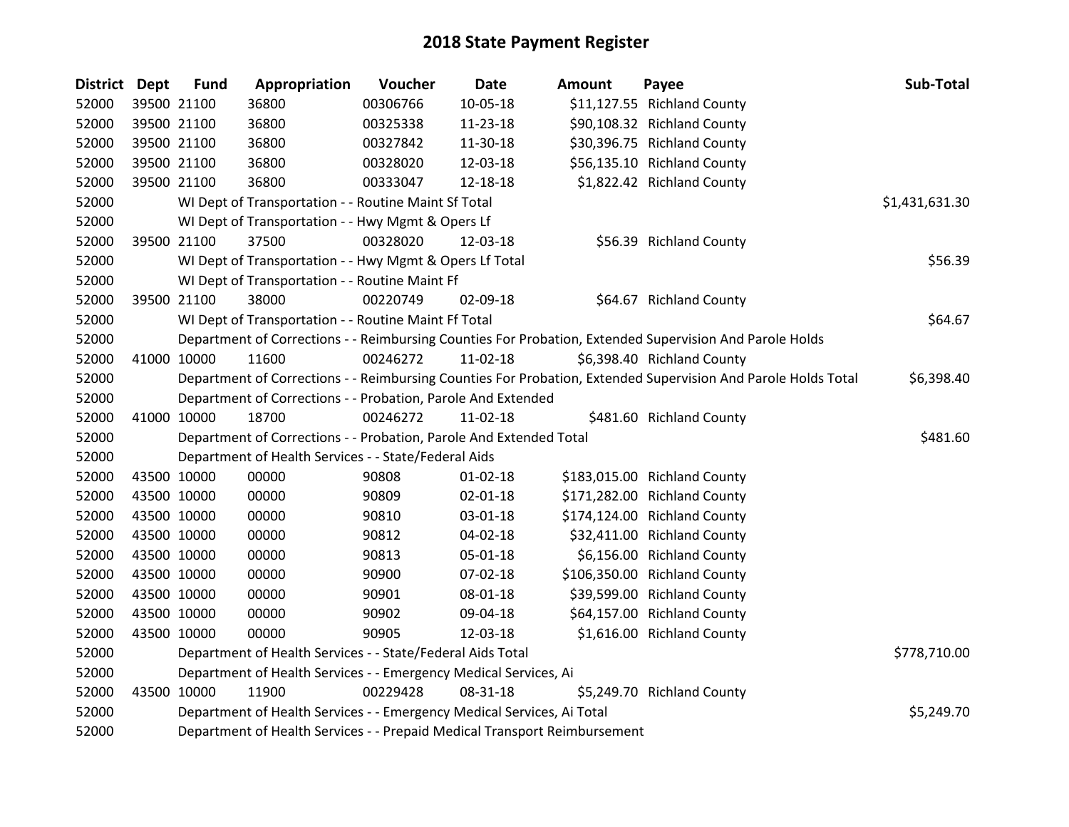# 2018 State Payment Register

| District | Dept | Fund | Appropriation | Voucher | Date | Amount | Payee | Sub-Total |
|---|---|---|---|---|---|---|---|---|
| 52000 | 39500 | 21100 | 36800 | 00306766 | 10-05-18 | $11,127.55 | Richland County | |
| 52000 | 39500 | 21100 | 36800 | 00325338 | 11-23-18 | $90,108.32 | Richland County | |
| 52000 | 39500 | 21100 | 36800 | 00327842 | 11-30-18 | $30,396.75 | Richland County | |
| 52000 | 39500 | 21100 | 36800 | 00328020 | 12-03-18 | $56,135.10 | Richland County | |
| 52000 | 39500 | 21100 | 36800 | 00333047 | 12-18-18 | $1,822.42 | Richland County | |
| 52000 | | WI Dept of Transportation - - Routine Maint Sf Total | | | | | | $1,431,631.30 |
| 52000 | | WI Dept of Transportation - - Hwy Mgmt & Opers Lf | | | | | | |
| 52000 | 39500 | 21100 | 37500 | 00328020 | 12-03-18 | $56.39 | Richland County | |
| 52000 | | WI Dept of Transportation - - Hwy Mgmt & Opers Lf Total | | | | | | $56.39 |
| 52000 | | WI Dept of Transportation - - Routine Maint Ff | | | | | | |
| 52000 | 39500 | 21100 | 38000 | 00220749 | 02-09-18 | $64.67 | Richland County | |
| 52000 | | WI Dept of Transportation - - Routine Maint Ff Total | | | | | | $64.67 |
| 52000 | | Department of Corrections - - Reimbursing Counties For Probation, Extended Supervision And Parole Holds | | | | | | |
| 52000 | 41000 | 10000 | 11600 | 00246272 | 11-02-18 | $6,398.40 | Richland County | |
| 52000 | | Department of Corrections - - Reimbursing Counties For Probation, Extended Supervision And Parole Holds Total | | | | | | $6,398.40 |
| 52000 | | Department of Corrections - - Probation, Parole And Extended | | | | | | |
| 52000 | 41000 | 10000 | 18700 | 00246272 | 11-02-18 | $481.60 | Richland County | |
| 52000 | | Department of Corrections - - Probation, Parole And Extended Total | | | | | | $481.60 |
| 52000 | | Department of Health Services - - State/Federal Aids | | | | | | |
| 52000 | 43500 | 10000 | 00000 | 90808 | 01-02-18 | $183,015.00 | Richland County | |
| 52000 | 43500 | 10000 | 00000 | 90809 | 02-01-18 | $171,282.00 | Richland County | |
| 52000 | 43500 | 10000 | 00000 | 90810 | 03-01-18 | $174,124.00 | Richland County | |
| 52000 | 43500 | 10000 | 00000 | 90812 | 04-02-18 | $32,411.00 | Richland County | |
| 52000 | 43500 | 10000 | 00000 | 90813 | 05-01-18 | $6,156.00 | Richland County | |
| 52000 | 43500 | 10000 | 00000 | 90900 | 07-02-18 | $106,350.00 | Richland County | |
| 52000 | 43500 | 10000 | 00000 | 90901 | 08-01-18 | $39,599.00 | Richland County | |
| 52000 | 43500 | 10000 | 00000 | 90902 | 09-04-18 | $64,157.00 | Richland County | |
| 52000 | 43500 | 10000 | 00000 | 90905 | 12-03-18 | $1,616.00 | Richland County | |
| 52000 | | Department of Health Services - - State/Federal Aids Total | | | | | | $778,710.00 |
| 52000 | | Department of Health Services - - Emergency Medical Services, Ai | | | | | | |
| 52000 | 43500 | 10000 | 11900 | 00229428 | 08-31-18 | $5,249.70 | Richland County | |
| 52000 | | Department of Health Services - - Emergency Medical Services, Ai Total | | | | | | $5,249.70 |
| 52000 | | Department of Health Services - - Prepaid Medical Transport Reimbursement | | | | | | |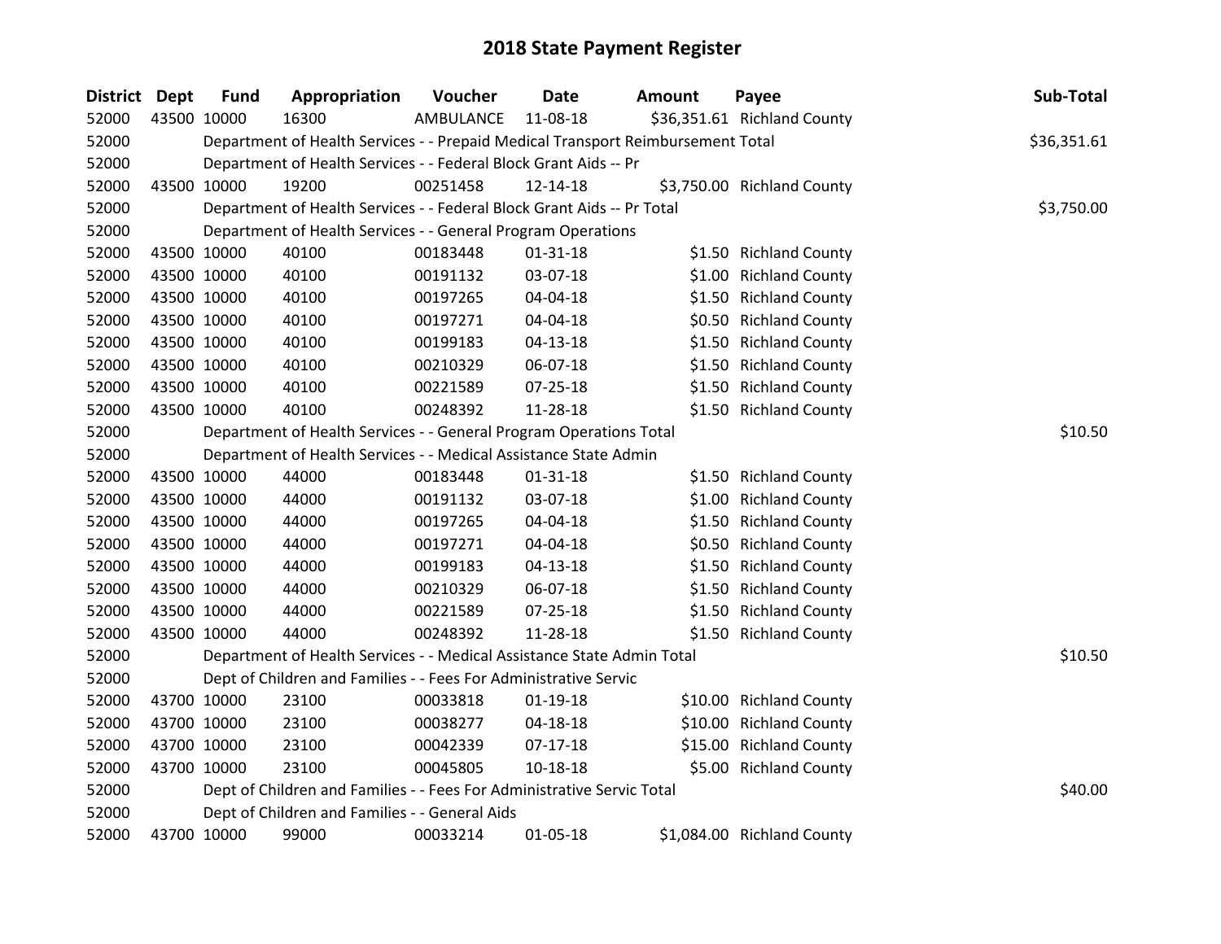# 2018 State Payment Register

| District | Dept | Fund | Appropriation | Voucher | Date | Amount | Payee | Sub-Total |
|---|---|---|---|---|---|---|---|---|
| 52000 | 43500 | 10000 | 16300 | AMBULANCE | 11-08-18 | $36,351.61 | Richland County | |
| 52000 | | Department of Health Services - - Prepaid Medical Transport Reimbursement Total | | | | | | $36,351.61 |
| 52000 | | Department of Health Services - - Federal Block Grant Aids -- Pr | | | | | | |
| 52000 | 43500 | 10000 | 19200 | 00251458 | 12-14-18 | $3,750.00 | Richland County | |
| 52000 | | Department of Health Services - - Federal Block Grant Aids -- Pr Total | | | | | | $3,750.00 |
| 52000 | | Department of Health Services - - General Program Operations | | | | | | |
| 52000 | 43500 | 10000 | 40100 | 00183448 | 01-31-18 | $1.50 | Richland County | |
| 52000 | 43500 | 10000 | 40100 | 00191132 | 03-07-18 | $1.00 | Richland County | |
| 52000 | 43500 | 10000 | 40100 | 00197265 | 04-04-18 | $1.50 | Richland County | |
| 52000 | 43500 | 10000 | 40100 | 00197271 | 04-04-18 | $0.50 | Richland County | |
| 52000 | 43500 | 10000 | 40100 | 00199183 | 04-13-18 | $1.50 | Richland County | |
| 52000 | 43500 | 10000 | 40100 | 00210329 | 06-07-18 | $1.50 | Richland County | |
| 52000 | 43500 | 10000 | 40100 | 00221589 | 07-25-18 | $1.50 | Richland County | |
| 52000 | 43500 | 10000 | 40100 | 00248392 | 11-28-18 | $1.50 | Richland County | |
| 52000 | | Department of Health Services - - General Program Operations Total | | | | | | $10.50 |
| 52000 | | Department of Health Services - - Medical Assistance State Admin | | | | | | |
| 52000 | 43500 | 10000 | 44000 | 00183448 | 01-31-18 | $1.50 | Richland County | |
| 52000 | 43500 | 10000 | 44000 | 00191132 | 03-07-18 | $1.00 | Richland County | |
| 52000 | 43500 | 10000 | 44000 | 00197265 | 04-04-18 | $1.50 | Richland County | |
| 52000 | 43500 | 10000 | 44000 | 00197271 | 04-04-18 | $0.50 | Richland County | |
| 52000 | 43500 | 10000 | 44000 | 00199183 | 04-13-18 | $1.50 | Richland County | |
| 52000 | 43500 | 10000 | 44000 | 00210329 | 06-07-18 | $1.50 | Richland County | |
| 52000 | 43500 | 10000 | 44000 | 00221589 | 07-25-18 | $1.50 | Richland County | |
| 52000 | 43500 | 10000 | 44000 | 00248392 | 11-28-18 | $1.50 | Richland County | |
| 52000 | | Department of Health Services - - Medical Assistance State Admin Total | | | | | | $10.50 |
| 52000 | | Dept of Children and Families - - Fees For Administrative Servic | | | | | | |
| 52000 | 43700 | 10000 | 23100 | 00033818 | 01-19-18 | $10.00 | Richland County | |
| 52000 | 43700 | 10000 | 23100 | 00038277 | 04-18-18 | $10.00 | Richland County | |
| 52000 | 43700 | 10000 | 23100 | 00042339 | 07-17-18 | $15.00 | Richland County | |
| 52000 | 43700 | 10000 | 23100 | 00045805 | 10-18-18 | $5.00 | Richland County | |
| 52000 | | Dept of Children and Families - - Fees For Administrative Servic Total | | | | | | $40.00 |
| 52000 | | Dept of Children and Families - - General Aids | | | | | | |
| 52000 | 43700 | 10000 | 99000 | 00033214 | 01-05-18 | $1,084.00 | Richland County | |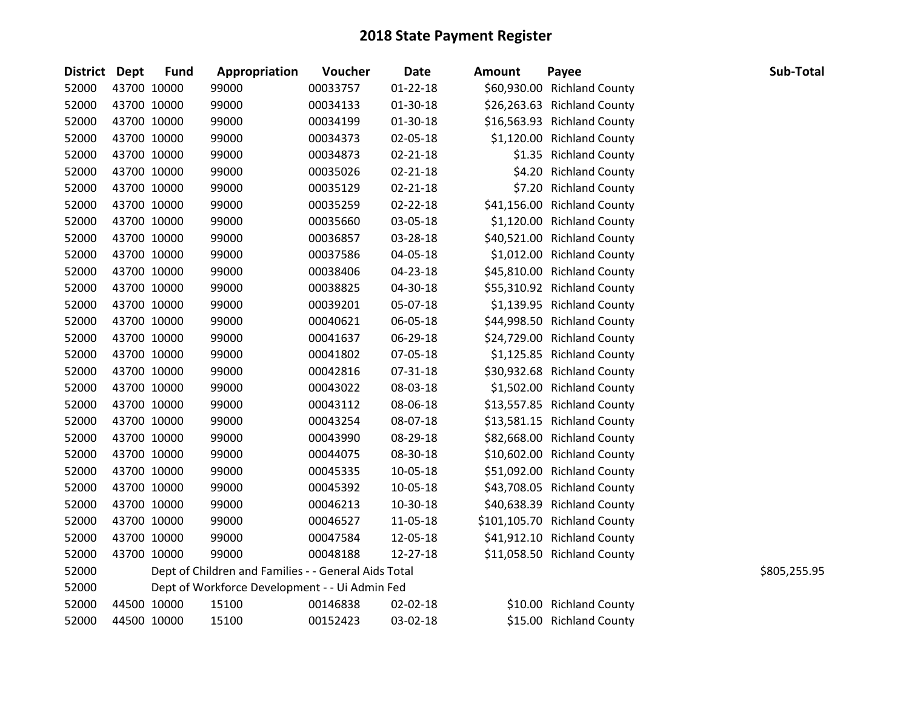# 2018 State Payment Register

| District | Dept | Fund | Appropriation | Voucher | Date | Amount | Payee | Sub-Total |
|---|---|---|---|---|---|---|---|---|
| 52000 | 43700 | 10000 | 99000 | 00033757 | 01-22-18 | $60,930.00 | Richland County | |
| 52000 | 43700 | 10000 | 99000 | 00034133 | 01-30-18 | $26,263.63 | Richland County | |
| 52000 | 43700 | 10000 | 99000 | 00034199 | 01-30-18 | $16,563.93 | Richland County | |
| 52000 | 43700 | 10000 | 99000 | 00034373 | 02-05-18 | $1,120.00 | Richland County | |
| 52000 | 43700 | 10000 | 99000 | 00034873 | 02-21-18 | $1.35 | Richland County | |
| 52000 | 43700 | 10000 | 99000 | 00035026 | 02-21-18 | $4.20 | Richland County | |
| 52000 | 43700 | 10000 | 99000 | 00035129 | 02-21-18 | $7.20 | Richland County | |
| 52000 | 43700 | 10000 | 99000 | 00035259 | 02-22-18 | $41,156.00 | Richland County | |
| 52000 | 43700 | 10000 | 99000 | 00035660 | 03-05-18 | $1,120.00 | Richland County | |
| 52000 | 43700 | 10000 | 99000 | 00036857 | 03-28-18 | $40,521.00 | Richland County | |
| 52000 | 43700 | 10000 | 99000 | 00037586 | 04-05-18 | $1,012.00 | Richland County | |
| 52000 | 43700 | 10000 | 99000 | 00038406 | 04-23-18 | $45,810.00 | Richland County | |
| 52000 | 43700 | 10000 | 99000 | 00038825 | 04-30-18 | $55,310.92 | Richland County | |
| 52000 | 43700 | 10000 | 99000 | 00039201 | 05-07-18 | $1,139.95 | Richland County | |
| 52000 | 43700 | 10000 | 99000 | 00040621 | 06-05-18 | $44,998.50 | Richland County | |
| 52000 | 43700 | 10000 | 99000 | 00041637 | 06-29-18 | $24,729.00 | Richland County | |
| 52000 | 43700 | 10000 | 99000 | 00041802 | 07-05-18 | $1,125.85 | Richland County | |
| 52000 | 43700 | 10000 | 99000 | 00042816 | 07-31-18 | $30,932.68 | Richland County | |
| 52000 | 43700 | 10000 | 99000 | 00043022 | 08-03-18 | $1,502.00 | Richland County | |
| 52000 | 43700 | 10000 | 99000 | 00043112 | 08-06-18 | $13,557.85 | Richland County | |
| 52000 | 43700 | 10000 | 99000 | 00043254 | 08-07-18 | $13,581.15 | Richland County | |
| 52000 | 43700 | 10000 | 99000 | 00043990 | 08-29-18 | $82,668.00 | Richland County | |
| 52000 | 43700 | 10000 | 99000 | 00044075 | 08-30-18 | $10,602.00 | Richland County | |
| 52000 | 43700 | 10000 | 99000 | 00045335 | 10-05-18 | $51,092.00 | Richland County | |
| 52000 | 43700 | 10000 | 99000 | 00045392 | 10-05-18 | $43,708.05 | Richland County | |
| 52000 | 43700 | 10000 | 99000 | 00046213 | 10-30-18 | $40,638.39 | Richland County | |
| 52000 | 43700 | 10000 | 99000 | 00046527 | 11-05-18 | $101,105.70 | Richland County | |
| 52000 | 43700 | 10000 | 99000 | 00047584 | 12-05-18 | $41,912.10 | Richland County | |
| 52000 | 43700 | 10000 | 99000 | 00048188 | 12-27-18 | $11,058.50 | Richland County | |
| 52000 | | Dept of Children and Families - - General Aids Total | | | | | | $805,255.95 |
| 52000 | | Dept of Workforce Development - - Ui Admin Fed | | | | | | |
| 52000 | 44500 | 10000 | 15100 | 00146838 | 02-02-18 | $10.00 | Richland County | |
| 52000 | 44500 | 10000 | 15100 | 00152423 | 03-02-18 | $15.00 | Richland County | |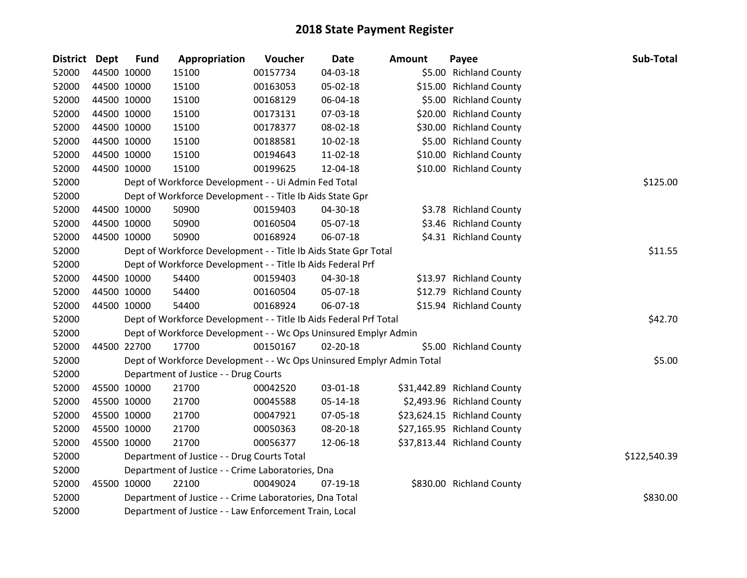# 2018 State Payment Register

| District | Dept | Fund | Appropriation | Voucher | Date | Amount | Payee | Sub-Total |
|---|---|---|---|---|---|---|---|---|
| 52000 | 44500 | 10000 | 15100 | 00157734 | 04-03-18 | $5.00 | Richland County | |
| 52000 | 44500 | 10000 | 15100 | 00163053 | 05-02-18 | $15.00 | Richland County | |
| 52000 | 44500 | 10000 | 15100 | 00168129 | 06-04-18 | $5.00 | Richland County | |
| 52000 | 44500 | 10000 | 15100 | 00173131 | 07-03-18 | $20.00 | Richland County | |
| 52000 | 44500 | 10000 | 15100 | 00178377 | 08-02-18 | $30.00 | Richland County | |
| 52000 | 44500 | 10000 | 15100 | 00188581 | 10-02-18 | $5.00 | Richland County | |
| 52000 | 44500 | 10000 | 15100 | 00194643 | 11-02-18 | $10.00 | Richland County | |
| 52000 | 44500 | 10000 | 15100 | 00199625 | 12-04-18 | $10.00 | Richland County | |
| 52000 | | Dept of Workforce Development - - Ui Admin Fed Total | | | | | | $125.00 |
| 52000 | | Dept of Workforce Development - - Title Ib Aids State Gpr | | | | | | |
| 52000 | 44500 | 10000 | 50900 | 00159403 | 04-30-18 | $3.78 | Richland County | |
| 52000 | 44500 | 10000 | 50900 | 00160504 | 05-07-18 | $3.46 | Richland County | |
| 52000 | 44500 | 10000 | 50900 | 00168924 | 06-07-18 | $4.31 | Richland County | |
| 52000 | | Dept of Workforce Development - - Title Ib Aids State Gpr Total | | | | | | $11.55 |
| 52000 | | Dept of Workforce Development - - Title Ib Aids Federal Prf | | | | | | |
| 52000 | 44500 | 10000 | 54400 | 00159403 | 04-30-18 | $13.97 | Richland County | |
| 52000 | 44500 | 10000 | 54400 | 00160504 | 05-07-18 | $12.79 | Richland County | |
| 52000 | 44500 | 10000 | 54400 | 00168924 | 06-07-18 | $15.94 | Richland County | |
| 52000 | | Dept of Workforce Development - - Title Ib Aids Federal Prf Total | | | | | | $42.70 |
| 52000 | | Dept of Workforce Development - - Wc Ops Uninsured Emplyr Admin | | | | | | |
| 52000 | 44500 | 22700 | 17700 | 00150167 | 02-20-18 | $5.00 | Richland County | |
| 52000 | | Dept of Workforce Development - - Wc Ops Uninsured Emplyr Admin Total | | | | | | $5.00 |
| 52000 | | Department of Justice - - Drug Courts | | | | | | |
| 52000 | 45500 | 10000 | 21700 | 00042520 | 03-01-18 | $31,442.89 | Richland County | |
| 52000 | 45500 | 10000 | 21700 | 00045588 | 05-14-18 | $2,493.96 | Richland County | |
| 52000 | 45500 | 10000 | 21700 | 00047921 | 07-05-18 | $23,624.15 | Richland County | |
| 52000 | 45500 | 10000 | 21700 | 00050363 | 08-20-18 | $27,165.95 | Richland County | |
| 52000 | 45500 | 10000 | 21700 | 00056377 | 12-06-18 | $37,813.44 | Richland County | |
| 52000 | | Department of Justice - - Drug Courts Total | | | | | | $122,540.39 |
| 52000 | | Department of Justice - - Crime Laboratories, Dna | | | | | | |
| 52000 | 45500 | 10000 | 22100 | 00049024 | 07-19-18 | $830.00 | Richland County | |
| 52000 | | Department of Justice - - Crime Laboratories, Dna Total | | | | | | $830.00 |
| 52000 | | Department of Justice - - Law Enforcement Train, Local | | | | | | |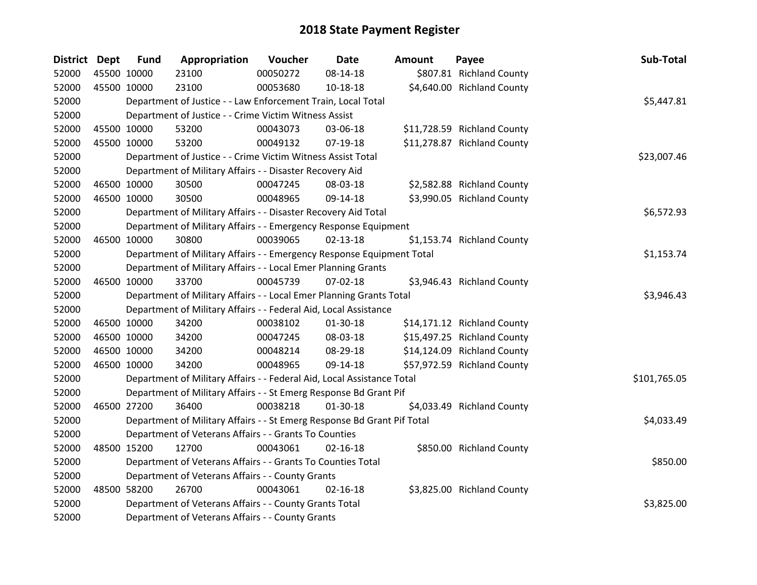# 2018 State Payment Register

| District | Dept | Fund | Appropriation | Voucher | Date | Amount | Payee | Sub-Total |
|---|---|---|---|---|---|---|---|---|
| 52000 | 45500 | 10000 | 23100 | 00050272 | 08-14-18 | $807.81 | Richland County | |
| 52000 | 45500 | 10000 | 23100 | 00053680 | 10-18-18 | $4,640.00 | Richland County | |
| 52000 | | Department of Justice - - Law Enforcement Train, Local Total | | | | | | $5,447.81 |
| 52000 | | Department of Justice - - Crime Victim Witness Assist | | | | | | |
| 52000 | 45500 | 10000 | 53200 | 00043073 | 03-06-18 | $11,728.59 | Richland County | |
| 52000 | 45500 | 10000 | 53200 | 00049132 | 07-19-18 | $11,278.87 | Richland County | |
| 52000 | | Department of Justice - - Crime Victim Witness Assist Total | | | | | | $23,007.46 |
| 52000 | | Department of Military Affairs - - Disaster Recovery Aid | | | | | | |
| 52000 | 46500 | 10000 | 30500 | 00047245 | 08-03-18 | $2,582.88 | Richland County | |
| 52000 | 46500 | 10000 | 30500 | 00048965 | 09-14-18 | $3,990.05 | Richland County | |
| 52000 | | Department of Military Affairs - - Disaster Recovery Aid Total | | | | | | $6,572.93 |
| 52000 | | Department of Military Affairs - - Emergency Response Equipment | | | | | | |
| 52000 | 46500 | 10000 | 30800 | 00039065 | 02-13-18 | $1,153.74 | Richland County | |
| 52000 | | Department of Military Affairs - - Emergency Response Equipment Total | | | | | | $1,153.74 |
| 52000 | | Department of Military Affairs - - Local Emer Planning Grants | | | | | | |
| 52000 | 46500 | 10000 | 33700 | 00045739 | 07-02-18 | $3,946.43 | Richland County | |
| 52000 | | Department of Military Affairs - - Local Emer Planning Grants Total | | | | | | $3,946.43 |
| 52000 | | Department of Military Affairs - - Federal Aid, Local Assistance | | | | | | |
| 52000 | 46500 | 10000 | 34200 | 00038102 | 01-30-18 | $14,171.12 | Richland County | |
| 52000 | 46500 | 10000 | 34200 | 00047245 | 08-03-18 | $15,497.25 | Richland County | |
| 52000 | 46500 | 10000 | 34200 | 00048214 | 08-29-18 | $14,124.09 | Richland County | |
| 52000 | 46500 | 10000 | 34200 | 00048965 | 09-14-18 | $57,972.59 | Richland County | |
| 52000 | | Department of Military Affairs - - Federal Aid, Local Assistance Total | | | | | | $101,765.05 |
| 52000 | | Department of Military Affairs - - St Emerg Response Bd Grant Pif | | | | | | |
| 52000 | 46500 | 27200 | 36400 | 00038218 | 01-30-18 | $4,033.49 | Richland County | |
| 52000 | | Department of Military Affairs - - St Emerg Response Bd Grant Pif Total | | | | | | $4,033.49 |
| 52000 | | Department of Veterans Affairs - - Grants To Counties | | | | | | |
| 52000 | 48500 | 15200 | 12700 | 00043061 | 02-16-18 | $850.00 | Richland County | |
| 52000 | | Department of Veterans Affairs - - Grants To Counties Total | | | | | | $850.00 |
| 52000 | | Department of Veterans Affairs - - County Grants | | | | | | |
| 52000 | 48500 | 58200 | 26700 | 00043061 | 02-16-18 | $3,825.00 | Richland County | |
| 52000 | | Department of Veterans Affairs - - County Grants Total | | | | | | $3,825.00 |
| 52000 | | Department of Veterans Affairs - - County Grants | | | | | | |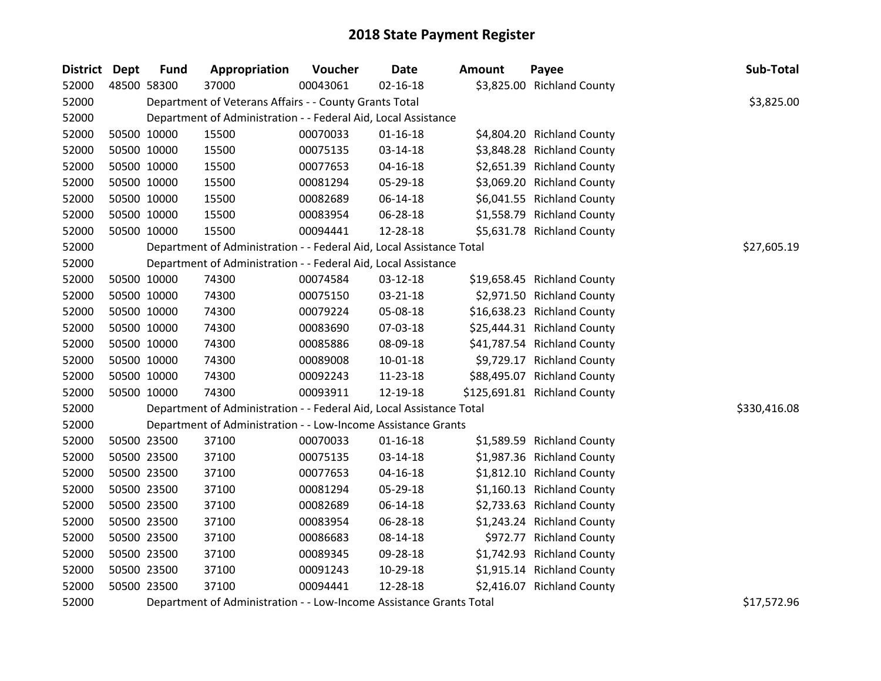# 2018 State Payment Register

| District | Dept | Fund | Appropriation | Voucher | Date | Amount | Payee | Sub-Total |
|---|---|---|---|---|---|---|---|---|
| 52000 | 48500 | 58300 | 37000 | 00043061 | 02-16-18 | $3,825.00 | Richland County | |
| 52000 | | Department of Veterans Affairs - - County Grants Total | | | | | | $3,825.00 |
| 52000 | | Department of Administration - - Federal Aid, Local Assistance | | | | | | |
| 52000 | 50500 | 10000 | 15500 | 00070033 | 01-16-18 | $4,804.20 | Richland County | |
| 52000 | 50500 | 10000 | 15500 | 00075135 | 03-14-18 | $3,848.28 | Richland County | |
| 52000 | 50500 | 10000 | 15500 | 00077653 | 04-16-18 | $2,651.39 | Richland County | |
| 52000 | 50500 | 10000 | 15500 | 00081294 | 05-29-18 | $3,069.20 | Richland County | |
| 52000 | 50500 | 10000 | 15500 | 00082689 | 06-14-18 | $6,041.55 | Richland County | |
| 52000 | 50500 | 10000 | 15500 | 00083954 | 06-28-18 | $1,558.79 | Richland County | |
| 52000 | 50500 | 10000 | 15500 | 00094441 | 12-28-18 | $5,631.78 | Richland County | |
| 52000 | | Department of Administration - - Federal Aid, Local Assistance Total | | | | | | $27,605.19 |
| 52000 | | Department of Administration - - Federal Aid, Local Assistance | | | | | | |
| 52000 | 50500 | 10000 | 74300 | 00074584 | 03-12-18 | $19,658.45 | Richland County | |
| 52000 | 50500 | 10000 | 74300 | 00075150 | 03-21-18 | $2,971.50 | Richland County | |
| 52000 | 50500 | 10000 | 74300 | 00079224 | 05-08-18 | $16,638.23 | Richland County | |
| 52000 | 50500 | 10000 | 74300 | 00083690 | 07-03-18 | $25,444.31 | Richland County | |
| 52000 | 50500 | 10000 | 74300 | 00085886 | 08-09-18 | $41,787.54 | Richland County | |
| 52000 | 50500 | 10000 | 74300 | 00089008 | 10-01-18 | $9,729.17 | Richland County | |
| 52000 | 50500 | 10000 | 74300 | 00092243 | 11-23-18 | $88,495.07 | Richland County | |
| 52000 | 50500 | 10000 | 74300 | 00093911 | 12-19-18 | $125,691.81 | Richland County | |
| 52000 | | Department of Administration - - Federal Aid, Local Assistance Total | | | | | | $330,416.08 |
| 52000 | | Department of Administration - - Low-Income Assistance Grants | | | | | | |
| 52000 | 50500 | 23500 | 37100 | 00070033 | 01-16-18 | $1,589.59 | Richland County | |
| 52000 | 50500 | 23500 | 37100 | 00075135 | 03-14-18 | $1,987.36 | Richland County | |
| 52000 | 50500 | 23500 | 37100 | 00077653 | 04-16-18 | $1,812.10 | Richland County | |
| 52000 | 50500 | 23500 | 37100 | 00081294 | 05-29-18 | $1,160.13 | Richland County | |
| 52000 | 50500 | 23500 | 37100 | 00082689 | 06-14-18 | $2,733.63 | Richland County | |
| 52000 | 50500 | 23500 | 37100 | 00083954 | 06-28-18 | $1,243.24 | Richland County | |
| 52000 | 50500 | 23500 | 37100 | 00086683 | 08-14-18 | $972.77 | Richland County | |
| 52000 | 50500 | 23500 | 37100 | 00089345 | 09-28-18 | $1,742.93 | Richland County | |
| 52000 | 50500 | 23500 | 37100 | 00091243 | 10-29-18 | $1,915.14 | Richland County | |
| 52000 | 50500 | 23500 | 37100 | 00094441 | 12-28-18 | $2,416.07 | Richland County | |
| 52000 | | Department of Administration - - Low-Income Assistance Grants Total | | | | | | $17,572.96 |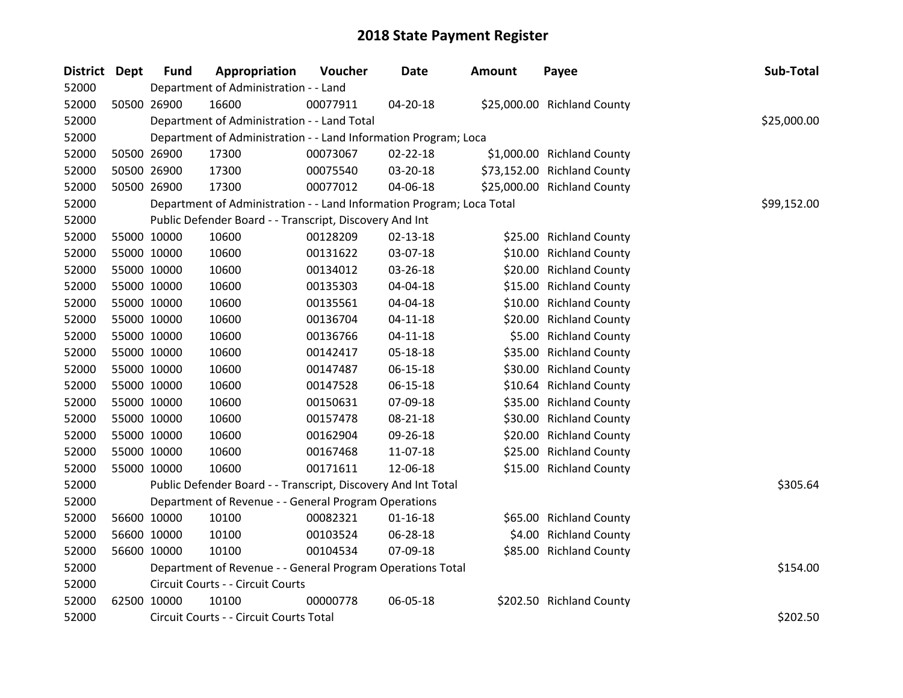# 2018 State Payment Register

| District | Dept | Fund | Appropriation | Voucher | Date | Amount | Payee | Sub-Total |
|---|---|---|---|---|---|---|---|---|
| 52000 | | Department of Administration - - Land | | | | | | |
| 52000 | 50500 | 26900 | 16600 | 00077911 | 04-20-18 | $25,000.00 | Richland County | |
| 52000 | | Department of Administration - - Land Total | | | | | | $25,000.00 |
| 52000 | | Department of Administration - - Land Information Program; Loca | | | | | | |
| 52000 | 50500 | 26900 | 17300 | 00073067 | 02-22-18 | $1,000.00 | Richland County | |
| 52000 | 50500 | 26900 | 17300 | 00075540 | 03-20-18 | $73,152.00 | Richland County | |
| 52000 | 50500 | 26900 | 17300 | 00077012 | 04-06-18 | $25,000.00 | Richland County | |
| 52000 | | Department of Administration - - Land Information Program; Loca Total | | | | | | $99,152.00 |
| 52000 | | Public Defender Board - - Transcript, Discovery And Int | | | | | | |
| 52000 | 55000 | 10000 | 10600 | 00128209 | 02-13-18 | $25.00 | Richland County | |
| 52000 | 55000 | 10000 | 10600 | 00131622 | 03-07-18 | $10.00 | Richland County | |
| 52000 | 55000 | 10000 | 10600 | 00134012 | 03-26-18 | $20.00 | Richland County | |
| 52000 | 55000 | 10000 | 10600 | 00135303 | 04-04-18 | $15.00 | Richland County | |
| 52000 | 55000 | 10000 | 10600 | 00135561 | 04-04-18 | $10.00 | Richland County | |
| 52000 | 55000 | 10000 | 10600 | 00136704 | 04-11-18 | $20.00 | Richland County | |
| 52000 | 55000 | 10000 | 10600 | 00136766 | 04-11-18 | $5.00 | Richland County | |
| 52000 | 55000 | 10000 | 10600 | 00142417 | 05-18-18 | $35.00 | Richland County | |
| 52000 | 55000 | 10000 | 10600 | 00147487 | 06-15-18 | $30.00 | Richland County | |
| 52000 | 55000 | 10000 | 10600 | 00147528 | 06-15-18 | $10.64 | Richland County | |
| 52000 | 55000 | 10000 | 10600 | 00150631 | 07-09-18 | $35.00 | Richland County | |
| 52000 | 55000 | 10000 | 10600 | 00157478 | 08-21-18 | $30.00 | Richland County | |
| 52000 | 55000 | 10000 | 10600 | 00162904 | 09-26-18 | $20.00 | Richland County | |
| 52000 | 55000 | 10000 | 10600 | 00167468 | 11-07-18 | $25.00 | Richland County | |
| 52000 | 55000 | 10000 | 10600 | 00171611 | 12-06-18 | $15.00 | Richland County | |
| 52000 | | Public Defender Board - - Transcript, Discovery And Int Total | | | | | | $305.64 |
| 52000 | | Department of Revenue - - General Program Operations | | | | | | |
| 52000 | 56600 | 10000 | 10100 | 00082321 | 01-16-18 | $65.00 | Richland County | |
| 52000 | 56600 | 10000 | 10100 | 00103524 | 06-28-18 | $4.00 | Richland County | |
| 52000 | 56600 | 10000 | 10100 | 00104534 | 07-09-18 | $85.00 | Richland County | |
| 52000 | | Department of Revenue - - General Program Operations Total | | | | | | $154.00 |
| 52000 | | Circuit Courts - - Circuit Courts | | | | | | |
| 52000 | 62500 | 10000 | 10100 | 00000778 | 06-05-18 | $202.50 | Richland County | |
| 52000 | | Circuit Courts - - Circuit Courts Total | | | | | | $202.50 |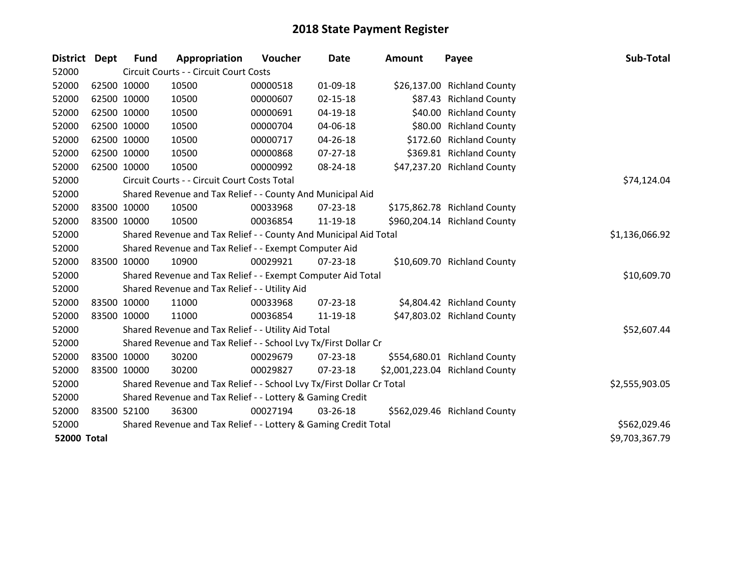# 2018 State Payment Register

| District | Dept | Fund | Appropriation | Voucher | Date | Amount | Payee | Sub-Total |
|---|---|---|---|---|---|---|---|---|
| 52000 | | Circuit Courts - - Circuit Court Costs | | | | | | |
| 52000 | 62500 | 10000 | 10500 | 00000518 | 01-09-18 | $26,137.00 | Richland County | |
| 52000 | 62500 | 10000 | 10500 | 00000607 | 02-15-18 | $87.43 | Richland County | |
| 52000 | 62500 | 10000 | 10500 | 00000691 | 04-19-18 | $40.00 | Richland County | |
| 52000 | 62500 | 10000 | 10500 | 00000704 | 04-06-18 | $80.00 | Richland County | |
| 52000 | 62500 | 10000 | 10500 | 00000717 | 04-26-18 | $172.60 | Richland County | |
| 52000 | 62500 | 10000 | 10500 | 00000868 | 07-27-18 | $369.81 | Richland County | |
| 52000 | 62500 | 10000 | 10500 | 00000992 | 08-24-18 | $47,237.20 | Richland County | |
| 52000 | | Circuit Courts - - Circuit Court Costs Total | | | | | | $74,124.04 |
| 52000 | | Shared Revenue and Tax Relief - - County And Municipal Aid | | | | | | |
| 52000 | 83500 | 10000 | 10500 | 00033968 | 07-23-18 | $175,862.78 | Richland County | |
| 52000 | 83500 | 10000 | 10500 | 00036854 | 11-19-18 | $960,204.14 | Richland County | |
| 52000 | | Shared Revenue and Tax Relief - - County And Municipal Aid Total | | | | | | $1,136,066.92 |
| 52000 | | Shared Revenue and Tax Relief - - Exempt Computer Aid | | | | | | |
| 52000 | 83500 | 10000 | 10900 | 00029921 | 07-23-18 | $10,609.70 | Richland County | |
| 52000 | | Shared Revenue and Tax Relief - - Exempt Computer Aid Total | | | | | | $10,609.70 |
| 52000 | | Shared Revenue and Tax Relief - - Utility Aid | | | | | | |
| 52000 | 83500 | 10000 | 11000 | 00033968 | 07-23-18 | $4,804.42 | Richland County | |
| 52000 | 83500 | 10000 | 11000 | 00036854 | 11-19-18 | $47,803.02 | Richland County | |
| 52000 | | Shared Revenue and Tax Relief - - Utility Aid Total | | | | | | $52,607.44 |
| 52000 | | Shared Revenue and Tax Relief - - School Lvy Tx/First Dollar Cr | | | | | | |
| 52000 | 83500 | 10000 | 30200 | 00029679 | 07-23-18 | $554,680.01 | Richland County | |
| 52000 | 83500 | 10000 | 30200 | 00029827 | 07-23-18 | $2,001,223.04 | Richland County | |
| 52000 | | Shared Revenue and Tax Relief - - School Lvy Tx/First Dollar Cr Total | | | | | | $2,555,903.05 |
| 52000 | | Shared Revenue and Tax Relief - - Lottery & Gaming Credit | | | | | | |
| 52000 | 83500 | 52100 | 36300 | 00027194 | 03-26-18 | $562,029.46 | Richland County | |
| 52000 | | Shared Revenue and Tax Relief - - Lottery & Gaming Credit Total | | | | | | $562,029.46 |
| **52000 Total** | | | | | | | | $9,703,367.79 |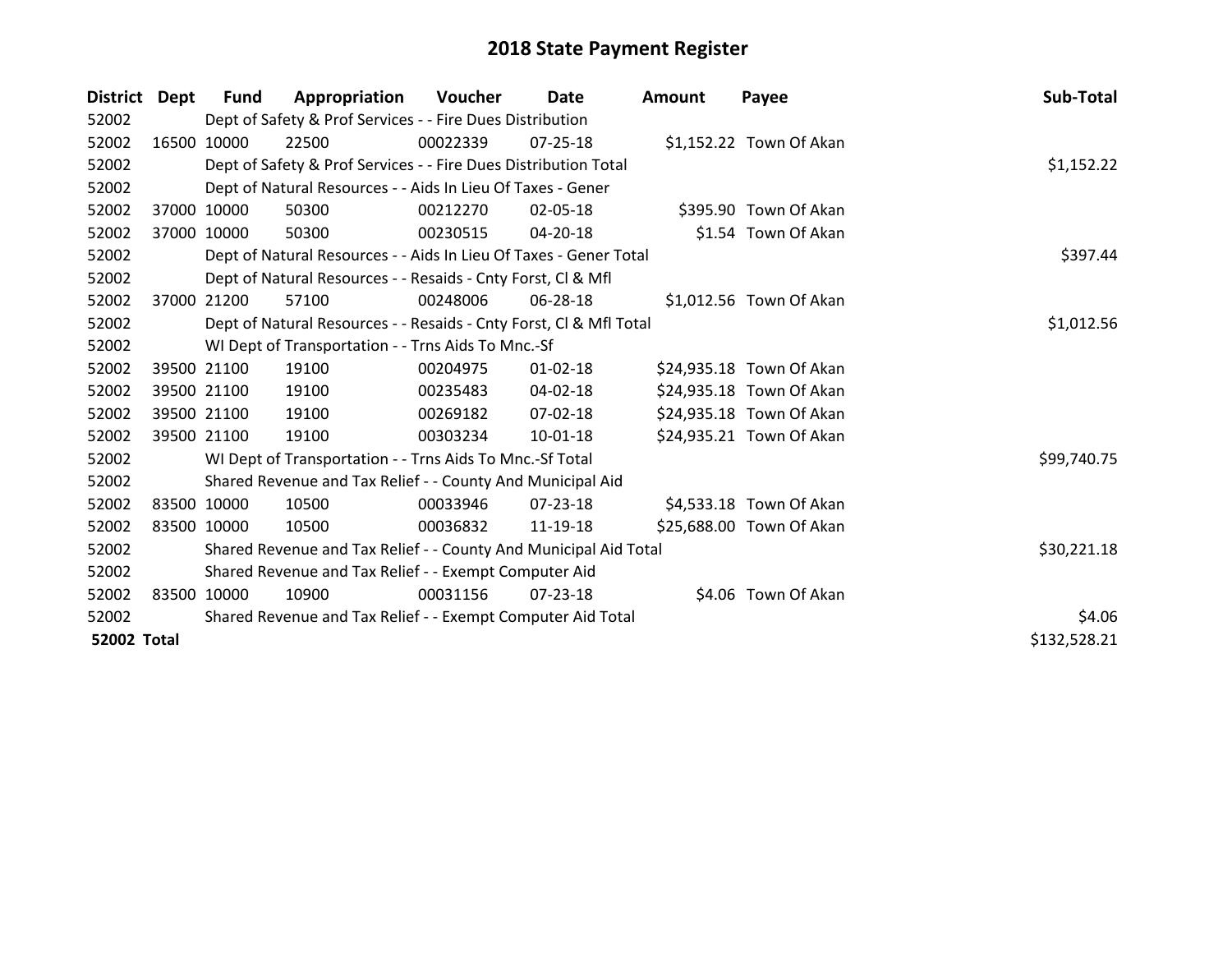# 2018 State Payment Register

| District | Dept | Fund | Appropriation | Voucher | Date | Amount | Payee | Sub-Total |
|---|---|---|---|---|---|---|---|---|
| 52002 | | Dept of Safety & Prof Services - - Fire Dues Distribution | | | | | | |
| 52002 | 16500 | 10000 | 22500 | 00022339 | 07-25-18 | $1,152.22 | Town Of Akan | |
| 52002 | | Dept of Safety & Prof Services - - Fire Dues Distribution Total | | | | | | $1,152.22 |
| 52002 | | Dept of Natural Resources - - Aids In Lieu Of Taxes - Gener | | | | | | |
| 52002 | 37000 | 10000 | 50300 | 00212270 | 02-05-18 | $395.90 | Town Of Akan | |
| 52002 | 37000 | 10000 | 50300 | 00230515 | 04-20-18 | $1.54 | Town Of Akan | |
| 52002 | | Dept of Natural Resources - - Aids In Lieu Of Taxes - Gener Total | | | | | | $397.44 |
| 52002 | | Dept of Natural Resources - - Resaids - Cnty Forst, Cl & Mfl | | | | | | |
| 52002 | 37000 | 21200 | 57100 | 00248006 | 06-28-18 | $1,012.56 | Town Of Akan | |
| 52002 | | Dept of Natural Resources - - Resaids - Cnty Forst, Cl & Mfl Total | | | | | | $1,012.56 |
| 52002 | | WI Dept of Transportation - - Trns Aids To Mnc.-Sf | | | | | | |
| 52002 | 39500 | 21100 | 19100 | 00204975 | 01-02-18 | $24,935.18 | Town Of Akan | |
| 52002 | 39500 | 21100 | 19100 | 00235483 | 04-02-18 | $24,935.18 | Town Of Akan | |
| 52002 | 39500 | 21100 | 19100 | 00269182 | 07-02-18 | $24,935.18 | Town Of Akan | |
| 52002 | 39500 | 21100 | 19100 | 00303234 | 10-01-18 | $24,935.21 | Town Of Akan | |
| 52002 | | WI Dept of Transportation - - Trns Aids To Mnc.-Sf Total | | | | | | $99,740.75 |
| 52002 | | Shared Revenue and Tax Relief - - County And Municipal Aid | | | | | | |
| 52002 | 83500 | 10000 | 10500 | 00033946 | 07-23-18 | $4,533.18 | Town Of Akan | |
| 52002 | 83500 | 10000 | 10500 | 00036832 | 11-19-18 | $25,688.00 | Town Of Akan | |
| 52002 | | Shared Revenue and Tax Relief - - County And Municipal Aid Total | | | | | | $30,221.18 |
| 52002 | | Shared Revenue and Tax Relief - - Exempt Computer Aid | | | | | | |
| 52002 | 83500 | 10000 | 10900 | 00031156 | 07-23-18 | $4.06 | Town Of Akan | |
| 52002 | | Shared Revenue and Tax Relief - - Exempt Computer Aid Total | | | | | | $4.06 |
| **52002 Total** | | | | | | | | $132,528.21 |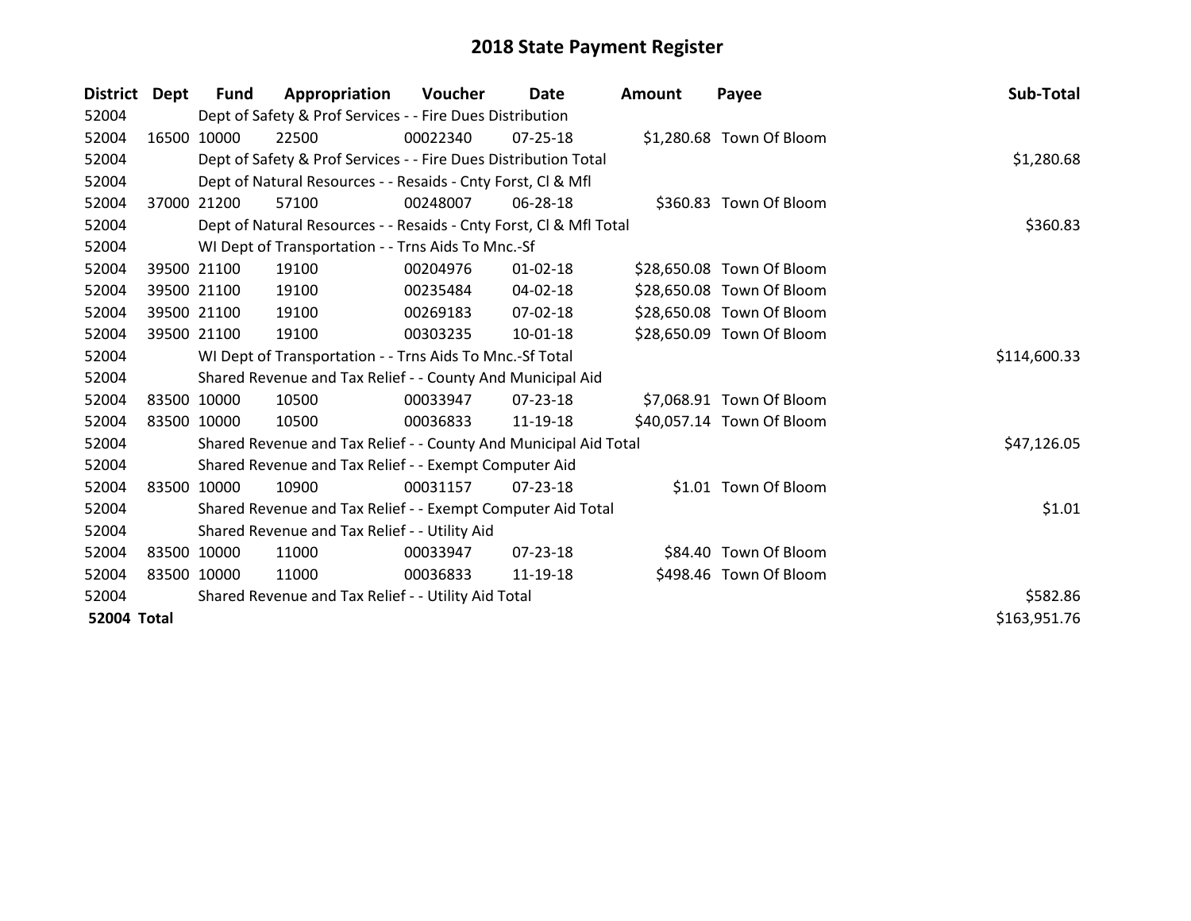# 2018 State Payment Register

| District | Dept | Fund | Appropriation | Voucher | Date | Amount | Payee | Sub-Total |
|---|---|---|---|---|---|---|---|---|
| 52004 | | Dept of Safety & Prof Services - - Fire Dues Distribution | | | | | | |
| 52004 | 16500 | 10000 | 22500 | 00022340 | 07-25-18 | $1,280.68 | Town Of Bloom | |
| 52004 | | Dept of Safety & Prof Services - - Fire Dues Distribution Total | | | | | | $1,280.68 |
| 52004 | | Dept of Natural Resources - - Resaids - Cnty Forst, Cl & Mfl | | | | | | |
| 52004 | 37000 | 21200 | 57100 | 00248007 | 06-28-18 | $360.83 | Town Of Bloom | |
| 52004 | | Dept of Natural Resources - - Resaids - Cnty Forst, Cl & Mfl Total | | | | | | $360.83 |
| 52004 | | WI Dept of Transportation - - Trns Aids To Mnc.-Sf | | | | | | |
| 52004 | 39500 | 21100 | 19100 | 00204976 | 01-02-18 | $28,650.08 | Town Of Bloom | |
| 52004 | 39500 | 21100 | 19100 | 00235484 | 04-02-18 | $28,650.08 | Town Of Bloom | |
| 52004 | 39500 | 21100 | 19100 | 00269183 | 07-02-18 | $28,650.08 | Town Of Bloom | |
| 52004 | 39500 | 21100 | 19100 | 00303235 | 10-01-18 | $28,650.09 | Town Of Bloom | |
| 52004 | | WI Dept of Transportation - - Trns Aids To Mnc.-Sf Total | | | | | | $114,600.33 |
| 52004 | | Shared Revenue and Tax Relief - - County And Municipal Aid | | | | | | |
| 52004 | 83500 | 10000 | 10500 | 00033947 | 07-23-18 | $7,068.91 | Town Of Bloom | |
| 52004 | 83500 | 10000 | 10500 | 00036833 | 11-19-18 | $40,057.14 | Town Of Bloom | |
| 52004 | | Shared Revenue and Tax Relief - - County And Municipal Aid Total | | | | | | $47,126.05 |
| 52004 | | Shared Revenue and Tax Relief - - Exempt Computer Aid | | | | | | |
| 52004 | 83500 | 10000 | 10900 | 00031157 | 07-23-18 | $1.01 | Town Of Bloom | |
| 52004 | | Shared Revenue and Tax Relief - - Exempt Computer Aid Total | | | | | | $1.01 |
| 52004 | | Shared Revenue and Tax Relief - - Utility Aid | | | | | | |
| 52004 | 83500 | 10000 | 11000 | 00033947 | 07-23-18 | $84.40 | Town Of Bloom | |
| 52004 | 83500 | 10000 | 11000 | 00036833 | 11-19-18 | $498.46 | Town Of Bloom | |
| 52004 | | Shared Revenue and Tax Relief - - Utility Aid Total | | | | | | $582.86 |
| **52004 Total** | | | | | | | | $163,951.76 |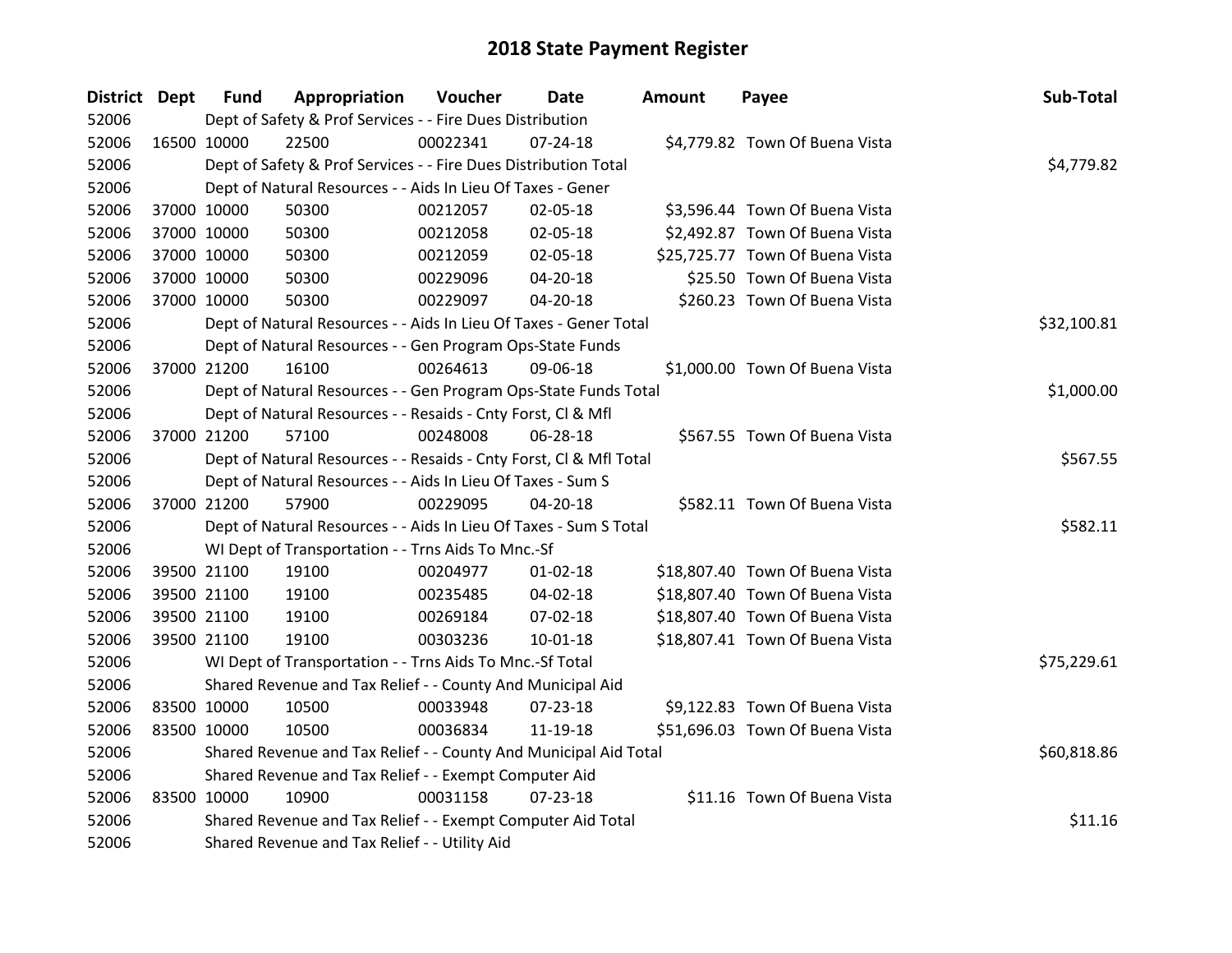# 2018 State Payment Register

| District | Dept | Fund | Appropriation | Voucher | Date | Amount | Payee | Sub-Total |
|---|---|---|---|---|---|---|---|---|
| 52006 | | Dept of Safety & Prof Services - - Fire Dues Distribution | | | | | | |
| 52006 | 16500 | 10000 | 22500 | 00022341 | 07-24-18 | $4,779.82 | Town Of Buena Vista | |
| 52006 | | Dept of Safety & Prof Services - - Fire Dues Distribution Total | | | | | | $4,779.82 |
| 52006 | | Dept of Natural Resources - - Aids In Lieu Of Taxes - Gener | | | | | | |
| 52006 | 37000 | 10000 | 50300 | 00212057 | 02-05-18 | $3,596.44 | Town Of Buena Vista | |
| 52006 | 37000 | 10000 | 50300 | 00212058 | 02-05-18 | $2,492.87 | Town Of Buena Vista | |
| 52006 | 37000 | 10000 | 50300 | 00212059 | 02-05-18 | $25,725.77 | Town Of Buena Vista | |
| 52006 | 37000 | 10000 | 50300 | 00229096 | 04-20-18 | $25.50 | Town Of Buena Vista | |
| 52006 | 37000 | 10000 | 50300 | 00229097 | 04-20-18 | $260.23 | Town Of Buena Vista | |
| 52006 | | Dept of Natural Resources - - Aids In Lieu Of Taxes - Gener Total | | | | | | $32,100.81 |
| 52006 | | Dept of Natural Resources - - Gen Program Ops-State Funds | | | | | | |
| 52006 | 37000 | 21200 | 16100 | 00264613 | 09-06-18 | $1,000.00 | Town Of Buena Vista | |
| 52006 | | Dept of Natural Resources - - Gen Program Ops-State Funds Total | | | | | | $1,000.00 |
| 52006 | | Dept of Natural Resources - - Resaids - Cnty Forst, Cl & Mfl | | | | | | |
| 52006 | 37000 | 21200 | 57100 | 00248008 | 06-28-18 | $567.55 | Town Of Buena Vista | |
| 52006 | | Dept of Natural Resources - - Resaids - Cnty Forst, Cl & Mfl Total | | | | | | $567.55 |
| 52006 | | Dept of Natural Resources - - Aids In Lieu Of Taxes - Sum S | | | | | | |
| 52006 | 37000 | 21200 | 57900 | 00229095 | 04-20-18 | $582.11 | Town Of Buena Vista | |
| 52006 | | Dept of Natural Resources - - Aids In Lieu Of Taxes - Sum S Total | | | | | | $582.11 |
| 52006 | | WI Dept of Transportation - - Trns Aids To Mnc.-Sf | | | | | | |
| 52006 | 39500 | 21100 | 19100 | 00204977 | 01-02-18 | $18,807.40 | Town Of Buena Vista | |
| 52006 | 39500 | 21100 | 19100 | 00235485 | 04-02-18 | $18,807.40 | Town Of Buena Vista | |
| 52006 | 39500 | 21100 | 19100 | 00269184 | 07-02-18 | $18,807.40 | Town Of Buena Vista | |
| 52006 | 39500 | 21100 | 19100 | 00303236 | 10-01-18 | $18,807.41 | Town Of Buena Vista | |
| 52006 | | WI Dept of Transportation - - Trns Aids To Mnc.-Sf Total | | | | | | $75,229.61 |
| 52006 | | Shared Revenue and Tax Relief - - County And Municipal Aid | | | | | | |
| 52006 | 83500 | 10000 | 10500 | 00033948 | 07-23-18 | $9,122.83 | Town Of Buena Vista | |
| 52006 | 83500 | 10000 | 10500 | 00036834 | 11-19-18 | $51,696.03 | Town Of Buena Vista | |
| 52006 | | Shared Revenue and Tax Relief - - County And Municipal Aid Total | | | | | | $60,818.86 |
| 52006 | | Shared Revenue and Tax Relief - - Exempt Computer Aid | | | | | | |
| 52006 | 83500 | 10000 | 10900 | 00031158 | 07-23-18 | $11.16 | Town Of Buena Vista | |
| 52006 | | Shared Revenue and Tax Relief - - Exempt Computer Aid Total | | | | | | $11.16 |
| 52006 | | Shared Revenue and Tax Relief - - Utility Aid | | | | | | |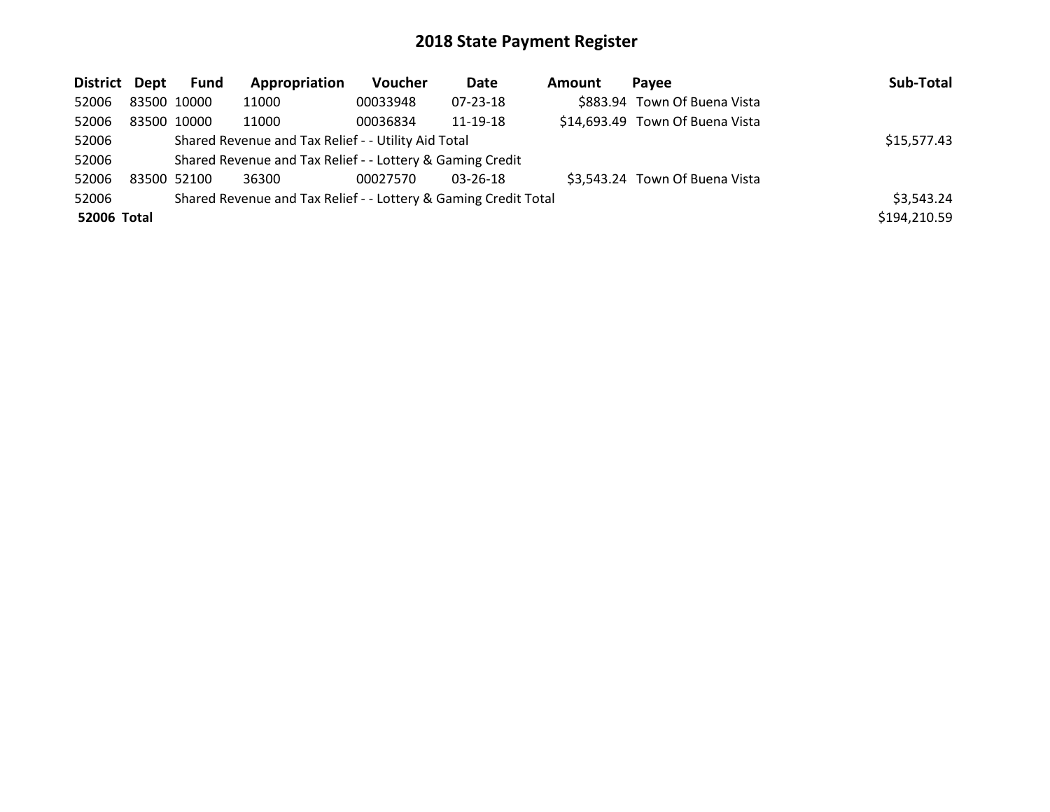# 2018 State Payment Register

| District | Dept | Fund | Appropriation | Voucher | Date | Amount | Payee | Sub-Total |
|---|---|---|---|---|---|---|---|---|
| 52006 | 83500 | 10000 | 11000 | 00033948 | 07-23-18 | $883.94 | Town Of Buena Vista | |
| 52006 | 83500 | 10000 | 11000 | 00036834 | 11-19-18 | $14,693.49 | Town Of Buena Vista | |
| 52006 | | Shared Revenue and Tax Relief - - Utility Aid Total | | | | | | $15,577.43 |
| 52006 | | Shared Revenue and Tax Relief - - Lottery & Gaming Credit | | | | | | |
| 52006 | 83500 | 52100 | 36300 | 00027570 | 03-26-18 | $3,543.24 | Town Of Buena Vista | |
| 52006 | | Shared Revenue and Tax Relief - - Lottery & Gaming Credit Total | | | | | | $3,543.24 |
| **52006** | **Total** | | | | | | | $194,210.59 |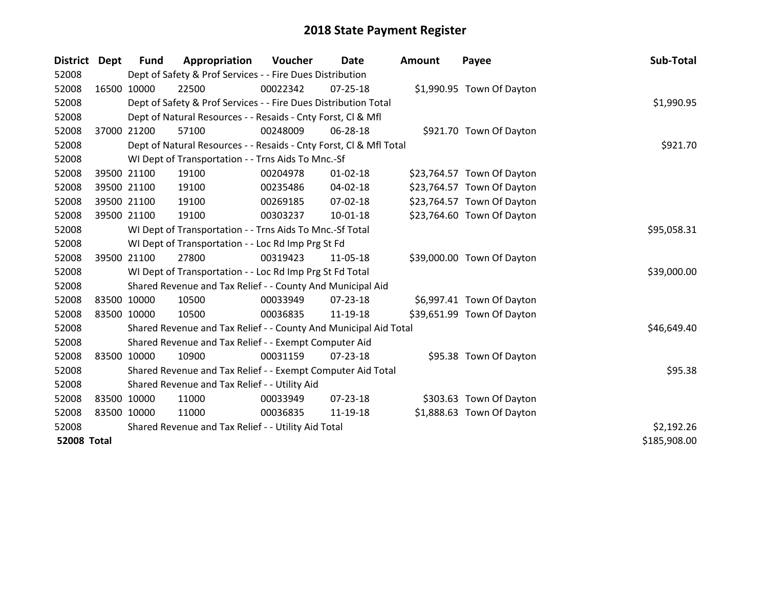# 2018 State Payment Register

| District | Dept | Fund | Appropriation | Voucher | Date | Amount | Payee | Sub-Total |
|---|---|---|---|---|---|---|---|---|
| 52008 | | Dept of Safety & Prof Services - - Fire Dues Distribution | | | | | | |
| 52008 | 16500 | 10000 | 22500 | 00022342 | 07-25-18 | $1,990.95 | Town Of Dayton | |
| 52008 | | Dept of Safety & Prof Services - - Fire Dues Distribution Total | | | | | | $1,990.95 |
| 52008 | | Dept of Natural Resources - - Resaids - Cnty Forst, Cl & Mfl | | | | | | |
| 52008 | 37000 | 21200 | 57100 | 00248009 | 06-28-18 | $921.70 | Town Of Dayton | |
| 52008 | | Dept of Natural Resources - - Resaids - Cnty Forst, Cl & Mfl Total | | | | | | $921.70 |
| 52008 | | WI Dept of Transportation - - Trns Aids To Mnc.-Sf | | | | | | |
| 52008 | 39500 | 21100 | 19100 | 00204978 | 01-02-18 | $23,764.57 | Town Of Dayton | |
| 52008 | 39500 | 21100 | 19100 | 00235486 | 04-02-18 | $23,764.57 | Town Of Dayton | |
| 52008 | 39500 | 21100 | 19100 | 00269185 | 07-02-18 | $23,764.57 | Town Of Dayton | |
| 52008 | 39500 | 21100 | 19100 | 00303237 | 10-01-18 | $23,764.60 | Town Of Dayton | |
| 52008 | | WI Dept of Transportation - - Trns Aids To Mnc.-Sf Total | | | | | | $95,058.31 |
| 52008 | | WI Dept of Transportation - - Loc Rd Imp Prg St Fd | | | | | | |
| 52008 | 39500 | 21100 | 27800 | 00319423 | 11-05-18 | $39,000.00 | Town Of Dayton | |
| 52008 | | WI Dept of Transportation - - Loc Rd Imp Prg St Fd Total | | | | | | $39,000.00 |
| 52008 | | Shared Revenue and Tax Relief - - County And Municipal Aid | | | | | | |
| 52008 | 83500 | 10000 | 10500 | 00033949 | 07-23-18 | $6,997.41 | Town Of Dayton | |
| 52008 | 83500 | 10000 | 10500 | 00036835 | 11-19-18 | $39,651.99 | Town Of Dayton | |
| 52008 | | Shared Revenue and Tax Relief - - County And Municipal Aid Total | | | | | | $46,649.40 |
| 52008 | | Shared Revenue and Tax Relief - - Exempt Computer Aid | | | | | | |
| 52008 | 83500 | 10000 | 10900 | 00031159 | 07-23-18 | $95.38 | Town Of Dayton | |
| 52008 | | Shared Revenue and Tax Relief - - Exempt Computer Aid Total | | | | | | $95.38 |
| 52008 | | Shared Revenue and Tax Relief - - Utility Aid | | | | | | |
| 52008 | 83500 | 10000 | 11000 | 00033949 | 07-23-18 | $303.63 | Town Of Dayton | |
| 52008 | 83500 | 10000 | 11000 | 00036835 | 11-19-18 | $1,888.63 | Town Of Dayton | |
| 52008 | | Shared Revenue and Tax Relief - - Utility Aid Total | | | | | | $2,192.26 |
| **52008 Total** | | | | | | | | $185,908.00 |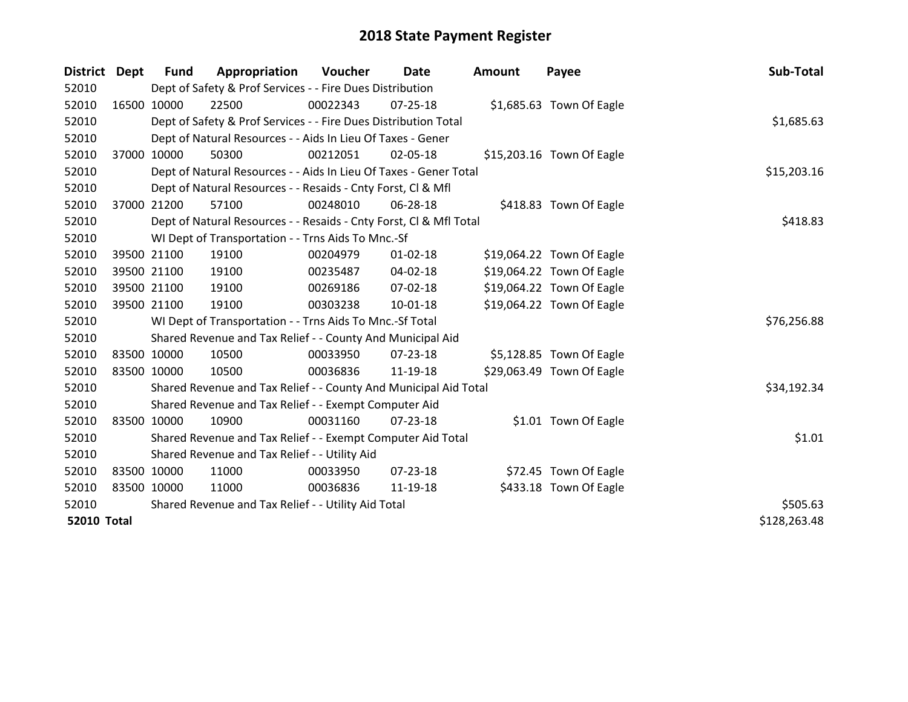# 2018 State Payment Register

| District | Dept | Fund | Appropriation | Voucher | Date | Amount | Payee | Sub-Total |
|---|---|---|---|---|---|---|---|---|
| 52010 | | Dept of Safety & Prof Services - - Fire Dues Distribution | | | | | | |
| 52010 | 16500 | 10000 | 22500 | 00022343 | 07-25-18 | $1,685.63 | Town Of Eagle | |
| 52010 | | Dept of Safety & Prof Services - - Fire Dues Distribution Total | | | | | | $1,685.63 |
| 52010 | | Dept of Natural Resources - - Aids In Lieu Of Taxes - Gener | | | | | | |
| 52010 | 37000 | 10000 | 50300 | 00212051 | 02-05-18 | $15,203.16 | Town Of Eagle | |
| 52010 | | Dept of Natural Resources - - Aids In Lieu Of Taxes - Gener Total | | | | | | $15,203.16 |
| 52010 | | Dept of Natural Resources - - Resaids - Cnty Forst, Cl & Mfl | | | | | | |
| 52010 | 37000 | 21200 | 57100 | 00248010 | 06-28-18 | $418.83 | Town Of Eagle | |
| 52010 | | Dept of Natural Resources - - Resaids - Cnty Forst, Cl & Mfl Total | | | | | | $418.83 |
| 52010 | | WI Dept of Transportation - - Trns Aids To Mnc.-Sf | | | | | | |
| 52010 | 39500 | 21100 | 19100 | 00204979 | 01-02-18 | $19,064.22 | Town Of Eagle | |
| 52010 | 39500 | 21100 | 19100 | 00235487 | 04-02-18 | $19,064.22 | Town Of Eagle | |
| 52010 | 39500 | 21100 | 19100 | 00269186 | 07-02-18 | $19,064.22 | Town Of Eagle | |
| 52010 | 39500 | 21100 | 19100 | 00303238 | 10-01-18 | $19,064.22 | Town Of Eagle | |
| 52010 | | WI Dept of Transportation - - Trns Aids To Mnc.-Sf Total | | | | | | $76,256.88 |
| 52010 | | Shared Revenue and Tax Relief - - County And Municipal Aid | | | | | | |
| 52010 | 83500 | 10000 | 10500 | 00033950 | 07-23-18 | $5,128.85 | Town Of Eagle | |
| 52010 | 83500 | 10000 | 10500 | 00036836 | 11-19-18 | $29,063.49 | Town Of Eagle | |
| 52010 | | Shared Revenue and Tax Relief - - County And Municipal Aid Total | | | | | | $34,192.34 |
| 52010 | | Shared Revenue and Tax Relief - - Exempt Computer Aid | | | | | | |
| 52010 | 83500 | 10000 | 10900 | 00031160 | 07-23-18 | $1.01 | Town Of Eagle | |
| 52010 | | Shared Revenue and Tax Relief - - Exempt Computer Aid Total | | | | | | $1.01 |
| 52010 | | Shared Revenue and Tax Relief - - Utility Aid | | | | | | |
| 52010 | 83500 | 10000 | 11000 | 00033950 | 07-23-18 | $72.45 | Town Of Eagle | |
| 52010 | 83500 | 10000 | 11000 | 00036836 | 11-19-18 | $433.18 | Town Of Eagle | |
| 52010 | | Shared Revenue and Tax Relief - - Utility Aid Total | | | | | | $505.63 |
| **52010 Total** | | | | | | | | $128,263.48 |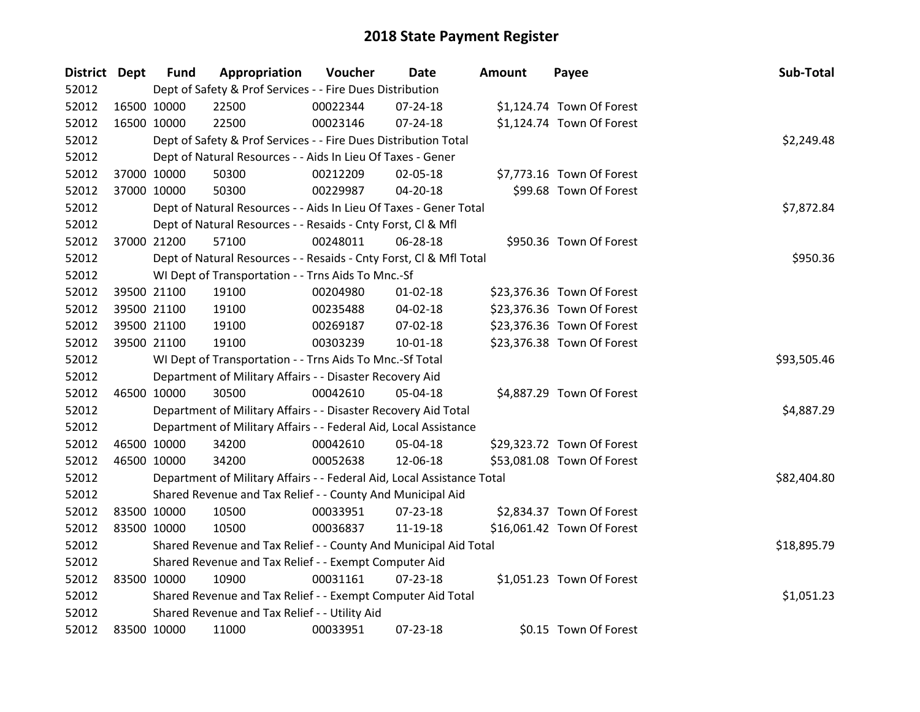# 2018 State Payment Register

| District | Dept | Fund | Appropriation | Voucher | Date | Amount | Payee | Sub-Total |
|---|---|---|---|---|---|---|---|---|
| 52012 | Dept of Safety & Prof Services - - Fire Dues Distribution | | | | | | | |
| 52012 | 16500 | 10000 | 22500 | 00022344 | 07-24-18 | $1,124.74 | Town Of Forest | |
| 52012 | 16500 | 10000 | 22500 | 00023146 | 07-24-18 | $1,124.74 | Town Of Forest | |
| 52012 | Dept of Safety & Prof Services - - Fire Dues Distribution Total | | | | | | | $2,249.48 |
| 52012 | Dept of Natural Resources - - Aids In Lieu Of Taxes - Gener | | | | | | | |
| 52012 | 37000 | 10000 | 50300 | 00212209 | 02-05-18 | $7,773.16 | Town Of Forest | |
| 52012 | 37000 | 10000 | 50300 | 00229987 | 04-20-18 | $99.68 | Town Of Forest | |
| 52012 | Dept of Natural Resources - - Aids In Lieu Of Taxes - Gener Total | | | | | | | $7,872.84 |
| 52012 | Dept of Natural Resources - - Resaids - Cnty Forst, Cl & Mfl | | | | | | | |
| 52012 | 37000 | 21200 | 57100 | 00248011 | 06-28-18 | $950.36 | Town Of Forest | |
| 52012 | Dept of Natural Resources - - Resaids - Cnty Forst, Cl & Mfl Total | | | | | | | $950.36 |
| 52012 | WI Dept of Transportation - - Trns Aids To Mnc.-Sf | | | | | | | |
| 52012 | 39500 | 21100 | 19100 | 00204980 | 01-02-18 | $23,376.36 | Town Of Forest | |
| 52012 | 39500 | 21100 | 19100 | 00235488 | 04-02-18 | $23,376.36 | Town Of Forest | |
| 52012 | 39500 | 21100 | 19100 | 00269187 | 07-02-18 | $23,376.36 | Town Of Forest | |
| 52012 | 39500 | 21100 | 19100 | 00303239 | 10-01-18 | $23,376.38 | Town Of Forest | |
| 52012 | WI Dept of Transportation - - Trns Aids To Mnc.-Sf Total | | | | | | | $93,505.46 |
| 52012 | Department of Military Affairs - - Disaster Recovery Aid | | | | | | | |
| 52012 | 46500 | 10000 | 30500 | 00042610 | 05-04-18 | $4,887.29 | Town Of Forest | |
| 52012 | Department of Military Affairs - - Disaster Recovery Aid Total | | | | | | | $4,887.29 |
| 52012 | Department of Military Affairs - - Federal Aid, Local Assistance | | | | | | | |
| 52012 | 46500 | 10000 | 34200 | 00042610 | 05-04-18 | $29,323.72 | Town Of Forest | |
| 52012 | 46500 | 10000 | 34200 | 00052638 | 12-06-18 | $53,081.08 | Town Of Forest | |
| 52012 | Department of Military Affairs - - Federal Aid, Local Assistance Total | | | | | | | $82,404.80 |
| 52012 | Shared Revenue and Tax Relief - - County And Municipal Aid | | | | | | | |
| 52012 | 83500 | 10000 | 10500 | 00033951 | 07-23-18 | $2,834.37 | Town Of Forest | |
| 52012 | 83500 | 10000 | 10500 | 00036837 | 11-19-18 | $16,061.42 | Town Of Forest | |
| 52012 | Shared Revenue and Tax Relief - - County And Municipal Aid Total | | | | | | | $18,895.79 |
| 52012 | Shared Revenue and Tax Relief - - Exempt Computer Aid | | | | | | | |
| 52012 | 83500 | 10000 | 10900 | 00031161 | 07-23-18 | $1,051.23 | Town Of Forest | |
| 52012 | Shared Revenue and Tax Relief - - Exempt Computer Aid Total | | | | | | | $1,051.23 |
| 52012 | Shared Revenue and Tax Relief - - Utility Aid | | | | | | | |
| 52012 | 83500 | 10000 | 11000 | 00033951 | 07-23-18 | $0.15 | Town Of Forest | |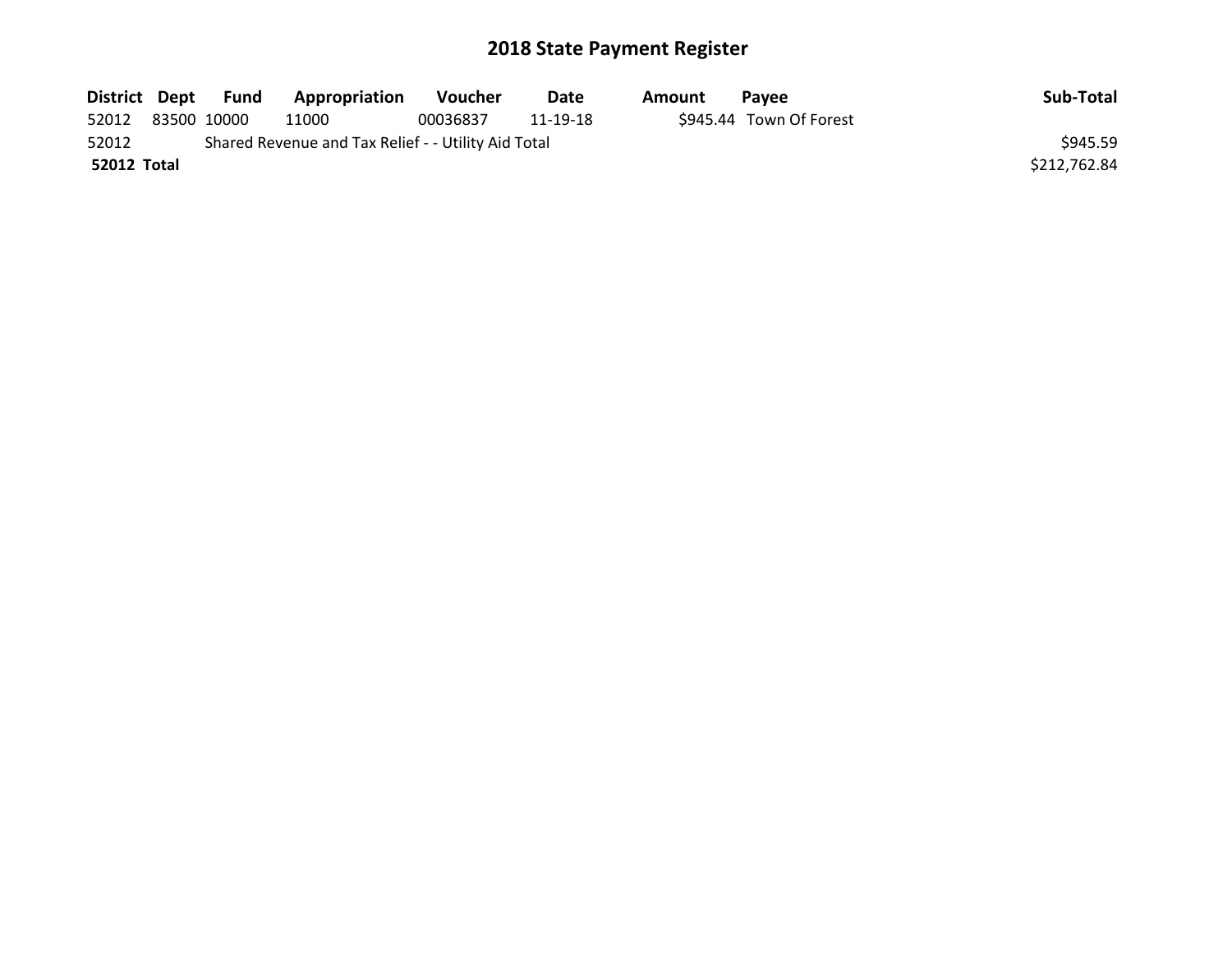## 2018 State Payment Register

| District | Dept | Fund | Appropriation | Voucher | Date | Amount | Payee | Sub-Total |
|---|---|---|---|---|---|---|---|---|
| 52012 | 83500 | 10000 | 11000 | 00036837 | 11-19-18 | $945.44 | Town Of Forest | |
| 52012 | | Shared Revenue and Tax Relief - - Utility Aid Total | | | | | | $945.59 |
| **52012** | **Total** | | | | | | | $212,762.84 |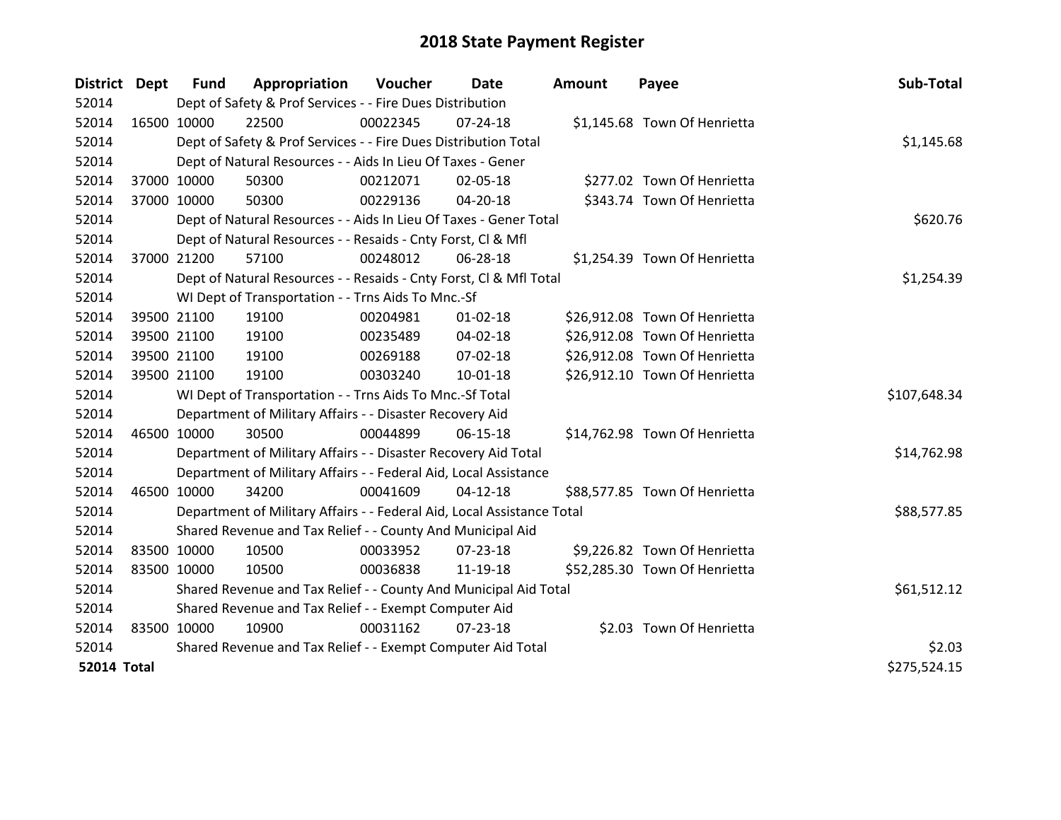# 2018 State Payment Register

| District | Dept | Fund | Appropriation | Voucher | Date | Amount | Payee | Sub-Total |
|---|---|---|---|---|---|---|---|---|
| 52014 | | Dept of Safety & Prof Services - - Fire Dues Distribution | | | | | | |
| 52014 | 16500 | 10000 | 22500 | 00022345 | 07-24-18 | $1,145.68 | Town Of Henrietta | |
| 52014 | | Dept of Safety & Prof Services - - Fire Dues Distribution Total | | | | | | $1,145.68 |
| 52014 | | Dept of Natural Resources - - Aids In Lieu Of Taxes - Gener | | | | | | |
| 52014 | 37000 | 10000 | 50300 | 00212071 | 02-05-18 | $277.02 | Town Of Henrietta | |
| 52014 | 37000 | 10000 | 50300 | 00229136 | 04-20-18 | $343.74 | Town Of Henrietta | |
| 52014 | | Dept of Natural Resources - - Aids In Lieu Of Taxes - Gener Total | | | | | | $620.76 |
| 52014 | | Dept of Natural Resources - - Resaids - Cnty Forst, Cl & Mfl | | | | | | |
| 52014 | 37000 | 21200 | 57100 | 00248012 | 06-28-18 | $1,254.39 | Town Of Henrietta | |
| 52014 | | Dept of Natural Resources - - Resaids - Cnty Forst, Cl & Mfl Total | | | | | | $1,254.39 |
| 52014 | | WI Dept of Transportation - - Trns Aids To Mnc.-Sf | | | | | | |
| 52014 | 39500 | 21100 | 19100 | 00204981 | 01-02-18 | $26,912.08 | Town Of Henrietta | |
| 52014 | 39500 | 21100 | 19100 | 00235489 | 04-02-18 | $26,912.08 | Town Of Henrietta | |
| 52014 | 39500 | 21100 | 19100 | 00269188 | 07-02-18 | $26,912.08 | Town Of Henrietta | |
| 52014 | 39500 | 21100 | 19100 | 00303240 | 10-01-18 | $26,912.10 | Town Of Henrietta | |
| 52014 | | WI Dept of Transportation - - Trns Aids To Mnc.-Sf Total | | | | | | $107,648.34 |
| 52014 | | Department of Military Affairs - - Disaster Recovery Aid | | | | | | |
| 52014 | 46500 | 10000 | 30500 | 00044899 | 06-15-18 | $14,762.98 | Town Of Henrietta | |
| 52014 | | Department of Military Affairs - - Disaster Recovery Aid Total | | | | | | $14,762.98 |
| 52014 | | Department of Military Affairs - - Federal Aid, Local Assistance | | | | | | |
| 52014 | 46500 | 10000 | 34200 | 00041609 | 04-12-18 | $88,577.85 | Town Of Henrietta | |
| 52014 | | Department of Military Affairs - - Federal Aid, Local Assistance Total | | | | | | $88,577.85 |
| 52014 | | Shared Revenue and Tax Relief - - County And Municipal Aid | | | | | | |
| 52014 | 83500 | 10000 | 10500 | 00033952 | 07-23-18 | $9,226.82 | Town Of Henrietta | |
| 52014 | 83500 | 10000 | 10500 | 00036838 | 11-19-18 | $52,285.30 | Town Of Henrietta | |
| 52014 | | Shared Revenue and Tax Relief - - County And Municipal Aid Total | | | | | | $61,512.12 |
| 52014 | | Shared Revenue and Tax Relief - - Exempt Computer Aid | | | | | | |
| 52014 | 83500 | 10000 | 10900 | 00031162 | 07-23-18 | $2.03 | Town Of Henrietta | |
| 52014 | | Shared Revenue and Tax Relief - - Exempt Computer Aid Total | | | | | | $2.03 |
| **52014 Total** | | | | | | | | $275,524.15 |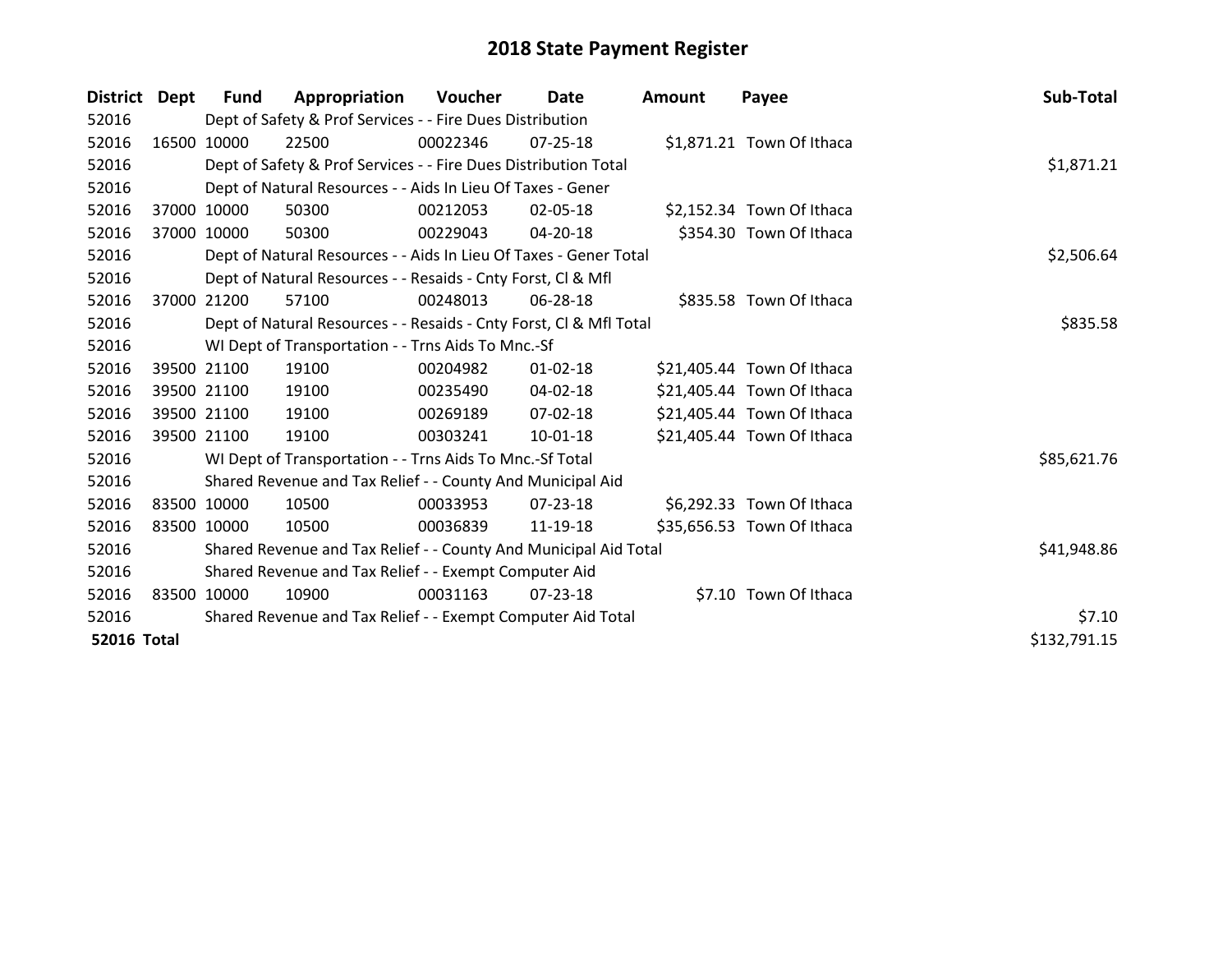# 2018 State Payment Register

| District | Dept | Fund | Appropriation | Voucher | Date | Amount | Payee | Sub-Total |
|---|---|---|---|---|---|---|---|---|
| 52016 | | Dept of Safety & Prof Services - - Fire Dues Distribution | | | | | | |
| 52016 | 16500 | 10000 | 22500 | 00022346 | 07-25-18 | $1,871.21 | Town Of Ithaca | |
| 52016 | | Dept of Safety & Prof Services - - Fire Dues Distribution Total | | | | | | $1,871.21 |
| 52016 | | Dept of Natural Resources - - Aids In Lieu Of Taxes - Gener | | | | | | |
| 52016 | 37000 | 10000 | 50300 | 00212053 | 02-05-18 | $2,152.34 | Town Of Ithaca | |
| 52016 | 37000 | 10000 | 50300 | 00229043 | 04-20-18 | $354.30 | Town Of Ithaca | |
| 52016 | | Dept of Natural Resources - - Aids In Lieu Of Taxes - Gener Total | | | | | | $2,506.64 |
| 52016 | | Dept of Natural Resources - - Resaids - Cnty Forst, Cl & Mfl | | | | | | |
| 52016 | 37000 | 21200 | 57100 | 00248013 | 06-28-18 | $835.58 | Town Of Ithaca | |
| 52016 | | Dept of Natural Resources - - Resaids - Cnty Forst, Cl & Mfl Total | | | | | | $835.58 |
| 52016 | | WI Dept of Transportation - - Trns Aids To Mnc.-Sf | | | | | | |
| 52016 | 39500 | 21100 | 19100 | 00204982 | 01-02-18 | $21,405.44 | Town Of Ithaca | |
| 52016 | 39500 | 21100 | 19100 | 00235490 | 04-02-18 | $21,405.44 | Town Of Ithaca | |
| 52016 | 39500 | 21100 | 19100 | 00269189 | 07-02-18 | $21,405.44 | Town Of Ithaca | |
| 52016 | 39500 | 21100 | 19100 | 00303241 | 10-01-18 | $21,405.44 | Town Of Ithaca | |
| 52016 | | WI Dept of Transportation - - Trns Aids To Mnc.-Sf Total | | | | | | $85,621.76 |
| 52016 | | Shared Revenue and Tax Relief - - County And Municipal Aid | | | | | | |
| 52016 | 83500 | 10000 | 10500 | 00033953 | 07-23-18 | $6,292.33 | Town Of Ithaca | |
| 52016 | 83500 | 10000 | 10500 | 00036839 | 11-19-18 | $35,656.53 | Town Of Ithaca | |
| 52016 | | Shared Revenue and Tax Relief - - County And Municipal Aid Total | | | | | | $41,948.86 |
| 52016 | | Shared Revenue and Tax Relief - - Exempt Computer Aid | | | | | | |
| 52016 | 83500 | 10000 | 10900 | 00031163 | 07-23-18 | $7.10 | Town Of Ithaca | |
| 52016 | | Shared Revenue and Tax Relief - - Exempt Computer Aid Total | | | | | | $7.10 |
| **52016 Total** | | | | | | | | $132,791.15 |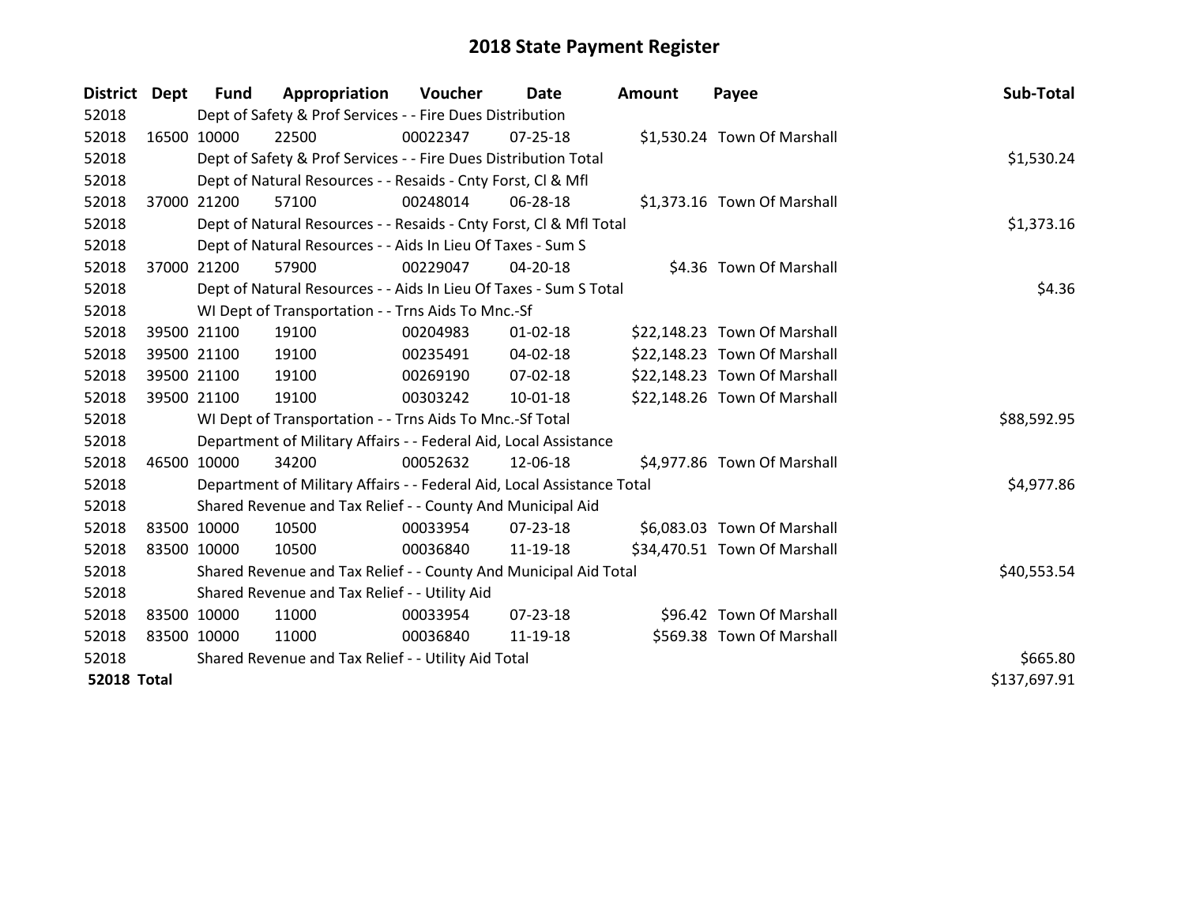# 2018 State Payment Register

| District | Dept | Fund | Appropriation | Voucher | Date | Amount | Payee | Sub-Total |
|---|---|---|---|---|---|---|---|---|
| 52018 | | Dept of Safety & Prof Services - - Fire Dues Distribution | | | | | | |
| 52018 | 16500 | 10000 | 22500 | 00022347 | 07-25-18 | $1,530.24 | Town Of Marshall | |
| 52018 | | Dept of Safety & Prof Services - - Fire Dues Distribution Total | | | | | | $1,530.24 |
| 52018 | | Dept of Natural Resources - - Resaids - Cnty Forst, Cl & Mfl | | | | | | |
| 52018 | 37000 | 21200 | 57100 | 00248014 | 06-28-18 | $1,373.16 | Town Of Marshall | |
| 52018 | | Dept of Natural Resources - - Resaids - Cnty Forst, Cl & Mfl Total | | | | | | $1,373.16 |
| 52018 | | Dept of Natural Resources - - Aids In Lieu Of Taxes - Sum S | | | | | | |
| 52018 | 37000 | 21200 | 57900 | 00229047 | 04-20-18 | $4.36 | Town Of Marshall | |
| 52018 | | Dept of Natural Resources - - Aids In Lieu Of Taxes - Sum S Total | | | | | | $4.36 |
| 52018 | | WI Dept of Transportation - - Trns Aids To Mnc.-Sf | | | | | | |
| 52018 | 39500 | 21100 | 19100 | 00204983 | 01-02-18 | $22,148.23 | Town Of Marshall | |
| 52018 | 39500 | 21100 | 19100 | 00235491 | 04-02-18 | $22,148.23 | Town Of Marshall | |
| 52018 | 39500 | 21100 | 19100 | 00269190 | 07-02-18 | $22,148.23 | Town Of Marshall | |
| 52018 | 39500 | 21100 | 19100 | 00303242 | 10-01-18 | $22,148.26 | Town Of Marshall | |
| 52018 | | WI Dept of Transportation - - Trns Aids To Mnc.-Sf Total | | | | | | $88,592.95 |
| 52018 | | Department of Military Affairs - - Federal Aid, Local Assistance | | | | | | |
| 52018 | 46500 | 10000 | 34200 | 00052632 | 12-06-18 | $4,977.86 | Town Of Marshall | |
| 52018 | | Department of Military Affairs - - Federal Aid, Local Assistance Total | | | | | | $4,977.86 |
| 52018 | | Shared Revenue and Tax Relief - - County And Municipal Aid | | | | | | |
| 52018 | 83500 | 10000 | 10500 | 00033954 | 07-23-18 | $6,083.03 | Town Of Marshall | |
| 52018 | 83500 | 10000 | 10500 | 00036840 | 11-19-18 | $34,470.51 | Town Of Marshall | |
| 52018 | | Shared Revenue and Tax Relief - - County And Municipal Aid Total | | | | | | $40,553.54 |
| 52018 | | Shared Revenue and Tax Relief - - Utility Aid | | | | | | |
| 52018 | 83500 | 10000 | 11000 | 00033954 | 07-23-18 | $96.42 | Town Of Marshall | |
| 52018 | 83500 | 10000 | 11000 | 00036840 | 11-19-18 | $569.38 | Town Of Marshall | |
| 52018 | | Shared Revenue and Tax Relief - - Utility Aid Total | | | | | | $665.80 |
| **52018 Total** | | | | | | | | $137,697.91 |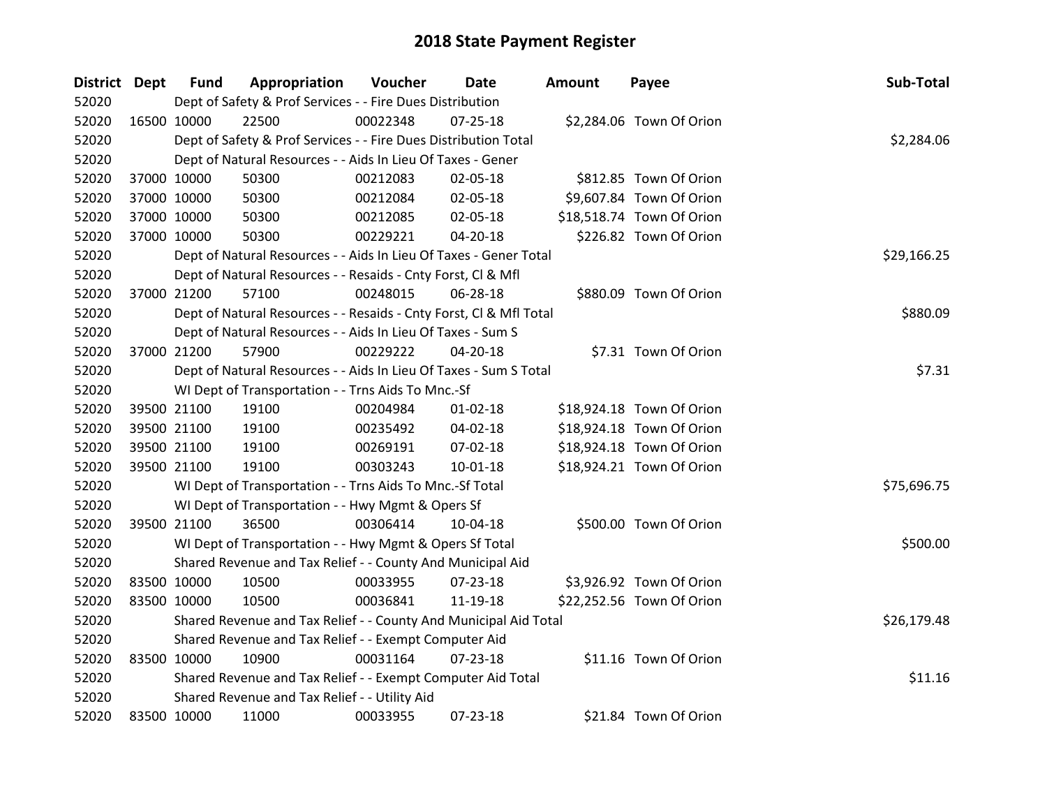# 2018 State Payment Register

| District | Dept | Fund | Appropriation | Voucher | Date | Amount | Payee | Sub-Total |
|---|---|---|---|---|---|---|---|---|
| 52020 | | Dept of Safety & Prof Services - - Fire Dues Distribution | | | | | | |
| 52020 | 16500 | 10000 | 22500 | 00022348 | 07-25-18 | $2,284.06 | Town Of Orion | |
| 52020 | | Dept of Safety & Prof Services - - Fire Dues Distribution Total | | | | | | $2,284.06 |
| 52020 | | Dept of Natural Resources - - Aids In Lieu Of Taxes - Gener | | | | | | |
| 52020 | 37000 | 10000 | 50300 | 00212083 | 02-05-18 | $812.85 | Town Of Orion | |
| 52020 | 37000 | 10000 | 50300 | 00212084 | 02-05-18 | $9,607.84 | Town Of Orion | |
| 52020 | 37000 | 10000 | 50300 | 00212085 | 02-05-18 | $18,518.74 | Town Of Orion | |
| 52020 | 37000 | 10000 | 50300 | 00229221 | 04-20-18 | $226.82 | Town Of Orion | |
| 52020 | | Dept of Natural Resources - - Aids In Lieu Of Taxes - Gener Total | | | | | | $29,166.25 |
| 52020 | | Dept of Natural Resources - - Resaids - Cnty Forst, Cl & Mfl | | | | | | |
| 52020 | 37000 | 21200 | 57100 | 00248015 | 06-28-18 | $880.09 | Town Of Orion | |
| 52020 | | Dept of Natural Resources - - Resaids - Cnty Forst, Cl & Mfl Total | | | | | | $880.09 |
| 52020 | | Dept of Natural Resources - - Aids In Lieu Of Taxes - Sum S | | | | | | |
| 52020 | 37000 | 21200 | 57900 | 00229222 | 04-20-18 | $7.31 | Town Of Orion | |
| 52020 | | Dept of Natural Resources - - Aids In Lieu Of Taxes - Sum S Total | | | | | | $7.31 |
| 52020 | | WI Dept of Transportation - - Trns Aids To Mnc.-Sf | | | | | | |
| 52020 | 39500 | 21100 | 19100 | 00204984 | 01-02-18 | $18,924.18 | Town Of Orion | |
| 52020 | 39500 | 21100 | 19100 | 00235492 | 04-02-18 | $18,924.18 | Town Of Orion | |
| 52020 | 39500 | 21100 | 19100 | 00269191 | 07-02-18 | $18,924.18 | Town Of Orion | |
| 52020 | 39500 | 21100 | 19100 | 00303243 | 10-01-18 | $18,924.21 | Town Of Orion | |
| 52020 | | WI Dept of Transportation - - Trns Aids To Mnc.-Sf Total | | | | | | $75,696.75 |
| 52020 | | WI Dept of Transportation - - Hwy Mgmt & Opers Sf | | | | | | |
| 52020 | 39500 | 21100 | 36500 | 00306414 | 10-04-18 | $500.00 | Town Of Orion | |
| 52020 | | WI Dept of Transportation - - Hwy Mgmt & Opers Sf Total | | | | | | $500.00 |
| 52020 | | Shared Revenue and Tax Relief - - County And Municipal Aid | | | | | | |
| 52020 | 83500 | 10000 | 10500 | 00033955 | 07-23-18 | $3,926.92 | Town Of Orion | |
| 52020 | 83500 | 10000 | 10500 | 00036841 | 11-19-18 | $22,252.56 | Town Of Orion | |
| 52020 | | Shared Revenue and Tax Relief - - County And Municipal Aid Total | | | | | | $26,179.48 |
| 52020 | | Shared Revenue and Tax Relief - - Exempt Computer Aid | | | | | | |
| 52020 | 83500 | 10000 | 10900 | 00031164 | 07-23-18 | $11.16 | Town Of Orion | |
| 52020 | | Shared Revenue and Tax Relief - - Exempt Computer Aid Total | | | | | | $11.16 |
| 52020 | | Shared Revenue and Tax Relief - - Utility Aid | | | | | | |
| 52020 | 83500 | 10000 | 11000 | 00033955 | 07-23-18 | $21.84 | Town Of Orion | |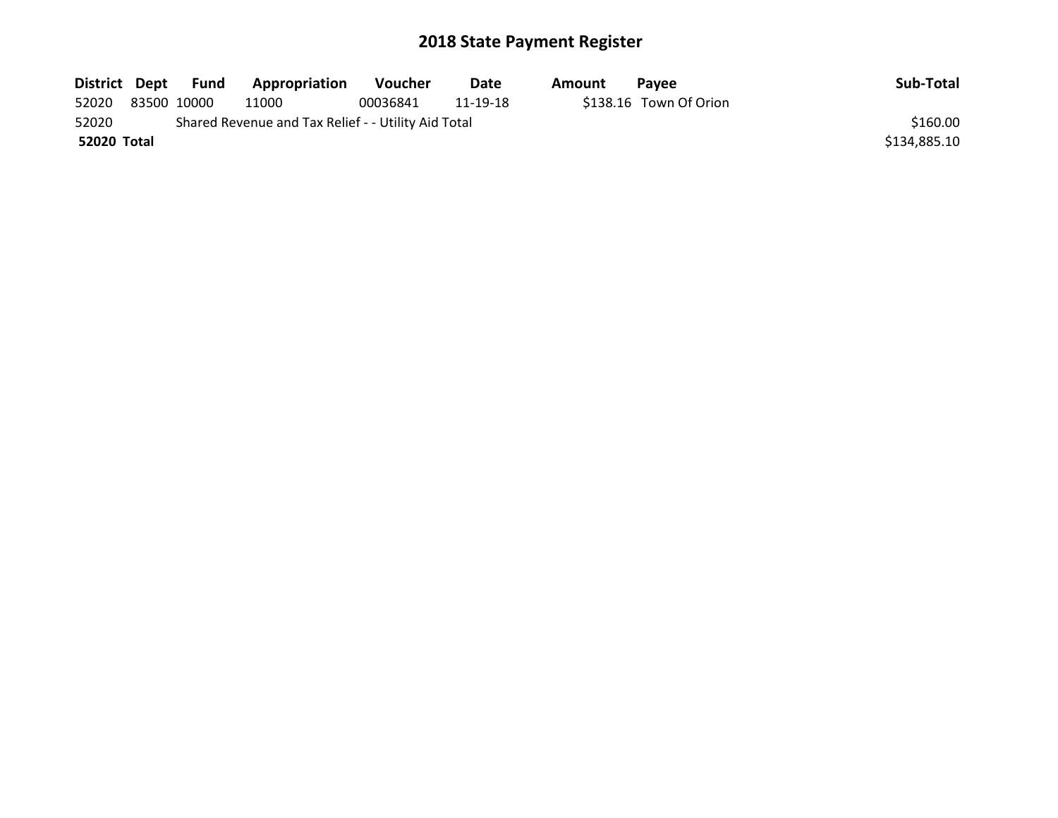# 2018 State Payment Register

| District | Dept | Fund | Appropriation | Voucher | Date | Amount | Payee | Sub-Total |
|---|---|---|---|---|---|---|---|---|
| 52020 | 83500 | 10000 | 11000 | 00036841 | 11-19-18 | $138.16 | Town Of Orion | |
| 52020 | Shared Revenue and Tax Relief - - Utility Aid Total | | | | | | | $160.00 |
| **52020 Total** | | | | | | | | $134,885.10 |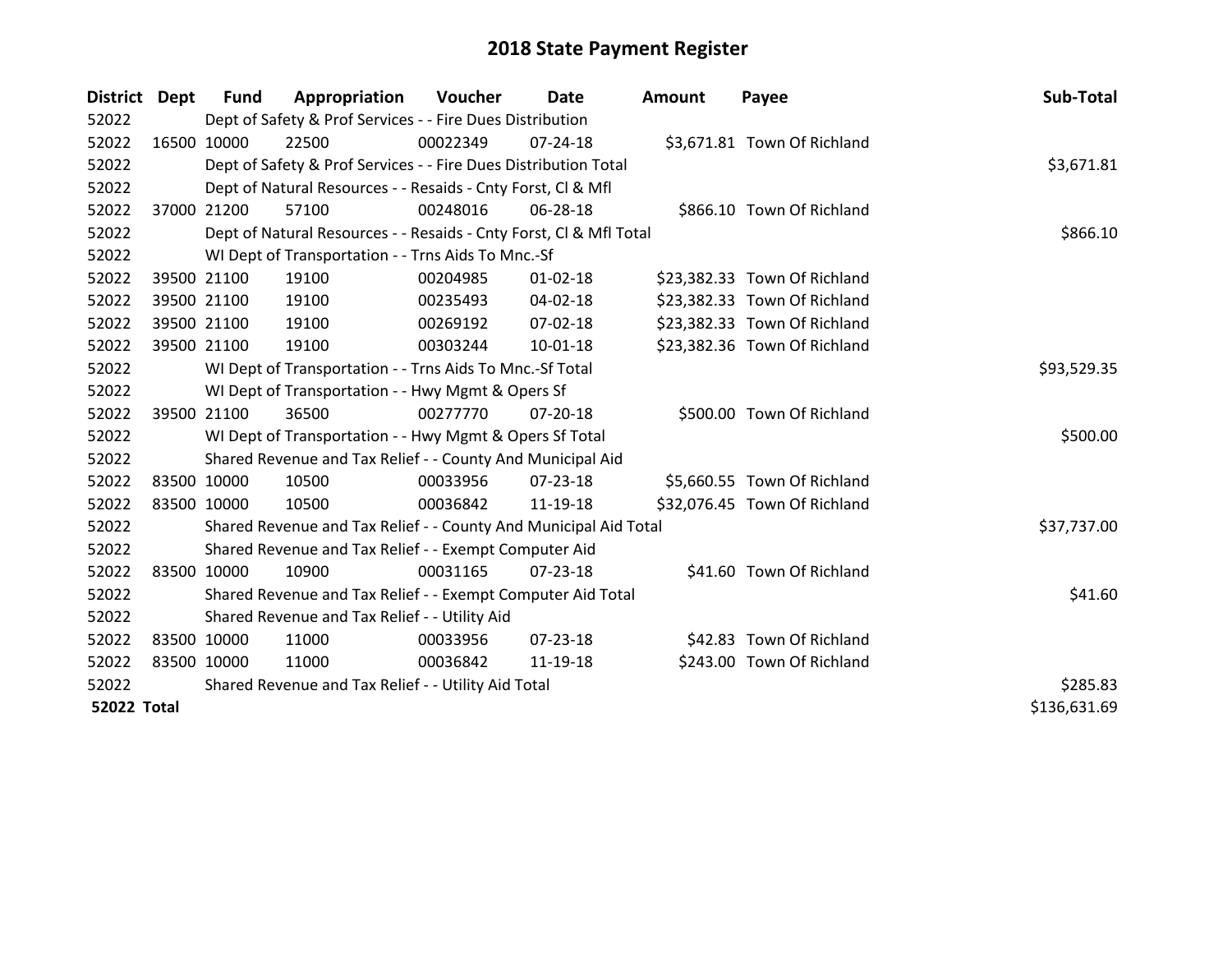# 2018 State Payment Register

| District | Dept | Fund | Appropriation | Voucher | Date | Amount | Payee | Sub-Total |
|---|---|---|---|---|---|---|---|---|
| 52022 | | Dept of Safety & Prof Services - - Fire Dues Distribution | | | | | | |
| 52022 | 16500 | 10000 | 22500 | 00022349 | 07-24-18 | $3,671.81 | Town Of Richland | |
| 52022 | | Dept of Safety & Prof Services - - Fire Dues Distribution Total | | | | | | $3,671.81 |
| 52022 | | Dept of Natural Resources - - Resaids - Cnty Forst, Cl & Mfl | | | | | | |
| 52022 | 37000 | 21200 | 57100 | 00248016 | 06-28-18 | $866.10 | Town Of Richland | |
| 52022 | | Dept of Natural Resources - - Resaids - Cnty Forst, Cl & Mfl Total | | | | | | $866.10 |
| 52022 | | WI Dept of Transportation - - Trns Aids To Mnc.-Sf | | | | | | |
| 52022 | 39500 | 21100 | 19100 | 00204985 | 01-02-18 | $23,382.33 | Town Of Richland | |
| 52022 | 39500 | 21100 | 19100 | 00235493 | 04-02-18 | $23,382.33 | Town Of Richland | |
| 52022 | 39500 | 21100 | 19100 | 00269192 | 07-02-18 | $23,382.33 | Town Of Richland | |
| 52022 | 39500 | 21100 | 19100 | 00303244 | 10-01-18 | $23,382.36 | Town Of Richland | |
| 52022 | | WI Dept of Transportation - - Trns Aids To Mnc.-Sf Total | | | | | | $93,529.35 |
| 52022 | | WI Dept of Transportation - - Hwy Mgmt & Opers Sf | | | | | | |
| 52022 | 39500 | 21100 | 36500 | 00277770 | 07-20-18 | $500.00 | Town Of Richland | |
| 52022 | | WI Dept of Transportation - - Hwy Mgmt & Opers Sf Total | | | | | | $500.00 |
| 52022 | | Shared Revenue and Tax Relief - - County And Municipal Aid | | | | | | |
| 52022 | 83500 | 10000 | 10500 | 00033956 | 07-23-18 | $5,660.55 | Town Of Richland | |
| 52022 | 83500 | 10000 | 10500 | 00036842 | 11-19-18 | $32,076.45 | Town Of Richland | |
| 52022 | | Shared Revenue and Tax Relief - - County And Municipal Aid Total | | | | | | $37,737.00 |
| 52022 | | Shared Revenue and Tax Relief - - Exempt Computer Aid | | | | | | |
| 52022 | 83500 | 10000 | 10900 | 00031165 | 07-23-18 | $41.60 | Town Of Richland | |
| 52022 | | Shared Revenue and Tax Relief - - Exempt Computer Aid Total | | | | | | $41.60 |
| 52022 | | Shared Revenue and Tax Relief - - Utility Aid | | | | | | |
| 52022 | 83500 | 10000 | 11000 | 00033956 | 07-23-18 | $42.83 | Town Of Richland | |
| 52022 | 83500 | 10000 | 11000 | 00036842 | 11-19-18 | $243.00 | Town Of Richland | |
| 52022 | | Shared Revenue and Tax Relief - - Utility Aid Total | | | | | | $285.83 |
| **52022 Total** | | | | | | | | $136,631.69 |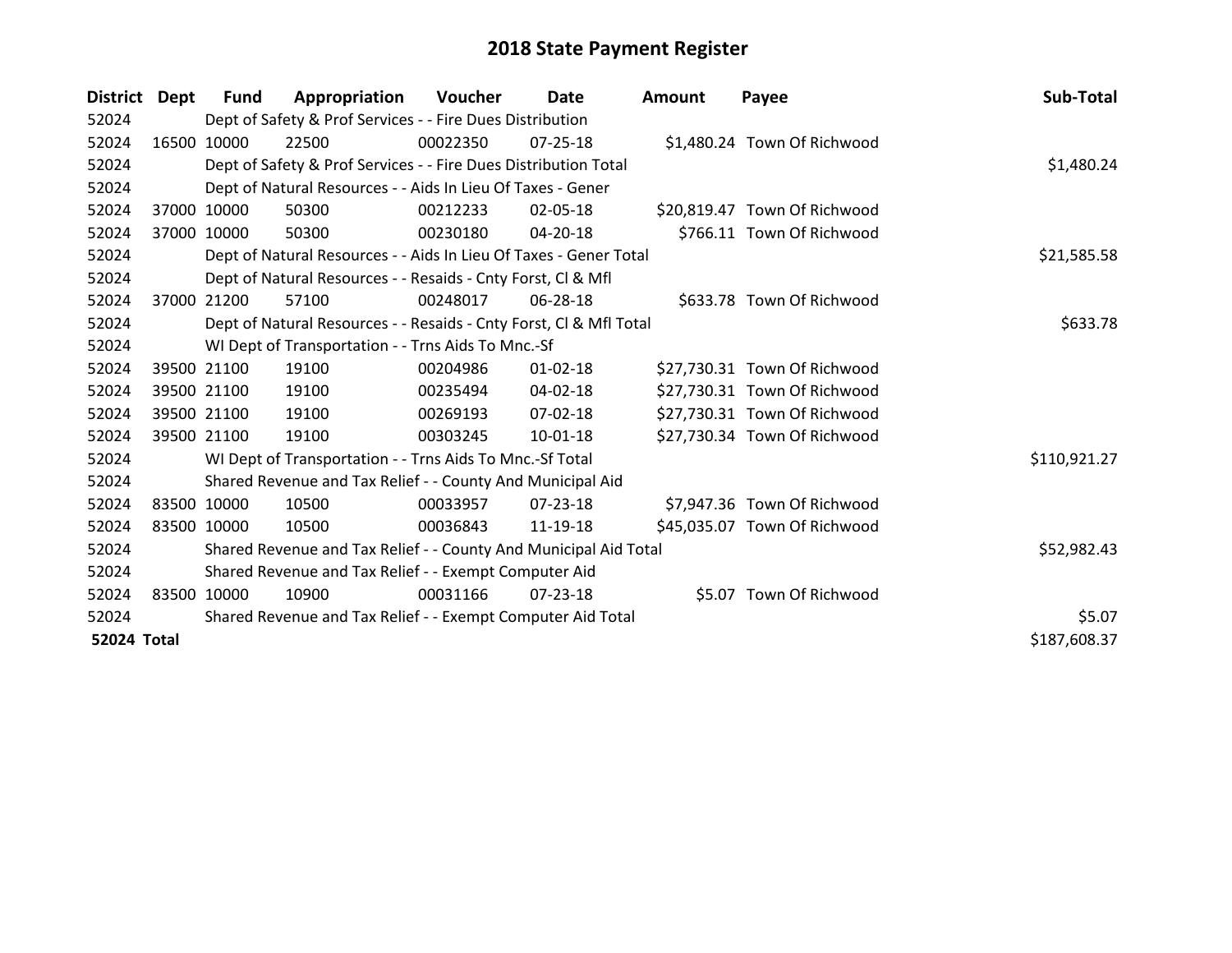# 2018 State Payment Register

| District | Dept | Fund | Appropriation | Voucher | Date | Amount | Payee | Sub-Total |
|---|---|---|---|---|---|---|---|---|
| 52024 | | Dept of Safety & Prof Services - - Fire Dues Distribution | | | | | | |
| 52024 | 16500 | 10000 | 22500 | 00022350 | 07-25-18 | $1,480.24 | Town Of Richwood | |
| 52024 | | Dept of Safety & Prof Services - - Fire Dues Distribution Total | | | | | | $1,480.24 |
| 52024 | | Dept of Natural Resources - - Aids In Lieu Of Taxes - Gener | | | | | | |
| 52024 | 37000 | 10000 | 50300 | 00212233 | 02-05-18 | $20,819.47 | Town Of Richwood | |
| 52024 | 37000 | 10000 | 50300 | 00230180 | 04-20-18 | $766.11 | Town Of Richwood | |
| 52024 | | Dept of Natural Resources - - Aids In Lieu Of Taxes - Gener Total | | | | | | $21,585.58 |
| 52024 | | Dept of Natural Resources - - Resaids - Cnty Forst, Cl & Mfl | | | | | | |
| 52024 | 37000 | 21200 | 57100 | 00248017 | 06-28-18 | $633.78 | Town Of Richwood | |
| 52024 | | Dept of Natural Resources - - Resaids - Cnty Forst, Cl & Mfl Total | | | | | | $633.78 |
| 52024 | | WI Dept of Transportation - - Trns Aids To Mnc.-Sf | | | | | | |
| 52024 | 39500 | 21100 | 19100 | 00204986 | 01-02-18 | $27,730.31 | Town Of Richwood | |
| 52024 | 39500 | 21100 | 19100 | 00235494 | 04-02-18 | $27,730.31 | Town Of Richwood | |
| 52024 | 39500 | 21100 | 19100 | 00269193 | 07-02-18 | $27,730.31 | Town Of Richwood | |
| 52024 | 39500 | 21100 | 19100 | 00303245 | 10-01-18 | $27,730.34 | Town Of Richwood | |
| 52024 | | WI Dept of Transportation - - Trns Aids To Mnc.-Sf Total | | | | | | $110,921.27 |
| 52024 | | Shared Revenue and Tax Relief - - County And Municipal Aid | | | | | | |
| 52024 | 83500 | 10000 | 10500 | 00033957 | 07-23-18 | $7,947.36 | Town Of Richwood | |
| 52024 | 83500 | 10000 | 10500 | 00036843 | 11-19-18 | $45,035.07 | Town Of Richwood | |
| 52024 | | Shared Revenue and Tax Relief - - County And Municipal Aid Total | | | | | | $52,982.43 |
| 52024 | | Shared Revenue and Tax Relief - - Exempt Computer Aid | | | | | | |
| 52024 | 83500 | 10000 | 10900 | 00031166 | 07-23-18 | $5.07 | Town Of Richwood | |
| 52024 | | Shared Revenue and Tax Relief - - Exempt Computer Aid Total | | | | | | $5.07 |
| **52024 Total** | | | | | | | | $187,608.37 |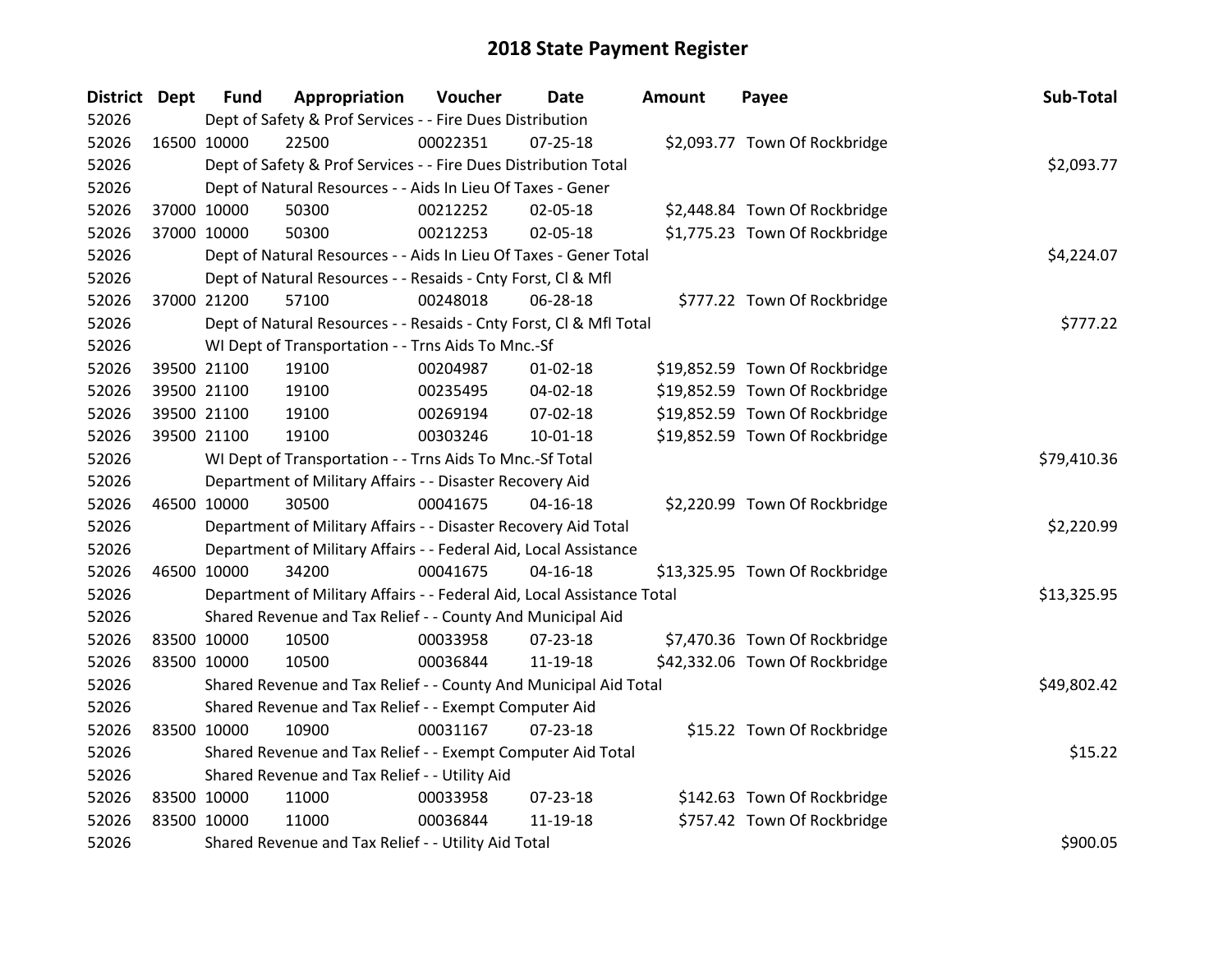# 2018 State Payment Register

| District | Dept | Fund | Appropriation | Voucher | Date | Amount | Payee | Sub-Total |
|---|---|---|---|---|---|---|---|---|
| 52026 | | Dept of Safety & Prof Services - - Fire Dues Distribution | | | | | | |
| 52026 | 16500 | 10000 | 22500 | 00022351 | 07-25-18 | $2,093.77 | Town Of Rockbridge | |
| 52026 | | Dept of Safety & Prof Services - - Fire Dues Distribution Total | | | | | | $2,093.77 |
| 52026 | | Dept of Natural Resources - - Aids In Lieu Of Taxes - Gener | | | | | | |
| 52026 | 37000 | 10000 | 50300 | 00212252 | 02-05-18 | $2,448.84 | Town Of Rockbridge | |
| 52026 | 37000 | 10000 | 50300 | 00212253 | 02-05-18 | $1,775.23 | Town Of Rockbridge | |
| 52026 | | Dept of Natural Resources - - Aids In Lieu Of Taxes - Gener Total | | | | | | $4,224.07 |
| 52026 | | Dept of Natural Resources - - Resaids - Cnty Forst, Cl & Mfl | | | | | | |
| 52026 | 37000 | 21200 | 57100 | 00248018 | 06-28-18 | $777.22 | Town Of Rockbridge | |
| 52026 | | Dept of Natural Resources - - Resaids - Cnty Forst, Cl & Mfl Total | | | | | | $777.22 |
| 52026 | | WI Dept of Transportation - - Trns Aids To Mnc.-Sf | | | | | | |
| 52026 | 39500 | 21100 | 19100 | 00204987 | 01-02-18 | $19,852.59 | Town Of Rockbridge | |
| 52026 | 39500 | 21100 | 19100 | 00235495 | 04-02-18 | $19,852.59 | Town Of Rockbridge | |
| 52026 | 39500 | 21100 | 19100 | 00269194 | 07-02-18 | $19,852.59 | Town Of Rockbridge | |
| 52026 | 39500 | 21100 | 19100 | 00303246 | 10-01-18 | $19,852.59 | Town Of Rockbridge | |
| 52026 | | WI Dept of Transportation - - Trns Aids To Mnc.-Sf Total | | | | | | $79,410.36 |
| 52026 | | Department of Military Affairs - - Disaster Recovery Aid | | | | | | |
| 52026 | 46500 | 10000 | 30500 | 00041675 | 04-16-18 | $2,220.99 | Town Of Rockbridge | |
| 52026 | | Department of Military Affairs - - Disaster Recovery Aid Total | | | | | | $2,220.99 |
| 52026 | | Department of Military Affairs - - Federal Aid, Local Assistance | | | | | | |
| 52026 | 46500 | 10000 | 34200 | 00041675 | 04-16-18 | $13,325.95 | Town Of Rockbridge | |
| 52026 | | Department of Military Affairs - - Federal Aid, Local Assistance Total | | | | | | $13,325.95 |
| 52026 | | Shared Revenue and Tax Relief - - County And Municipal Aid | | | | | | |
| 52026 | 83500 | 10000 | 10500 | 00033958 | 07-23-18 | $7,470.36 | Town Of Rockbridge | |
| 52026 | 83500 | 10000 | 10500 | 00036844 | 11-19-18 | $42,332.06 | Town Of Rockbridge | |
| 52026 | | Shared Revenue and Tax Relief - - County And Municipal Aid Total | | | | | | $49,802.42 |
| 52026 | | Shared Revenue and Tax Relief - - Exempt Computer Aid | | | | | | |
| 52026 | 83500 | 10000 | 10900 | 00031167 | 07-23-18 | $15.22 | Town Of Rockbridge | |
| 52026 | | Shared Revenue and Tax Relief - - Exempt Computer Aid Total | | | | | | $15.22 |
| 52026 | | Shared Revenue and Tax Relief - - Utility Aid | | | | | | |
| 52026 | 83500 | 10000 | 11000 | 00033958 | 07-23-18 | $142.63 | Town Of Rockbridge | |
| 52026 | 83500 | 10000 | 11000 | 00036844 | 11-19-18 | $757.42 | Town Of Rockbridge | |
| 52026 | | Shared Revenue and Tax Relief - - Utility Aid Total | | | | | | $900.05 |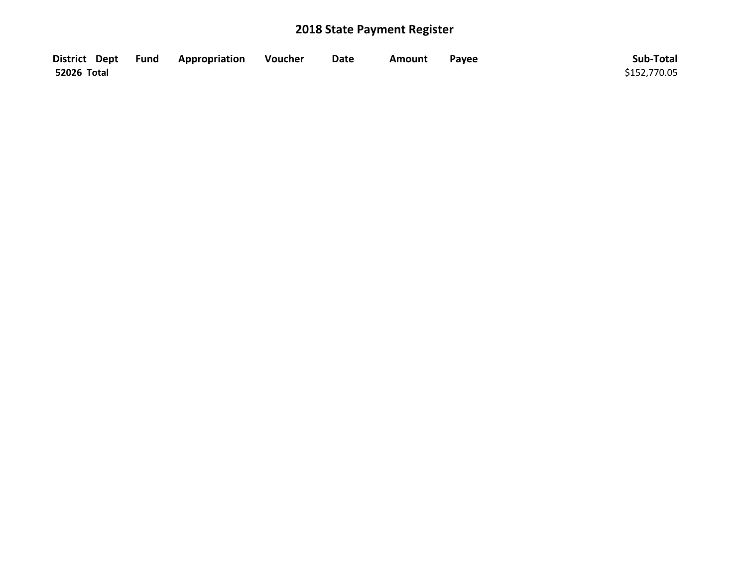# 2018 State Payment Register

| District | Dept | Fund | Appropriation | Voucher | Date | Amount | Payee | Sub-Total |
|---|---|---|---|---|---|---|---|---|
| **52026 Total** | | | | | | | | $152,770.05 |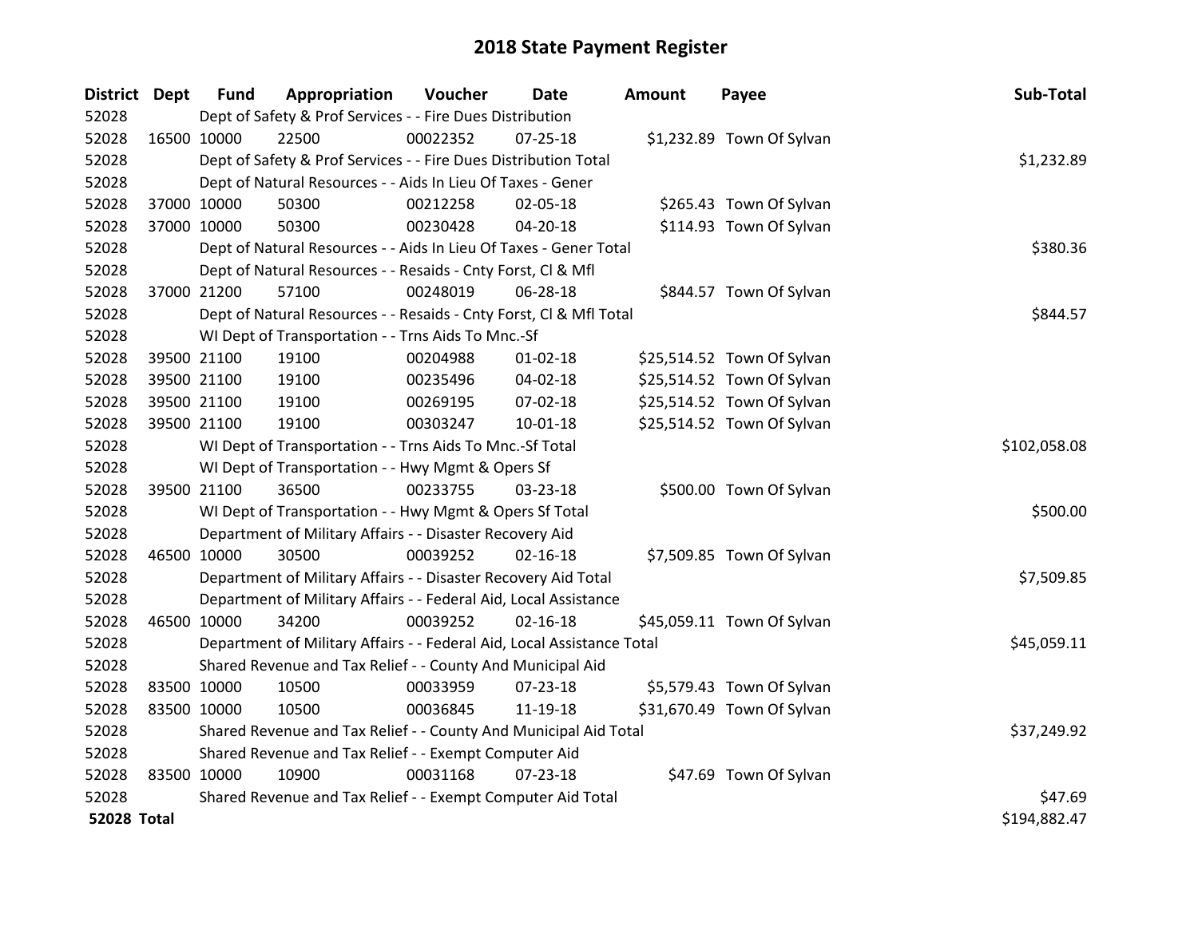# 2018 State Payment Register

| District | Dept | Fund | Appropriation | Voucher | Date | Amount | Payee | Sub-Total |
|---|---|---|---|---|---|---|---|---|
| 52028 | | Dept of Safety & Prof Services - - Fire Dues Distribution | | | | | | |
| 52028 | 16500 | 10000 | 22500 | 00022352 | 07-25-18 | $1,232.89 | Town Of Sylvan | |
| 52028 | | Dept of Safety & Prof Services - - Fire Dues Distribution Total | | | | | | $1,232.89 |
| 52028 | | Dept of Natural Resources - - Aids In Lieu Of Taxes - Gener | | | | | | |
| 52028 | 37000 | 10000 | 50300 | 00212258 | 02-05-18 | $265.43 | Town Of Sylvan | |
| 52028 | 37000 | 10000 | 50300 | 00230428 | 04-20-18 | $114.93 | Town Of Sylvan | |
| 52028 | | Dept of Natural Resources - - Aids In Lieu Of Taxes - Gener Total | | | | | | $380.36 |
| 52028 | | Dept of Natural Resources - - Resaids - Cnty Forst, Cl & Mfl | | | | | | |
| 52028 | 37000 | 21200 | 57100 | 00248019 | 06-28-18 | $844.57 | Town Of Sylvan | |
| 52028 | | Dept of Natural Resources - - Resaids - Cnty Forst, Cl & Mfl Total | | | | | | $844.57 |
| 52028 | | WI Dept of Transportation - - Trns Aids To Mnc.-Sf | | | | | | |
| 52028 | 39500 | 21100 | 19100 | 00204988 | 01-02-18 | $25,514.52 | Town Of Sylvan | |
| 52028 | 39500 | 21100 | 19100 | 00235496 | 04-02-18 | $25,514.52 | Town Of Sylvan | |
| 52028 | 39500 | 21100 | 19100 | 00269195 | 07-02-18 | $25,514.52 | Town Of Sylvan | |
| 52028 | 39500 | 21100 | 19100 | 00303247 | 10-01-18 | $25,514.52 | Town Of Sylvan | |
| 52028 | | WI Dept of Transportation - - Trns Aids To Mnc.-Sf Total | | | | | | $102,058.08 |
| 52028 | | WI Dept of Transportation - - Hwy Mgmt & Opers Sf | | | | | | |
| 52028 | 39500 | 21100 | 36500 | 00233755 | 03-23-18 | $500.00 | Town Of Sylvan | |
| 52028 | | WI Dept of Transportation - - Hwy Mgmt & Opers Sf Total | | | | | | $500.00 |
| 52028 | | Department of Military Affairs - - Disaster Recovery Aid | | | | | | |
| 52028 | 46500 | 10000 | 30500 | 00039252 | 02-16-18 | $7,509.85 | Town Of Sylvan | |
| 52028 | | Department of Military Affairs - - Disaster Recovery Aid Total | | | | | | $7,509.85 |
| 52028 | | Department of Military Affairs - - Federal Aid, Local Assistance | | | | | | |
| 52028 | 46500 | 10000 | 34200 | 00039252 | 02-16-18 | $45,059.11 | Town Of Sylvan | |
| 52028 | | Department of Military Affairs - - Federal Aid, Local Assistance Total | | | | | | $45,059.11 |
| 52028 | | Shared Revenue and Tax Relief - - County And Municipal Aid | | | | | | |
| 52028 | 83500 | 10000 | 10500 | 00033959 | 07-23-18 | $5,579.43 | Town Of Sylvan | |
| 52028 | 83500 | 10000 | 10500 | 00036845 | 11-19-18 | $31,670.49 | Town Of Sylvan | |
| 52028 | | Shared Revenue and Tax Relief - - County And Municipal Aid Total | | | | | | $37,249.92 |
| 52028 | | Shared Revenue and Tax Relief - - Exempt Computer Aid | | | | | | |
| 52028 | 83500 | 10000 | 10900 | 00031168 | 07-23-18 | $47.69 | Town Of Sylvan | |
| 52028 | | Shared Revenue and Tax Relief - - Exempt Computer Aid Total | | | | | | $47.69 |
| **52028 Total** | | | | | | | | $194,882.47 |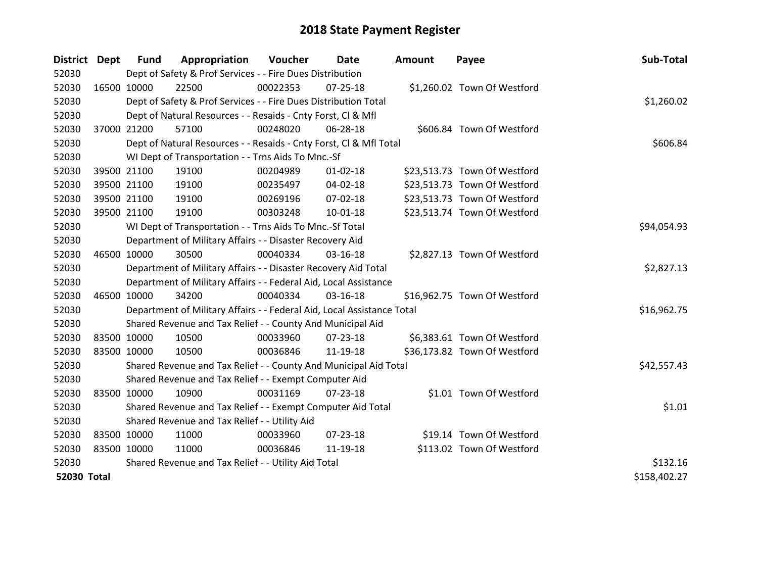# 2018 State Payment Register

| District | Dept | Fund | Appropriation | Voucher | Date | Amount | Payee | Sub-Total |
|---|---|---|---|---|---|---|---|---|
| 52030 | Dept of Safety & Prof Services - - Fire Dues Distribution | | | | | | | |
| 52030 | 16500 | 10000 | 22500 | 00022353 | 07-25-18 | $1,260.02 | Town Of Westford | |
| 52030 | Dept of Safety & Prof Services - - Fire Dues Distribution Total | | | | | | | $1,260.02 |
| 52030 | Dept of Natural Resources - - Resaids - Cnty Forst, Cl & Mfl | | | | | | | |
| 52030 | 37000 | 21200 | 57100 | 00248020 | 06-28-18 | $606.84 | Town Of Westford | |
| 52030 | Dept of Natural Resources - - Resaids - Cnty Forst, Cl & Mfl Total | | | | | | | $606.84 |
| 52030 | WI Dept of Transportation - - Trns Aids To Mnc.-Sf | | | | | | | |
| 52030 | 39500 | 21100 | 19100 | 00204989 | 01-02-18 | $23,513.73 | Town Of Westford | |
| 52030 | 39500 | 21100 | 19100 | 00235497 | 04-02-18 | $23,513.73 | Town Of Westford | |
| 52030 | 39500 | 21100 | 19100 | 00269196 | 07-02-18 | $23,513.73 | Town Of Westford | |
| 52030 | 39500 | 21100 | 19100 | 00303248 | 10-01-18 | $23,513.74 | Town Of Westford | |
| 52030 | WI Dept of Transportation - - Trns Aids To Mnc.-Sf Total | | | | | | | $94,054.93 |
| 52030 | Department of Military Affairs - - Disaster Recovery Aid | | | | | | | |
| 52030 | 46500 | 10000 | 30500 | 00040334 | 03-16-18 | $2,827.13 | Town Of Westford | |
| 52030 | Department of Military Affairs - - Disaster Recovery Aid Total | | | | | | | $2,827.13 |
| 52030 | Department of Military Affairs - - Federal Aid, Local Assistance | | | | | | | |
| 52030 | 46500 | 10000 | 34200 | 00040334 | 03-16-18 | $16,962.75 | Town Of Westford | |
| 52030 | Department of Military Affairs - - Federal Aid, Local Assistance Total | | | | | | | $16,962.75 |
| 52030 | Shared Revenue and Tax Relief - - County And Municipal Aid | | | | | | | |
| 52030 | 83500 | 10000 | 10500 | 00033960 | 07-23-18 | $6,383.61 | Town Of Westford | |
| 52030 | 83500 | 10000 | 10500 | 00036846 | 11-19-18 | $36,173.82 | Town Of Westford | |
| 52030 | Shared Revenue and Tax Relief - - County And Municipal Aid Total | | | | | | | $42,557.43 |
| 52030 | Shared Revenue and Tax Relief - - Exempt Computer Aid | | | | | | | |
| 52030 | 83500 | 10000 | 10900 | 00031169 | 07-23-18 | $1.01 | Town Of Westford | |
| 52030 | Shared Revenue and Tax Relief - - Exempt Computer Aid Total | | | | | | | $1.01 |
| 52030 | Shared Revenue and Tax Relief - - Utility Aid | | | | | | | |
| 52030 | 83500 | 10000 | 11000 | 00033960 | 07-23-18 | $19.14 | Town Of Westford | |
| 52030 | 83500 | 10000 | 11000 | 00036846 | 11-19-18 | $113.02 | Town Of Westford | |
| 52030 | Shared Revenue and Tax Relief - - Utility Aid Total | | | | | | | $132.16 |
| **52030 Total** | | | | | | | | $158,402.27 |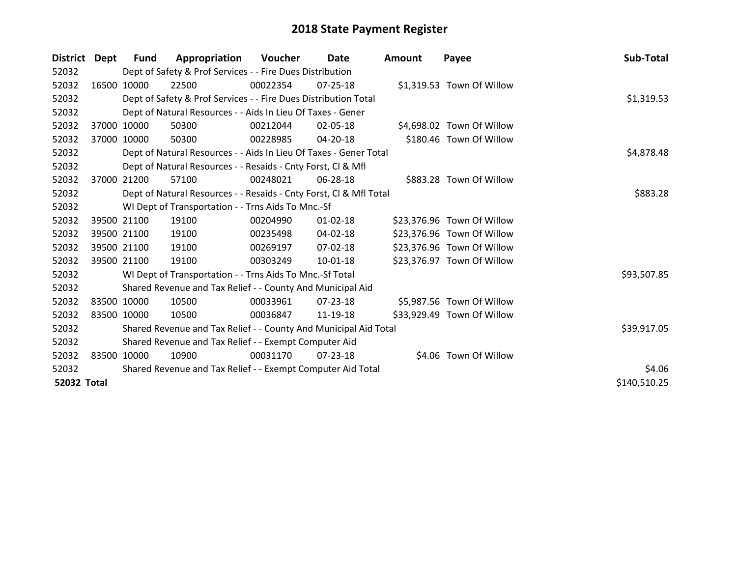# 2018 State Payment Register

| District | Dept | Fund | Appropriation | Voucher | Date | Amount | Payee | Sub-Total |
|---|---|---|---|---|---|---|---|---|
| 52032 | | Dept of Safety & Prof Services - - Fire Dues Distribution | | | | | | |
| 52032 | 16500 | 10000 | 22500 | 00022354 | 07-25-18 | $1,319.53 | Town Of Willow | |
| 52032 | | Dept of Safety & Prof Services - - Fire Dues Distribution Total | | | | | | $1,319.53 |
| 52032 | | Dept of Natural Resources - - Aids In Lieu Of Taxes - Gener | | | | | | |
| 52032 | 37000 | 10000 | 50300 | 00212044 | 02-05-18 | $4,698.02 | Town Of Willow | |
| 52032 | 37000 | 10000 | 50300 | 00228985 | 04-20-18 | $180.46 | Town Of Willow | |
| 52032 | | Dept of Natural Resources - - Aids In Lieu Of Taxes - Gener Total | | | | | | $4,878.48 |
| 52032 | | Dept of Natural Resources - - Resaids - Cnty Forst, Cl & Mfl | | | | | | |
| 52032 | 37000 | 21200 | 57100 | 00248021 | 06-28-18 | $883.28 | Town Of Willow | |
| 52032 | | Dept of Natural Resources - - Resaids - Cnty Forst, Cl & Mfl Total | | | | | | $883.28 |
| 52032 | | WI Dept of Transportation - - Trns Aids To Mnc.-Sf | | | | | | |
| 52032 | 39500 | 21100 | 19100 | 00204990 | 01-02-18 | $23,376.96 | Town Of Willow | |
| 52032 | 39500 | 21100 | 19100 | 00235498 | 04-02-18 | $23,376.96 | Town Of Willow | |
| 52032 | 39500 | 21100 | 19100 | 00269197 | 07-02-18 | $23,376.96 | Town Of Willow | |
| 52032 | 39500 | 21100 | 19100 | 00303249 | 10-01-18 | $23,376.97 | Town Of Willow | |
| 52032 | | WI Dept of Transportation - - Trns Aids To Mnc.-Sf Total | | | | | | $93,507.85 |
| 52032 | | Shared Revenue and Tax Relief - - County And Municipal Aid | | | | | | |
| 52032 | 83500 | 10000 | 10500 | 00033961 | 07-23-18 | $5,987.56 | Town Of Willow | |
| 52032 | 83500 | 10000 | 10500 | 00036847 | 11-19-18 | $33,929.49 | Town Of Willow | |
| 52032 | | Shared Revenue and Tax Relief - - County And Municipal Aid Total | | | | | | $39,917.05 |
| 52032 | | Shared Revenue and Tax Relief - - Exempt Computer Aid | | | | | | |
| 52032 | 83500 | 10000 | 10900 | 00031170 | 07-23-18 | $4.06 | Town Of Willow | |
| 52032 | | Shared Revenue and Tax Relief - - Exempt Computer Aid Total | | | | | | $4.06 |
| **52032 Total** | | | | | | | | $140,510.25 |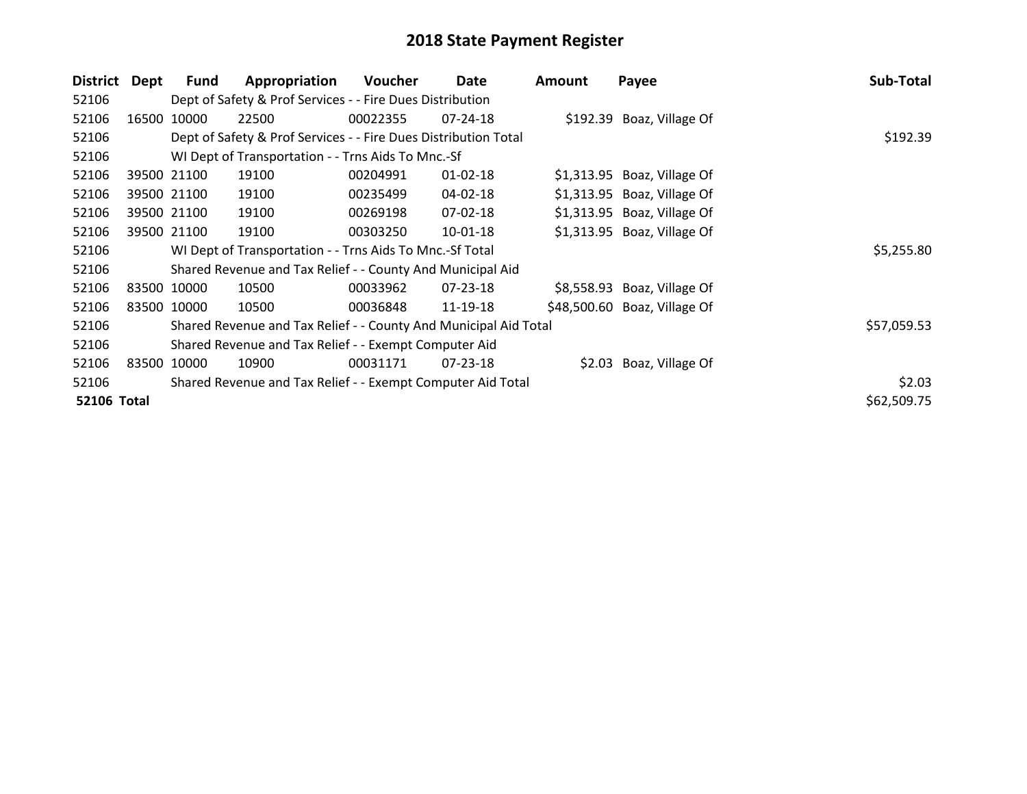# 2018 State Payment Register

| District | Dept | Fund | Appropriation | Voucher | Date | Amount | Payee | Sub-Total |
|---|---|---|---|---|---|---|---|---|
| 52106 | | Dept of Safety & Prof Services - - Fire Dues Distribution | | | | | | |
| 52106 | 16500 | 10000 | 22500 | 00022355 | 07-24-18 | $192.39 | Boaz, Village Of | |
| 52106 | | Dept of Safety & Prof Services - - Fire Dues Distribution Total | | | | | | $192.39 |
| 52106 | | WI Dept of Transportation - - Trns Aids To Mnc.-Sf | | | | | | |
| 52106 | 39500 | 21100 | 19100 | 00204991 | 01-02-18 | $1,313.95 | Boaz, Village Of | |
| 52106 | 39500 | 21100 | 19100 | 00235499 | 04-02-18 | $1,313.95 | Boaz, Village Of | |
| 52106 | 39500 | 21100 | 19100 | 00269198 | 07-02-18 | $1,313.95 | Boaz, Village Of | |
| 52106 | 39500 | 21100 | 19100 | 00303250 | 10-01-18 | $1,313.95 | Boaz, Village Of | |
| 52106 | | WI Dept of Transportation - - Trns Aids To Mnc.-Sf Total | | | | | | $5,255.80 |
| 52106 | | Shared Revenue and Tax Relief - - County And Municipal Aid | | | | | | |
| 52106 | 83500 | 10000 | 10500 | 00033962 | 07-23-18 | $8,558.93 | Boaz, Village Of | |
| 52106 | 83500 | 10000 | 10500 | 00036848 | 11-19-18 | $48,500.60 | Boaz, Village Of | |
| 52106 | | Shared Revenue and Tax Relief - - County And Municipal Aid Total | | | | | | $57,059.53 |
| 52106 | | Shared Revenue and Tax Relief - - Exempt Computer Aid | | | | | | |
| 52106 | 83500 | 10000 | 10900 | 00031171 | 07-23-18 | $2.03 | Boaz, Village Of | |
| 52106 | | Shared Revenue and Tax Relief - - Exempt Computer Aid Total | | | | | | $2.03 |
| **52106 Total** | | | | | | | | $62,509.75 |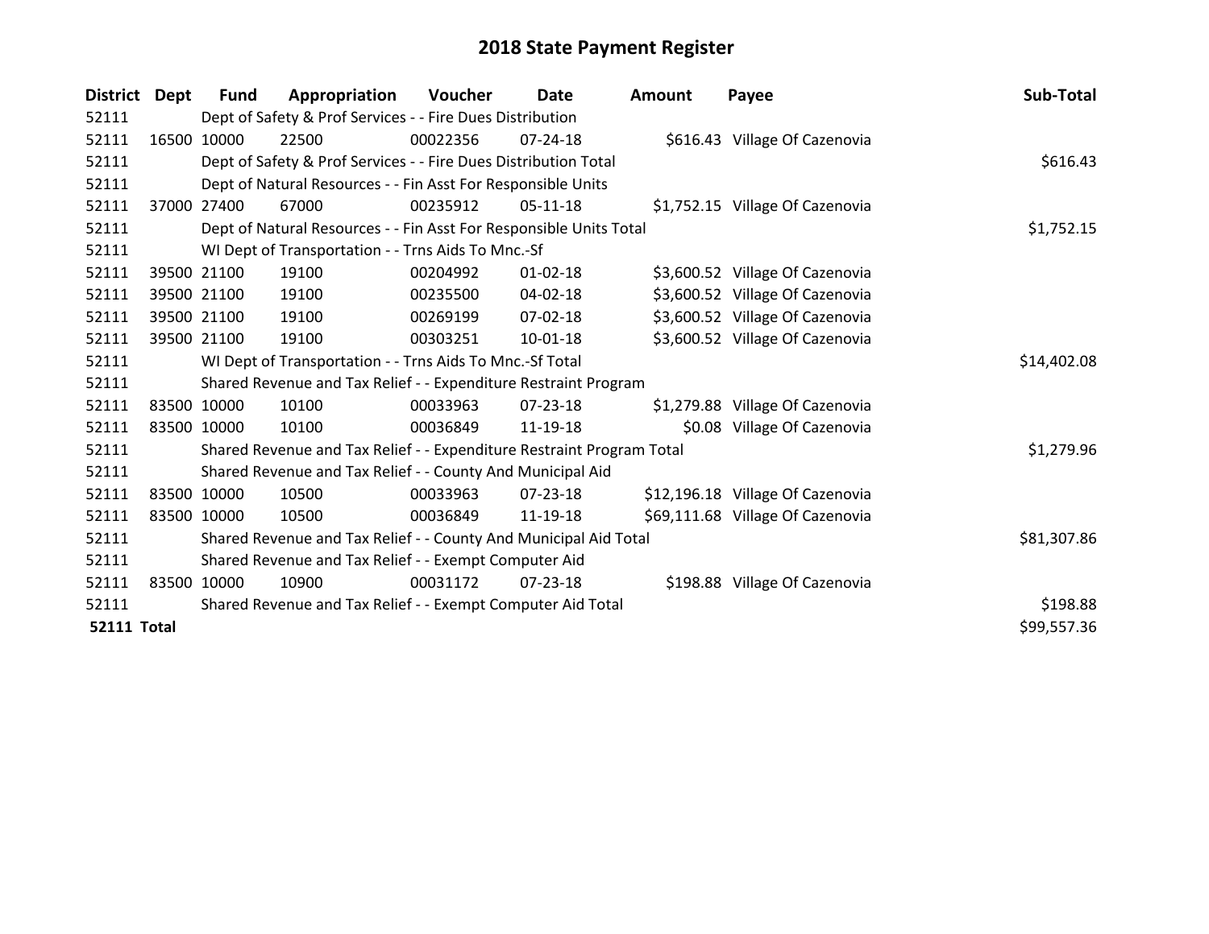# 2018 State Payment Register

| District | Dept | Fund | Appropriation | Voucher | Date | Amount | Payee | Sub-Total |
|---|---|---|---|---|---|---|---|---|
| 52111 | | Dept of Safety & Prof Services - - Fire Dues Distribution | | | | | | |
| 52111 | 16500 | 10000 | 22500 | 00022356 | 07-24-18 | $616.43 | Village Of Cazenovia | |
| 52111 | | Dept of Safety & Prof Services - - Fire Dues Distribution Total | | | | | | $616.43 |
| 52111 | | Dept of Natural Resources - - Fin Asst For Responsible Units | | | | | | |
| 52111 | 37000 | 27400 | 67000 | 00235912 | 05-11-18 | $1,752.15 | Village Of Cazenovia | |
| 52111 | | Dept of Natural Resources - - Fin Asst For Responsible Units Total | | | | | | $1,752.15 |
| 52111 | | WI Dept of Transportation - - Trns Aids To Mnc.-Sf | | | | | | |
| 52111 | 39500 | 21100 | 19100 | 00204992 | 01-02-18 | $3,600.52 | Village Of Cazenovia | |
| 52111 | 39500 | 21100 | 19100 | 00235500 | 04-02-18 | $3,600.52 | Village Of Cazenovia | |
| 52111 | 39500 | 21100 | 19100 | 00269199 | 07-02-18 | $3,600.52 | Village Of Cazenovia | |
| 52111 | 39500 | 21100 | 19100 | 00303251 | 10-01-18 | $3,600.52 | Village Of Cazenovia | |
| 52111 | | WI Dept of Transportation - - Trns Aids To Mnc.-Sf Total | | | | | | $14,402.08 |
| 52111 | | Shared Revenue and Tax Relief - - Expenditure Restraint Program | | | | | | |
| 52111 | 83500 | 10000 | 10100 | 00033963 | 07-23-18 | $1,279.88 | Village Of Cazenovia | |
| 52111 | 83500 | 10000 | 10100 | 00036849 | 11-19-18 | $0.08 | Village Of Cazenovia | |
| 52111 | | Shared Revenue and Tax Relief - - Expenditure Restraint Program Total | | | | | | $1,279.96 |
| 52111 | | Shared Revenue and Tax Relief - - County And Municipal Aid | | | | | | |
| 52111 | 83500 | 10000 | 10500 | 00033963 | 07-23-18 | $12,196.18 | Village Of Cazenovia | |
| 52111 | 83500 | 10000 | 10500 | 00036849 | 11-19-18 | $69,111.68 | Village Of Cazenovia | |
| 52111 | | Shared Revenue and Tax Relief - - County And Municipal Aid Total | | | | | | $81,307.86 |
| 52111 | | Shared Revenue and Tax Relief - - Exempt Computer Aid | | | | | | |
| 52111 | 83500 | 10000 | 10900 | 00031172 | 07-23-18 | $198.88 | Village Of Cazenovia | |
| 52111 | | Shared Revenue and Tax Relief - - Exempt Computer Aid Total | | | | | | $198.88 |
| **52111 Total** | | | | | | | | $99,557.36 |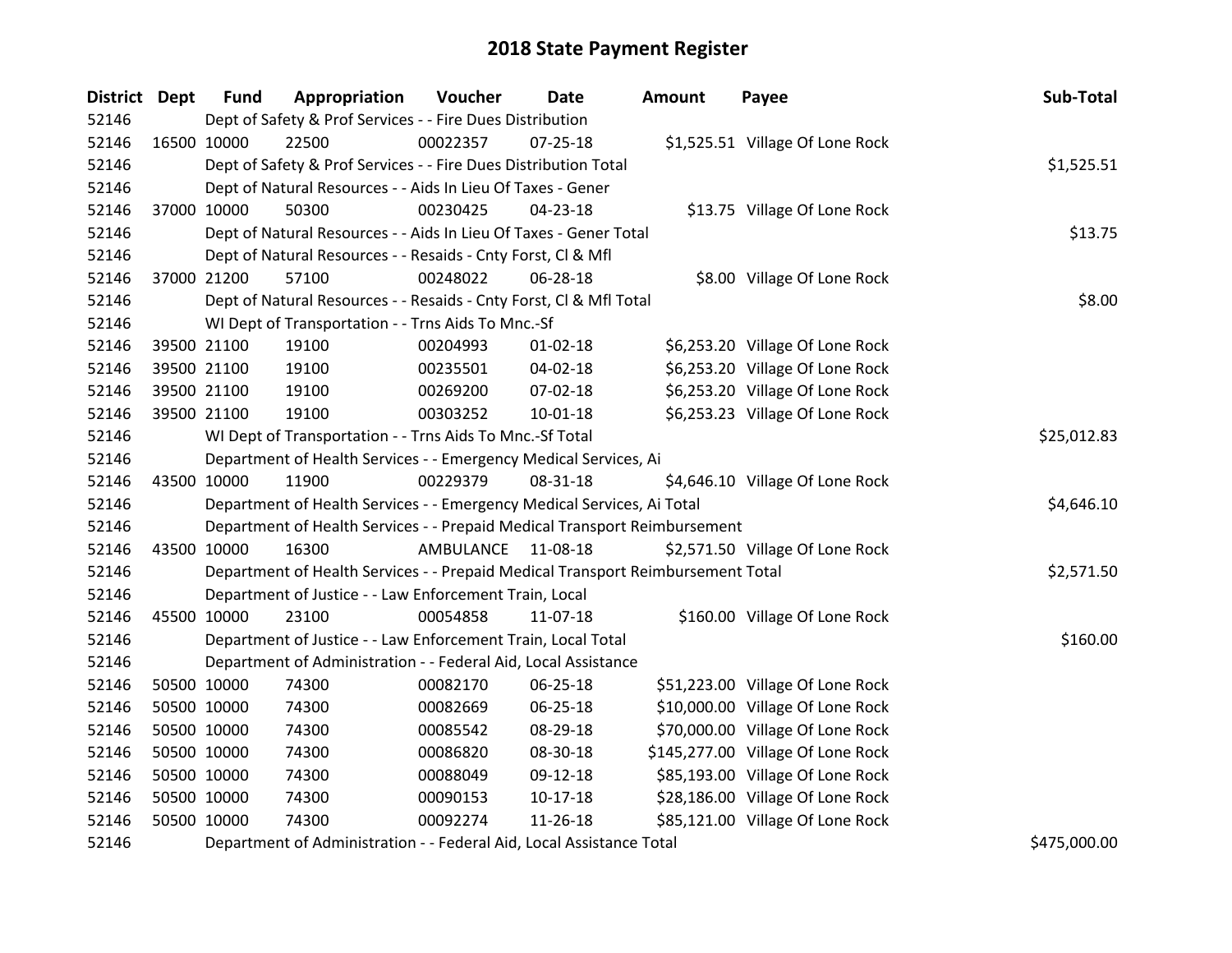# 2018 State Payment Register

| District | Dept | Fund | Appropriation | Voucher | Date | Amount | Payee | Sub-Total |
|---|---|---|---|---|---|---|---|---|
| 52146 | | Dept of Safety & Prof Services - - Fire Dues Distribution | | | | | | |
| 52146 | 16500 | 10000 | 22500 | 00022357 | 07-25-18 | $1,525.51 | Village Of Lone Rock | |
| 52146 | | Dept of Safety & Prof Services - - Fire Dues Distribution Total | | | | | | $1,525.51 |
| 52146 | | Dept of Natural Resources - - Aids In Lieu Of Taxes - Gener | | | | | | |
| 52146 | 37000 | 10000 | 50300 | 00230425 | 04-23-18 | $13.75 | Village Of Lone Rock | |
| 52146 | | Dept of Natural Resources - - Aids In Lieu Of Taxes - Gener Total | | | | | | $13.75 |
| 52146 | | Dept of Natural Resources - - Resaids - Cnty Forst, Cl & Mfl | | | | | | |
| 52146 | 37000 | 21200 | 57100 | 00248022 | 06-28-18 | $8.00 | Village Of Lone Rock | |
| 52146 | | Dept of Natural Resources - - Resaids - Cnty Forst, Cl & Mfl Total | | | | | | $8.00 |
| 52146 | | WI Dept of Transportation - - Trns Aids To Mnc.-Sf | | | | | | |
| 52146 | 39500 | 21100 | 19100 | 00204993 | 01-02-18 | $6,253.20 | Village Of Lone Rock | |
| 52146 | 39500 | 21100 | 19100 | 00235501 | 04-02-18 | $6,253.20 | Village Of Lone Rock | |
| 52146 | 39500 | 21100 | 19100 | 00269200 | 07-02-18 | $6,253.20 | Village Of Lone Rock | |
| 52146 | 39500 | 21100 | 19100 | 00303252 | 10-01-18 | $6,253.23 | Village Of Lone Rock | |
| 52146 | | WI Dept of Transportation - - Trns Aids To Mnc.-Sf Total | | | | | | $25,012.83 |
| 52146 | | Department of Health Services - - Emergency Medical Services, Ai | | | | | | |
| 52146 | 43500 | 10000 | 11900 | 00229379 | 08-31-18 | $4,646.10 | Village Of Lone Rock | |
| 52146 | | Department of Health Services - - Emergency Medical Services, Ai Total | | | | | | $4,646.10 |
| 52146 | | Department of Health Services - - Prepaid Medical Transport Reimbursement | | | | | | |
| 52146 | 43500 | 10000 | 16300 | AMBULANCE | 11-08-18 | $2,571.50 | Village Of Lone Rock | |
| 52146 | | Department of Health Services - - Prepaid Medical Transport Reimbursement Total | | | | | | $2,571.50 |
| 52146 | | Department of Justice - - Law Enforcement Train, Local | | | | | | |
| 52146 | 45500 | 10000 | 23100 | 00054858 | 11-07-18 | $160.00 | Village Of Lone Rock | |
| 52146 | | Department of Justice - - Law Enforcement Train, Local Total | | | | | | $160.00 |
| 52146 | | Department of Administration - - Federal Aid, Local Assistance | | | | | | |
| 52146 | 50500 | 10000 | 74300 | 00082170 | 06-25-18 | $51,223.00 | Village Of Lone Rock | |
| 52146 | 50500 | 10000 | 74300 | 00082669 | 06-25-18 | $10,000.00 | Village Of Lone Rock | |
| 52146 | 50500 | 10000 | 74300 | 00085542 | 08-29-18 | $70,000.00 | Village Of Lone Rock | |
| 52146 | 50500 | 10000 | 74300 | 00086820 | 08-30-18 | $145,277.00 | Village Of Lone Rock | |
| 52146 | 50500 | 10000 | 74300 | 00088049 | 09-12-18 | $85,193.00 | Village Of Lone Rock | |
| 52146 | 50500 | 10000 | 74300 | 00090153 | 10-17-18 | $28,186.00 | Village Of Lone Rock | |
| 52146 | 50500 | 10000 | 74300 | 00092274 | 11-26-18 | $85,121.00 | Village Of Lone Rock | |
| 52146 | | Department of Administration - - Federal Aid, Local Assistance Total | | | | | | $475,000.00 |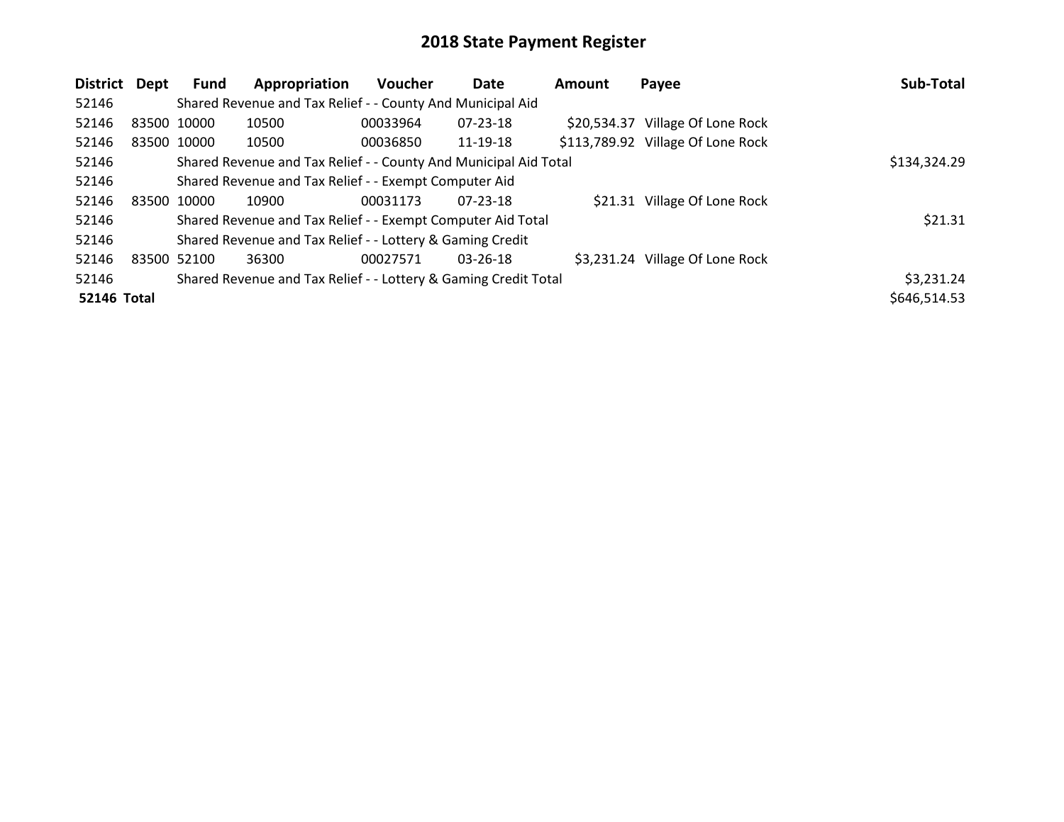# 2018 State Payment Register

| District | Dept | Fund | Appropriation | Voucher | Date | Amount | Payee | Sub-Total |
|---|---|---|---|---|---|---|---|---|
| 52146 | | Shared Revenue and Tax Relief - - County And Municipal Aid | | | | | | |
| 52146 | 83500 | 10000 | 10500 | 00033964 | 07-23-18 | $20,534.37 | Village Of Lone Rock | |
| 52146 | 83500 | 10000 | 10500 | 00036850 | 11-19-18 | $113,789.92 | Village Of Lone Rock | |
| 52146 | | Shared Revenue and Tax Relief - - County And Municipal Aid Total | | | | | | $134,324.29 |
| 52146 | | Shared Revenue and Tax Relief - - Exempt Computer Aid | | | | | | |
| 52146 | 83500 | 10000 | 10900 | 00031173 | 07-23-18 | $21.31 | Village Of Lone Rock | |
| 52146 | | Shared Revenue and Tax Relief - - Exempt Computer Aid Total | | | | | | $21.31 |
| 52146 | | Shared Revenue and Tax Relief - - Lottery & Gaming Credit | | | | | | |
| 52146 | 83500 | 52100 | 36300 | 00027571 | 03-26-18 | $3,231.24 | Village Of Lone Rock | |
| 52146 | | Shared Revenue and Tax Relief - - Lottery & Gaming Credit Total | | | | | | $3,231.24 |
| **52146 Total** | | | | | | | | $646,514.53 |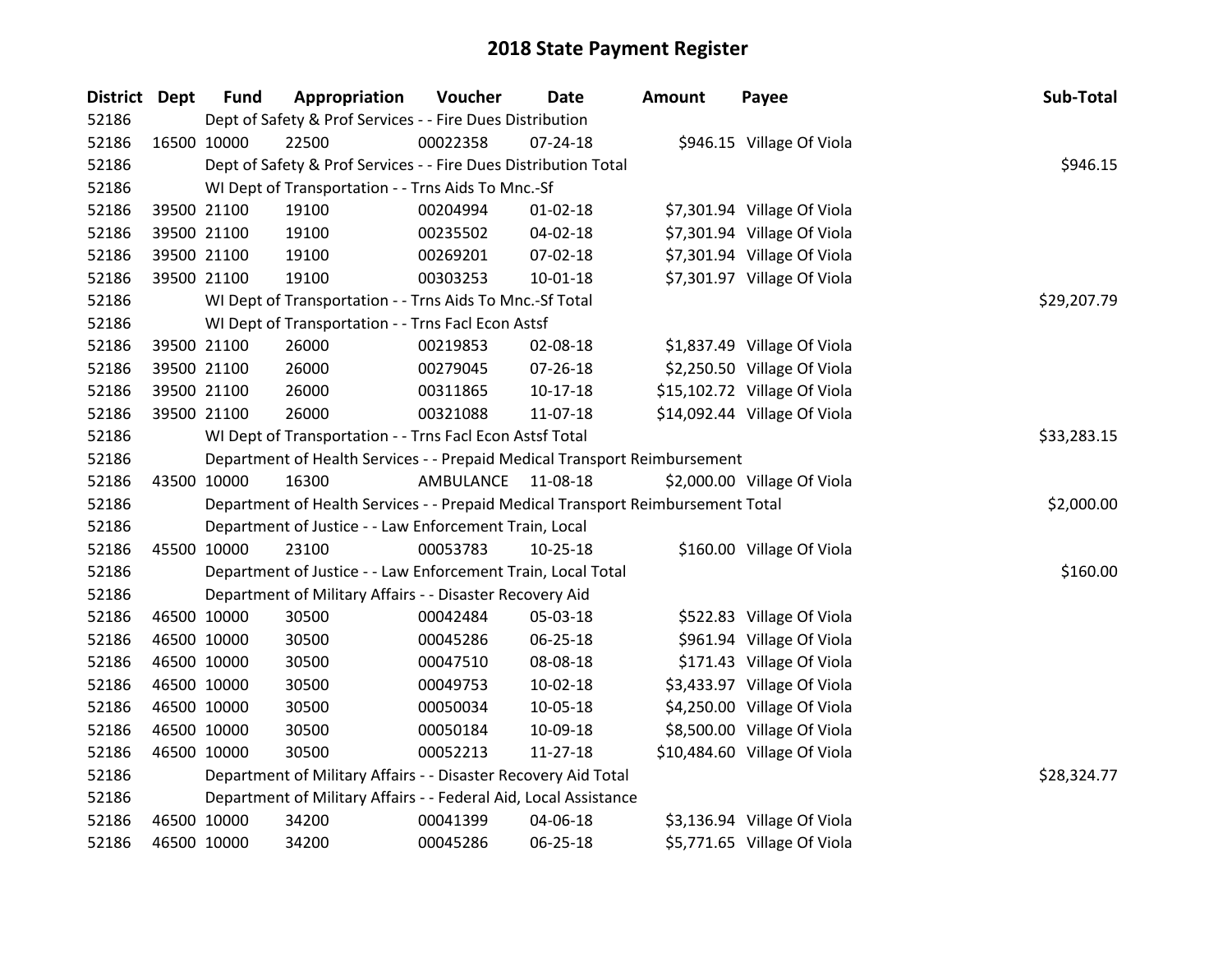# 2018 State Payment Register

| District | Dept | Fund | Appropriation | Voucher | Date | Amount | Payee | Sub-Total |
|---|---|---|---|---|---|---|---|---|
| 52186 | | Dept of Safety & Prof Services - - Fire Dues Distribution | | | | | | |
| 52186 | 16500 | 10000 | 22500 | 00022358 | 07-24-18 | $946.15 | Village Of Viola | |
| 52186 | | Dept of Safety & Prof Services - - Fire Dues Distribution Total | | | | | | $946.15 |
| 52186 | | WI Dept of Transportation - - Trns Aids To Mnc.-Sf | | | | | | |
| 52186 | 39500 | 21100 | 19100 | 00204994 | 01-02-18 | $7,301.94 | Village Of Viola | |
| 52186 | 39500 | 21100 | 19100 | 00235502 | 04-02-18 | $7,301.94 | Village Of Viola | |
| 52186 | 39500 | 21100 | 19100 | 00269201 | 07-02-18 | $7,301.94 | Village Of Viola | |
| 52186 | 39500 | 21100 | 19100 | 00303253 | 10-01-18 | $7,301.97 | Village Of Viola | |
| 52186 | | WI Dept of Transportation - - Trns Aids To Mnc.-Sf Total | | | | | | $29,207.79 |
| 52186 | | WI Dept of Transportation - - Trns Facl Econ Astsf | | | | | | |
| 52186 | 39500 | 21100 | 26000 | 00219853 | 02-08-18 | $1,837.49 | Village Of Viola | |
| 52186 | 39500 | 21100 | 26000 | 00279045 | 07-26-18 | $2,250.50 | Village Of Viola | |
| 52186 | 39500 | 21100 | 26000 | 00311865 | 10-17-18 | $15,102.72 | Village Of Viola | |
| 52186 | 39500 | 21100 | 26000 | 00321088 | 11-07-18 | $14,092.44 | Village Of Viola | |
| 52186 | | WI Dept of Transportation - - Trns Facl Econ Astsf Total | | | | | | $33,283.15 |
| 52186 | | Department of Health Services - - Prepaid Medical Transport Reimbursement | | | | | | |
| 52186 | 43500 | 10000 | 16300 | AMBULANCE | 11-08-18 | $2,000.00 | Village Of Viola | |
| 52186 | | Department of Health Services - - Prepaid Medical Transport Reimbursement Total | | | | | | $2,000.00 |
| 52186 | | Department of Justice - - Law Enforcement Train, Local | | | | | | |
| 52186 | 45500 | 10000 | 23100 | 00053783 | 10-25-18 | $160.00 | Village Of Viola | |
| 52186 | | Department of Justice - - Law Enforcement Train, Local Total | | | | | | $160.00 |
| 52186 | | Department of Military Affairs - - Disaster Recovery Aid | | | | | | |
| 52186 | 46500 | 10000 | 30500 | 00042484 | 05-03-18 | $522.83 | Village Of Viola | |
| 52186 | 46500 | 10000 | 30500 | 00045286 | 06-25-18 | $961.94 | Village Of Viola | |
| 52186 | 46500 | 10000 | 30500 | 00047510 | 08-08-18 | $171.43 | Village Of Viola | |
| 52186 | 46500 | 10000 | 30500 | 00049753 | 10-02-18 | $3,433.97 | Village Of Viola | |
| 52186 | 46500 | 10000 | 30500 | 00050034 | 10-05-18 | $4,250.00 | Village Of Viola | |
| 52186 | 46500 | 10000 | 30500 | 00050184 | 10-09-18 | $8,500.00 | Village Of Viola | |
| 52186 | 46500 | 10000 | 30500 | 00052213 | 11-27-18 | $10,484.60 | Village Of Viola | |
| 52186 | | Department of Military Affairs - - Disaster Recovery Aid Total | | | | | | $28,324.77 |
| 52186 | | Department of Military Affairs - - Federal Aid, Local Assistance | | | | | | |
| 52186 | 46500 | 10000 | 34200 | 00041399 | 04-06-18 | $3,136.94 | Village Of Viola | |
| 52186 | 46500 | 10000 | 34200 | 00045286 | 06-25-18 | $5,771.65 | Village Of Viola | |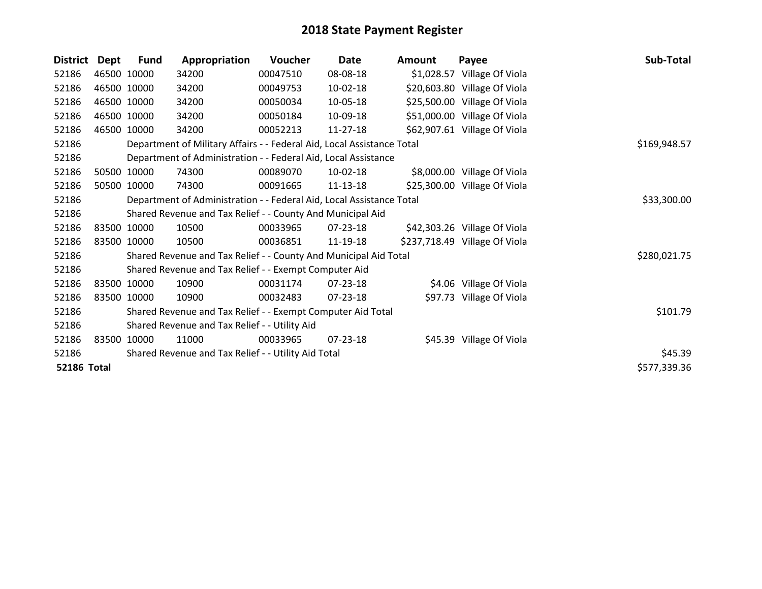# 2018 State Payment Register

| District | Dept | Fund | Appropriation | Voucher | Date | Amount | Payee | Sub-Total |
|---|---|---|---|---|---|---|---|---|
| 52186 | 46500 | 10000 | 34200 | 00047510 | 08-08-18 | $1,028.57 | Village Of Viola | |
| 52186 | 46500 | 10000 | 34200 | 00049753 | 10-02-18 | $20,603.80 | Village Of Viola | |
| 52186 | 46500 | 10000 | 34200 | 00050034 | 10-05-18 | $25,500.00 | Village Of Viola | |
| 52186 | 46500 | 10000 | 34200 | 00050184 | 10-09-18 | $51,000.00 | Village Of Viola | |
| 52186 | 46500 | 10000 | 34200 | 00052213 | 11-27-18 | $62,907.61 | Village Of Viola | |
| 52186 | | Department of Military Affairs - - Federal Aid, Local Assistance Total | | | | | | $169,948.57 |
| 52186 | | Department of Administration - - Federal Aid, Local Assistance | | | | | | |
| 52186 | 50500 | 10000 | 74300 | 00089070 | 10-02-18 | $8,000.00 | Village Of Viola | |
| 52186 | 50500 | 10000 | 74300 | 00091665 | 11-13-18 | $25,300.00 | Village Of Viola | |
| 52186 | | Department of Administration - - Federal Aid, Local Assistance Total | | | | | | $33,300.00 |
| 52186 | | Shared Revenue and Tax Relief - - County And Municipal Aid | | | | | | |
| 52186 | 83500 | 10000 | 10500 | 00033965 | 07-23-18 | $42,303.26 | Village Of Viola | |
| 52186 | 83500 | 10000 | 10500 | 00036851 | 11-19-18 | $237,718.49 | Village Of Viola | |
| 52186 | | Shared Revenue and Tax Relief - - County And Municipal Aid Total | | | | | | $280,021.75 |
| 52186 | | Shared Revenue and Tax Relief - - Exempt Computer Aid | | | | | | |
| 52186 | 83500 | 10000 | 10900 | 00031174 | 07-23-18 | $4.06 | Village Of Viola | |
| 52186 | 83500 | 10000 | 10900 | 00032483 | 07-23-18 | $97.73 | Village Of Viola | |
| 52186 | | Shared Revenue and Tax Relief - - Exempt Computer Aid Total | | | | | | $101.79 |
| 52186 | | Shared Revenue and Tax Relief - - Utility Aid | | | | | | |
| 52186 | 83500 | 10000 | 11000 | 00033965 | 07-23-18 | $45.39 | Village Of Viola | |
| 52186 | | Shared Revenue and Tax Relief - - Utility Aid Total | | | | | | $45.39 |
| **52186 Total** | | | | | | | | $577,339.36 |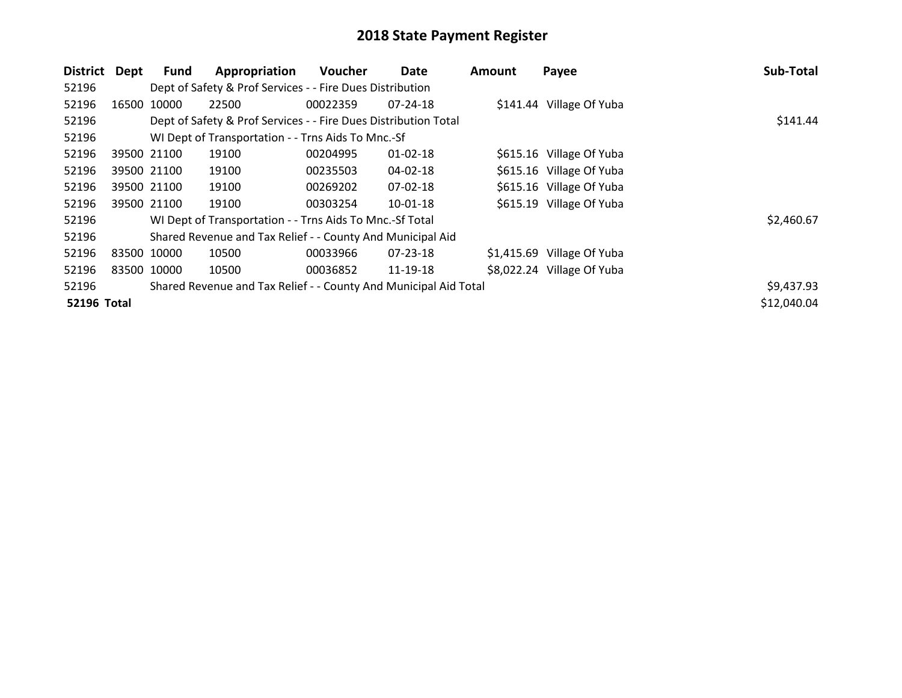# 2018 State Payment Register

| District | Dept | Fund | Appropriation | Voucher | Date | Amount | Payee | Sub-Total |
|---|---|---|---|---|---|---|---|---|
| 52196 | | Dept of Safety & Prof Services - - Fire Dues Distribution | | | | | | |
| 52196 | 16500 | 10000 | 22500 | 00022359 | 07-24-18 | $141.44 | Village Of Yuba | |
| 52196 | | Dept of Safety & Prof Services - - Fire Dues Distribution Total | | | | | | $141.44 |
| 52196 | | WI Dept of Transportation - - Trns Aids To Mnc.-Sf | | | | | | |
| 52196 | 39500 | 21100 | 19100 | 00204995 | 01-02-18 | $615.16 | Village Of Yuba | |
| 52196 | 39500 | 21100 | 19100 | 00235503 | 04-02-18 | $615.16 | Village Of Yuba | |
| 52196 | 39500 | 21100 | 19100 | 00269202 | 07-02-18 | $615.16 | Village Of Yuba | |
| 52196 | 39500 | 21100 | 19100 | 00303254 | 10-01-18 | $615.19 | Village Of Yuba | |
| 52196 | | WI Dept of Transportation - - Trns Aids To Mnc.-Sf Total | | | | | | $2,460.67 |
| 52196 | | Shared Revenue and Tax Relief - - County And Municipal Aid | | | | | | |
| 52196 | 83500 | 10000 | 10500 | 00033966 | 07-23-18 | $1,415.69 | Village Of Yuba | |
| 52196 | 83500 | 10000 | 10500 | 00036852 | 11-19-18 | $8,022.24 | Village Of Yuba | |
| 52196 | | Shared Revenue and Tax Relief - - County And Municipal Aid Total | | | | | | $9,437.93 |
| **52196 Total** | | | | | | | | $12,040.04 |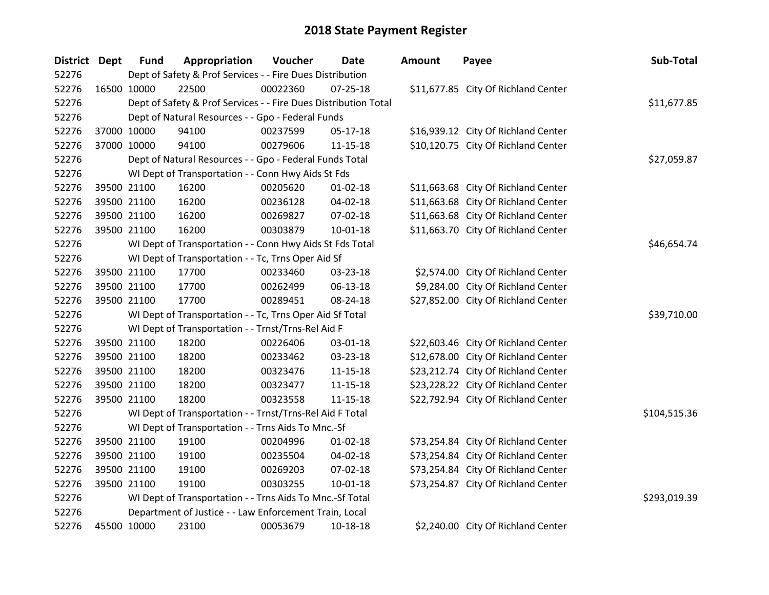# 2018 State Payment Register

| District | Dept | Fund | Appropriation | Voucher | Date | Amount | Payee | Sub-Total |
|---|---|---|---|---|---|---|---|---|
| 52276 | | Dept of Safety & Prof Services - - Fire Dues Distribution | | | | | | |
| 52276 | 16500 | 10000 | 22500 | 00022360 | 07-25-18 | $11,677.85 | City Of Richland Center | |
| 52276 | | Dept of Safety & Prof Services - - Fire Dues Distribution Total | | | | | | $11,677.85 |
| 52276 | | Dept of Natural Resources - - Gpo - Federal Funds | | | | | | |
| 52276 | 37000 | 10000 | 94100 | 00237599 | 05-17-18 | $16,939.12 | City Of Richland Center | |
| 52276 | 37000 | 10000 | 94100 | 00279606 | 11-15-18 | $10,120.75 | City Of Richland Center | |
| 52276 | | Dept of Natural Resources - - Gpo - Federal Funds Total | | | | | | $27,059.87 |
| 52276 | | WI Dept of Transportation - - Conn Hwy Aids St Fds | | | | | | |
| 52276 | 39500 | 21100 | 16200 | 00205620 | 01-02-18 | $11,663.68 | City Of Richland Center | |
| 52276 | 39500 | 21100 | 16200 | 00236128 | 04-02-18 | $11,663.68 | City Of Richland Center | |
| 52276 | 39500 | 21100 | 16200 | 00269827 | 07-02-18 | $11,663.68 | City Of Richland Center | |
| 52276 | 39500 | 21100 | 16200 | 00303879 | 10-01-18 | $11,663.70 | City Of Richland Center | |
| 52276 | | WI Dept of Transportation - - Conn Hwy Aids St Fds Total | | | | | | $46,654.74 |
| 52276 | | WI Dept of Transportation - - Tc, Trns Oper Aid Sf | | | | | | |
| 52276 | 39500 | 21100 | 17700 | 00233460 | 03-23-18 | $2,574.00 | City Of Richland Center | |
| 52276 | 39500 | 21100 | 17700 | 00262499 | 06-13-18 | $9,284.00 | City Of Richland Center | |
| 52276 | 39500 | 21100 | 17700 | 00289451 | 08-24-18 | $27,852.00 | City Of Richland Center | |
| 52276 | | WI Dept of Transportation - - Tc, Trns Oper Aid Sf Total | | | | | | $39,710.00 |
| 52276 | | WI Dept of Transportation - - Trnst/Trns-Rel Aid F | | | | | | |
| 52276 | 39500 | 21100 | 18200 | 00226406 | 03-01-18 | $22,603.46 | City Of Richland Center | |
| 52276 | 39500 | 21100 | 18200 | 00233462 | 03-23-18 | $12,678.00 | City Of Richland Center | |
| 52276 | 39500 | 21100 | 18200 | 00323476 | 11-15-18 | $23,212.74 | City Of Richland Center | |
| 52276 | 39500 | 21100 | 18200 | 00323477 | 11-15-18 | $23,228.22 | City Of Richland Center | |
| 52276 | 39500 | 21100 | 18200 | 00323558 | 11-15-18 | $22,792.94 | City Of Richland Center | |
| 52276 | | WI Dept of Transportation - - Trnst/Trns-Rel Aid F Total | | | | | | $104,515.36 |
| 52276 | | WI Dept of Transportation - - Trns Aids To Mnc.-Sf | | | | | | |
| 52276 | 39500 | 21100 | 19100 | 00204996 | 01-02-18 | $73,254.84 | City Of Richland Center | |
| 52276 | 39500 | 21100 | 19100 | 00235504 | 04-02-18 | $73,254.84 | City Of Richland Center | |
| 52276 | 39500 | 21100 | 19100 | 00269203 | 07-02-18 | $73,254.84 | City Of Richland Center | |
| 52276 | 39500 | 21100 | 19100 | 00303255 | 10-01-18 | $73,254.87 | City Of Richland Center | |
| 52276 | | WI Dept of Transportation - - Trns Aids To Mnc.-Sf Total | | | | | | $293,019.39 |
| 52276 | | Department of Justice - - Law Enforcement Train, Local | | | | | | |
| 52276 | 45500 | 10000 | 23100 | 00053679 | 10-18-18 | $2,240.00 | City Of Richland Center | |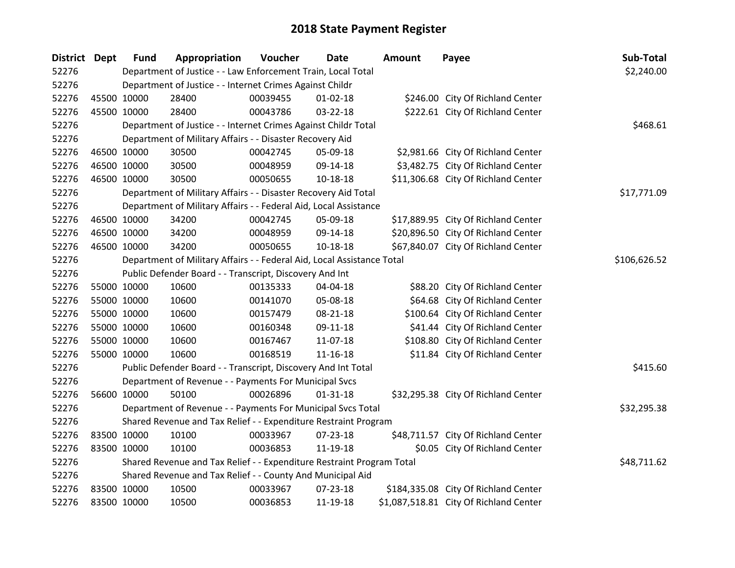# 2018 State Payment Register

| District | Dept | Fund | Appropriation | Voucher | Date | Amount | Payee | Sub-Total |
|---|---|---|---|---|---|---|---|---|
| 52276 | | Department of Justice - - Law Enforcement Train, Local Total | | | | | | $2,240.00 |
| 52276 | | Department of Justice - - Internet Crimes Against Childr | | | | | | |
| 52276 | 45500 | 10000 | 28400 | 00039455 | 01-02-18 | $246.00 | City Of Richland Center | |
| 52276 | 45500 | 10000 | 28400 | 00043786 | 03-22-18 | $222.61 | City Of Richland Center | |
| 52276 | | Department of Justice - - Internet Crimes Against Childr Total | | | | | | $468.61 |
| 52276 | | Department of Military Affairs - - Disaster Recovery Aid | | | | | | |
| 52276 | 46500 | 10000 | 30500 | 00042745 | 05-09-18 | $2,981.66 | City Of Richland Center | |
| 52276 | 46500 | 10000 | 30500 | 00048959 | 09-14-18 | $3,482.75 | City Of Richland Center | |
| 52276 | 46500 | 10000 | 30500 | 00050655 | 10-18-18 | $11,306.68 | City Of Richland Center | |
| 52276 | | Department of Military Affairs - - Disaster Recovery Aid Total | | | | | | $17,771.09 |
| 52276 | | Department of Military Affairs - - Federal Aid, Local Assistance | | | | | | |
| 52276 | 46500 | 10000 | 34200 | 00042745 | 05-09-18 | $17,889.95 | City Of Richland Center | |
| 52276 | 46500 | 10000 | 34200 | 00048959 | 09-14-18 | $20,896.50 | City Of Richland Center | |
| 52276 | 46500 | 10000 | 34200 | 00050655 | 10-18-18 | $67,840.07 | City Of Richland Center | |
| 52276 | | Department of Military Affairs - - Federal Aid, Local Assistance Total | | | | | | $106,626.52 |
| 52276 | | Public Defender Board - - Transcript, Discovery And Int | | | | | | |
| 52276 | 55000 | 10000 | 10600 | 00135333 | 04-04-18 | $88.20 | City Of Richland Center | |
| 52276 | 55000 | 10000 | 10600 | 00141070 | 05-08-18 | $64.68 | City Of Richland Center | |
| 52276 | 55000 | 10000 | 10600 | 00157479 | 08-21-18 | $100.64 | City Of Richland Center | |
| 52276 | 55000 | 10000 | 10600 | 00160348 | 09-11-18 | $41.44 | City Of Richland Center | |
| 52276 | 55000 | 10000 | 10600 | 00167467 | 11-07-18 | $108.80 | City Of Richland Center | |
| 52276 | 55000 | 10000 | 10600 | 00168519 | 11-16-18 | $11.84 | City Of Richland Center | |
| 52276 | | Public Defender Board - - Transcript, Discovery And Int Total | | | | | | $415.60 |
| 52276 | | Department of Revenue - - Payments For Municipal Svcs | | | | | | |
| 52276 | 56600 | 10000 | 50100 | 00026896 | 01-31-18 | $32,295.38 | City Of Richland Center | |
| 52276 | | Department of Revenue - - Payments For Municipal Svcs Total | | | | | | $32,295.38 |
| 52276 | | Shared Revenue and Tax Relief - - Expenditure Restraint Program | | | | | | |
| 52276 | 83500 | 10000 | 10100 | 00033967 | 07-23-18 | $48,711.57 | City Of Richland Center | |
| 52276 | 83500 | 10000 | 10100 | 00036853 | 11-19-18 | $0.05 | City Of Richland Center | |
| 52276 | | Shared Revenue and Tax Relief - - Expenditure Restraint Program Total | | | | | | $48,711.62 |
| 52276 | | Shared Revenue and Tax Relief - - County And Municipal Aid | | | | | | |
| 52276 | 83500 | 10000 | 10500 | 00033967 | 07-23-18 | $184,335.08 | City Of Richland Center | |
| 52276 | 83500 | 10000 | 10500 | 00036853 | 11-19-18 | $1,087,518.81 | City Of Richland Center | |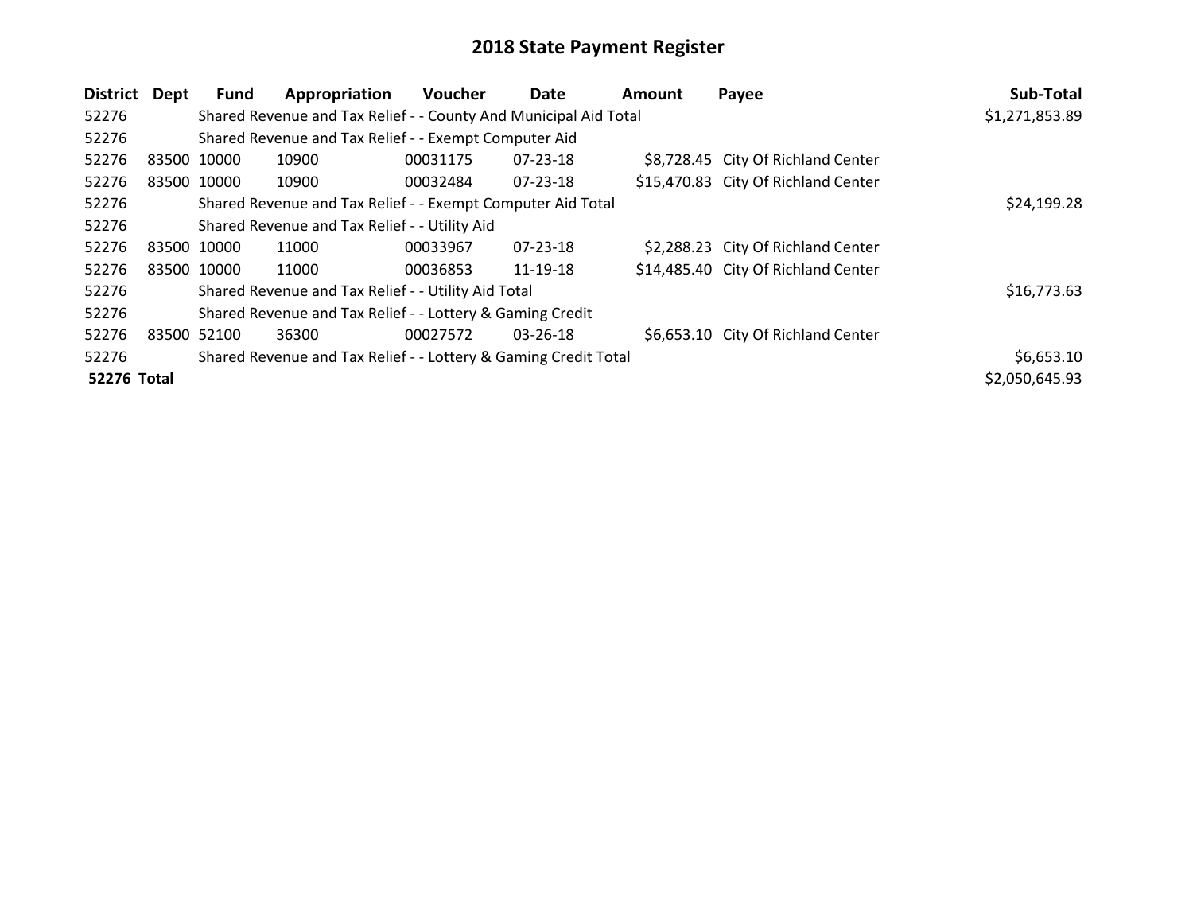# 2018 State Payment Register

| District | Dept | Fund | Appropriation | Voucher | Date | Amount | Payee | Sub-Total |
|---|---|---|---|---|---|---|---|---|
| 52276 | | Shared Revenue and Tax Relief - - County And Municipal Aid Total | | | | | | $1,271,853.89 |
| 52276 | | Shared Revenue and Tax Relief - - Exempt Computer Aid | | | | | | |
| 52276 | 83500 | 10000 | 10900 | 00031175 | 07-23-18 | $8,728.45 | City Of Richland Center | |
| 52276 | 83500 | 10000 | 10900 | 00032484 | 07-23-18 | $15,470.83 | City Of Richland Center | |
| 52276 | | Shared Revenue and Tax Relief - - Exempt Computer Aid Total | | | | | | $24,199.28 |
| 52276 | | Shared Revenue and Tax Relief - - Utility Aid | | | | | | |
| 52276 | 83500 | 10000 | 11000 | 00033967 | 07-23-18 | $2,288.23 | City Of Richland Center | |
| 52276 | 83500 | 10000 | 11000 | 00036853 | 11-19-18 | $14,485.40 | City Of Richland Center | |
| 52276 | | Shared Revenue and Tax Relief - - Utility Aid Total | | | | | | $16,773.63 |
| 52276 | | Shared Revenue and Tax Relief - - Lottery & Gaming Credit | | | | | | |
| 52276 | 83500 | 52100 | 36300 | 00027572 | 03-26-18 | $6,653.10 | City Of Richland Center | |
| 52276 | | Shared Revenue and Tax Relief - - Lottery & Gaming Credit Total | | | | | | $6,653.10 |
| **52276 Total** | | | | | | | | $2,050,645.93 |